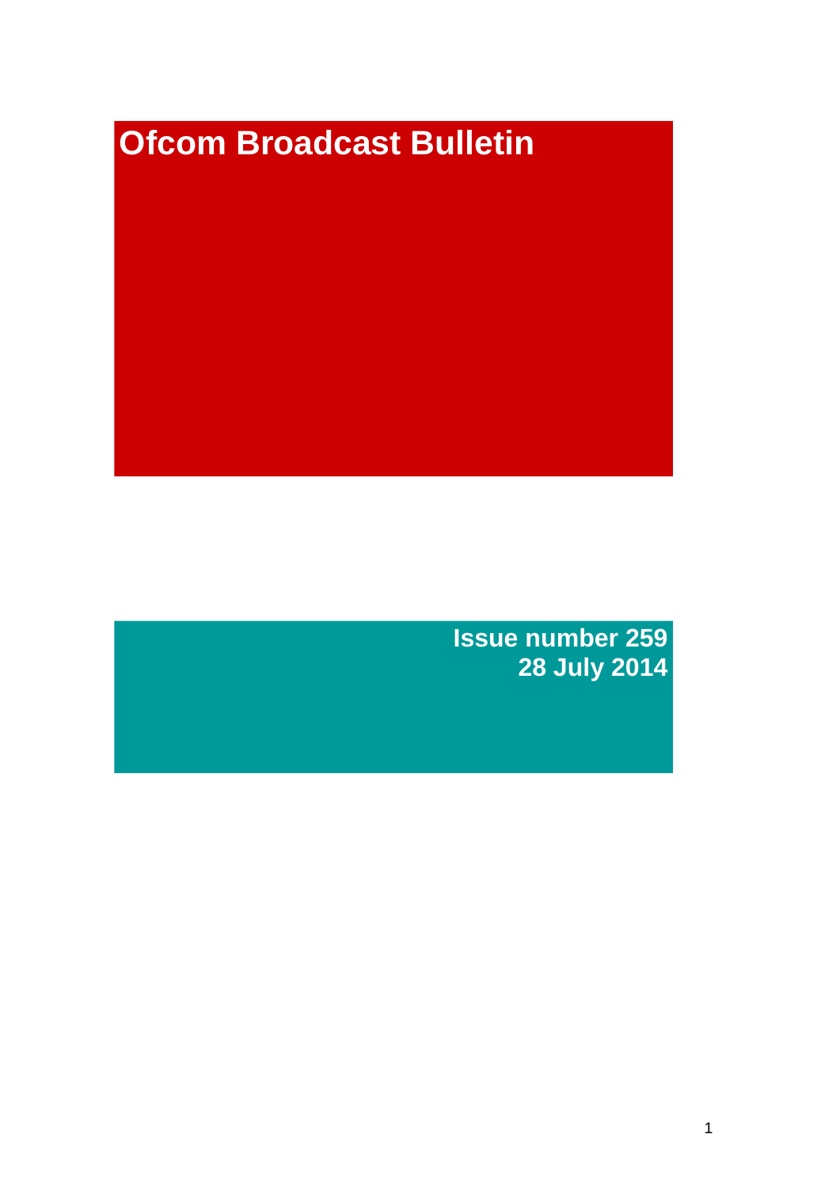# Ofcom Broadcast Bulletin

**Issue number 259**
**28 July 2014**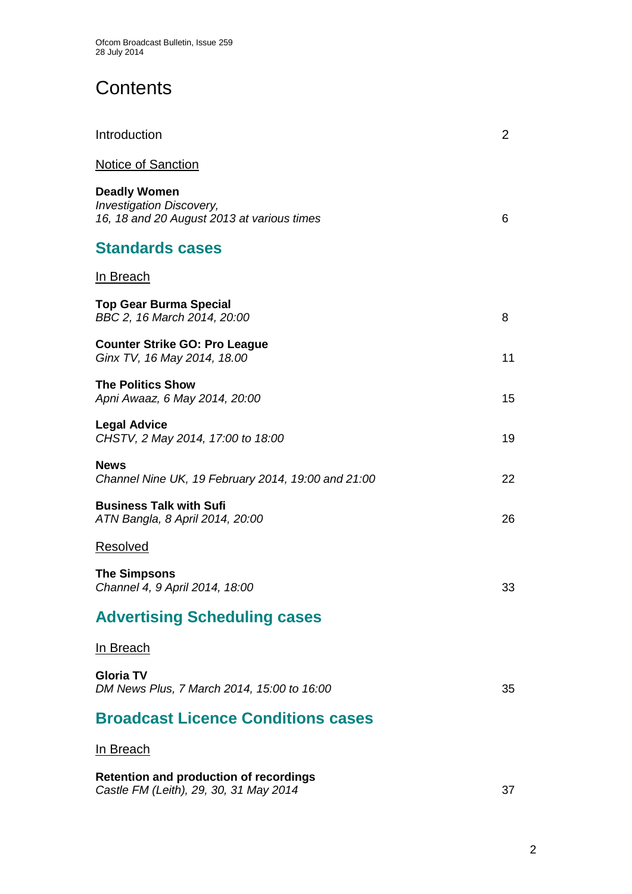# Contents

| | |
|---|---|
| Introduction | 2 |

Notice of Sanction

| | |
|---|---|
| **Deadly Women**<br>*Investigation Discovery,*<br>*16, 18 and 20 August 2013 at various times* | 6 |

## Standards cases

In Breach

| | |
|---|---|
| **Top Gear Burma Special**<br>*BBC 2, 16 March 2014, 20:00* | 8 |
| **Counter Strike GO: Pro League**<br>*Ginx TV, 16 May 2014, 18.00* | 11 |
| **The Politics Show**<br>*Apni Awaaz, 6 May 2014, 20:00* | 15 |
| **Legal Advice**<br>*CHSTV, 2 May 2014, 17:00 to 18:00* | 19 |
| **News**<br>*Channel Nine UK, 19 February 2014, 19:00 and 21:00* | 22 |
| **Business Talk with Sufi**<br>*ATN Bangla, 8 April 2014, 20:00* | 26 |

Resolved

| | |
|---|---|
| **The Simpsons**<br>*Channel 4, 9 April 2014, 18:00* | 33 |

## Advertising Scheduling cases

In Breach

| | |
|---|---|
| **Gloria TV**<br>*DM News Plus, 7 March 2014, 15:00 to 16:00* | 35 |

## Broadcast Licence Conditions cases

In Breach

| | |
|---|---|
| **Retention and production of recordings**<br>*Castle FM (Leith), 29, 30, 31 May 2014* | 37 |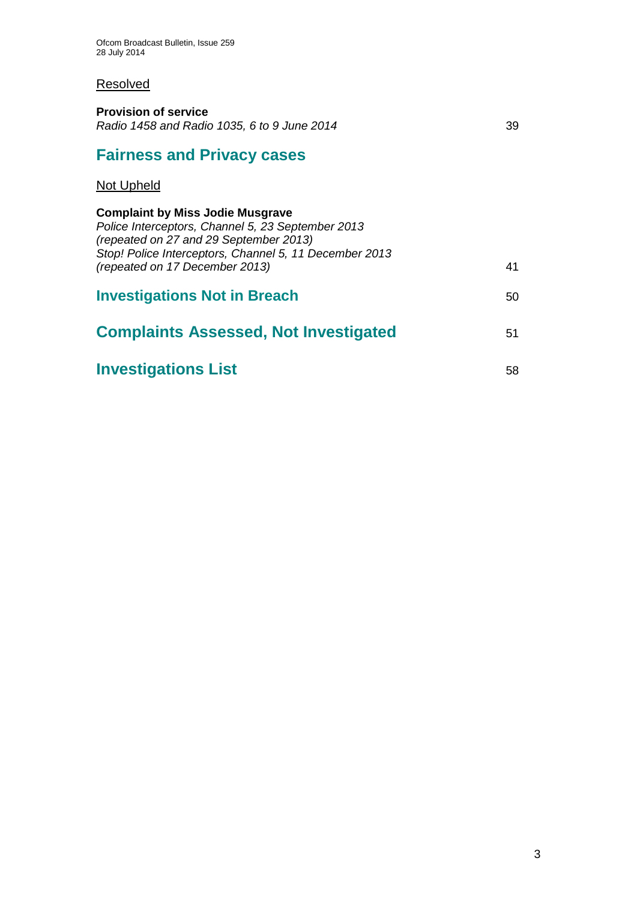Resolved

**Provision of service**
*Radio 1458 and Radio 1035, 6 to 9 June 2014* 39

## Fairness and Privacy cases

Not Upheld

**Complaint by Miss Jodie Musgrave**
*Police Interceptors, Channel 5, 23 September 2013*
*(repeated on 27 and 29 September 2013)*
*Stop! Police Interceptors, Channel 5, 11 December 2013*
*(repeated on 17 December 2013)* 41

## Investigations Not in Breach 50

## Complaints Assessed, Not Investigated 51

## Investigations List 58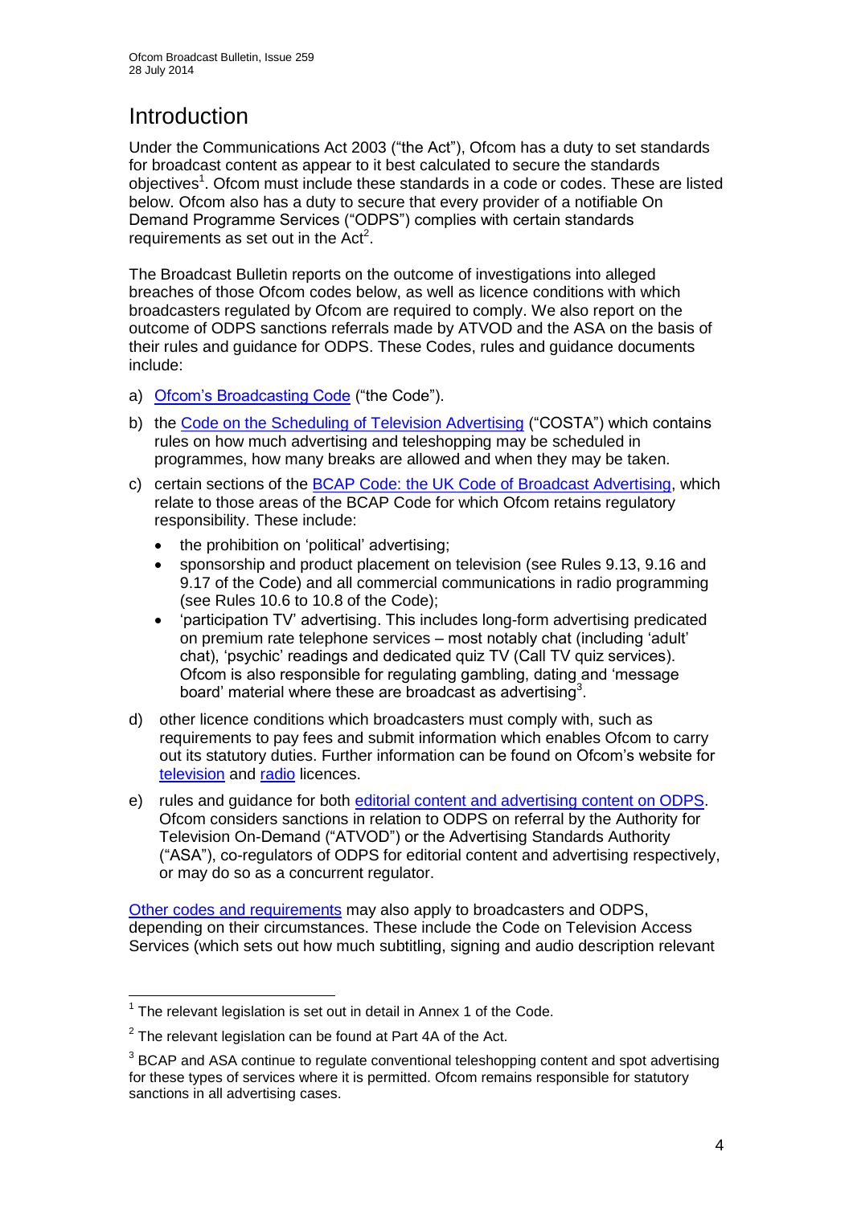# Introduction

Under the Communications Act 2003 ("the Act"), Ofcom has a duty to set standards for broadcast content as appear to it best calculated to secure the standards objectives[1]. Ofcom must include these standards in a code or codes. These are listed below. Ofcom also has a duty to secure that every provider of a notifiable On Demand Programme Services ("ODPS") complies with certain standards requirements as set out in the Act[2].

The Broadcast Bulletin reports on the outcome of investigations into alleged breaches of those Ofcom codes below, as well as licence conditions with which broadcasters regulated by Ofcom are required to comply. We also report on the outcome of ODPS sanctions referrals made by ATVOD and the ASA on the basis of their rules and guidance for ODPS. These Codes, rules and guidance documents include:

a) Ofcom's Broadcasting Code ("the Code").

b) the Code on the Scheduling of Television Advertising ("COSTA") which contains rules on how much advertising and teleshopping may be scheduled in programmes, how many breaks are allowed and when they may be taken.

c) certain sections of the BCAP Code: the UK Code of Broadcast Advertising, which relate to those areas of the BCAP Code for which Ofcom retains regulatory responsibility. These include:
   - the prohibition on 'political' advertising;
   - sponsorship and product placement on television (see Rules 9.13, 9.16 and 9.17 of the Code) and all commercial communications in radio programming (see Rules 10.6 to 10.8 of the Code);
   - 'participation TV' advertising. This includes long-form advertising predicated on premium rate telephone services – most notably chat (including 'adult' chat), 'psychic' readings and dedicated quiz TV (Call TV quiz services). Ofcom is also responsible for regulating gambling, dating and 'message board' material where these are broadcast as advertising[3].

d) other licence conditions which broadcasters must comply with, such as requirements to pay fees and submit information which enables Ofcom to carry out its statutory duties. Further information can be found on Ofcom's website for television and radio licences.

e) rules and guidance for both editorial content and advertising content on ODPS. Ofcom considers sanctions in relation to ODPS on referral by the Authority for Television On-Demand ("ATVOD") or the Advertising Standards Authority ("ASA"), co-regulators of ODPS for editorial content and advertising respectively, or may do so as a concurrent regulator.

Other codes and requirements may also apply to broadcasters and ODPS, depending on their circumstances. These include the Code on Television Access Services (which sets out how much subtitling, signing and audio description relevant

---

[1] The relevant legislation is set out in detail in Annex 1 of the Code.

[2] The relevant legislation can be found at Part 4A of the Act.

[3] BCAP and ASA continue to regulate conventional teleshopping content and spot advertising for these types of services where it is permitted. Ofcom remains responsible for statutory sanctions in all advertising cases.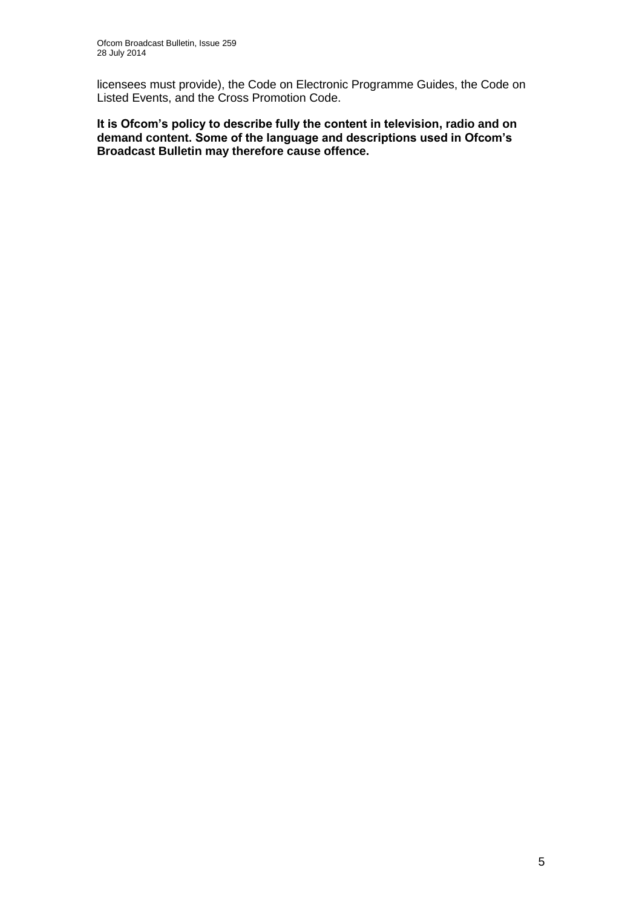licensees must provide), the Code on Electronic Programme Guides, the Code on Listed Events, and the Cross Promotion Code.

**It is Ofcom's policy to describe fully the content in television, radio and on demand content. Some of the language and descriptions used in Ofcom's Broadcast Bulletin may therefore cause offence.**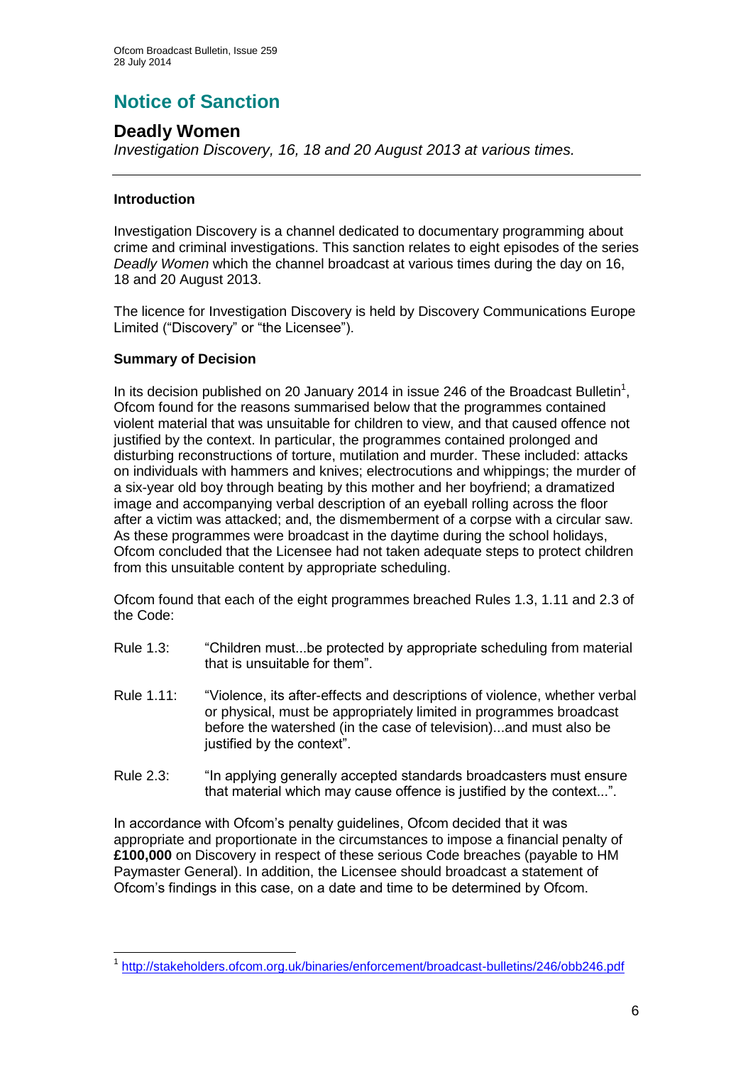# Notice of Sanction

## Deadly Women

*Investigation Discovery, 16, 18 and 20 August 2013 at various times.*

---

### Introduction

Investigation Discovery is a channel dedicated to documentary programming about crime and criminal investigations. This sanction relates to eight episodes of the series *Deadly Women* which the channel broadcast at various times during the day on 16, 18 and 20 August 2013.

The licence for Investigation Discovery is held by Discovery Communications Europe Limited ("Discovery" or "the Licensee").

### Summary of Decision

In its decision published on 20 January 2014 in issue 246 of the Broadcast Bulletin[1], Ofcom found for the reasons summarised below that the programmes contained violent material that was unsuitable for children to view, and that caused offence not justified by the context. In particular, the programmes contained prolonged and disturbing reconstructions of torture, mutilation and murder. These included: attacks on individuals with hammers and knives; electrocutions and whippings; the murder of a six-year old boy through beating by this mother and her boyfriend; a dramatized image and accompanying verbal description of an eyeball rolling across the floor after a victim was attacked; and, the dismemberment of a corpse with a circular saw. As these programmes were broadcast in the daytime during the school holidays, Ofcom concluded that the Licensee had not taken adequate steps to protect children from this unsuitable content by appropriate scheduling.

Ofcom found that each of the eight programmes breached Rules 1.3, 1.11 and 2.3 of the Code:

Rule 1.3: "Children must...be protected by appropriate scheduling from material that is unsuitable for them".

Rule 1.11: "Violence, its after-effects and descriptions of violence, whether verbal or physical, must be appropriately limited in programmes broadcast before the watershed (in the case of television)...and must also be justified by the context".

Rule 2.3: "In applying generally accepted standards broadcasters must ensure that material which may cause offence is justified by the context...".

In accordance with Ofcom's penalty guidelines, Ofcom decided that it was appropriate and proportionate in the circumstances to impose a financial penalty of **£100,000** on Discovery in respect of these serious Code breaches (payable to HM Paymaster General). In addition, the Licensee should broadcast a statement of Ofcom's findings in this case, on a date and time to be determined by Ofcom.

---

[1] http://stakeholders.ofcom.org.uk/binaries/enforcement/broadcast-bulletins/246/obb246.pdf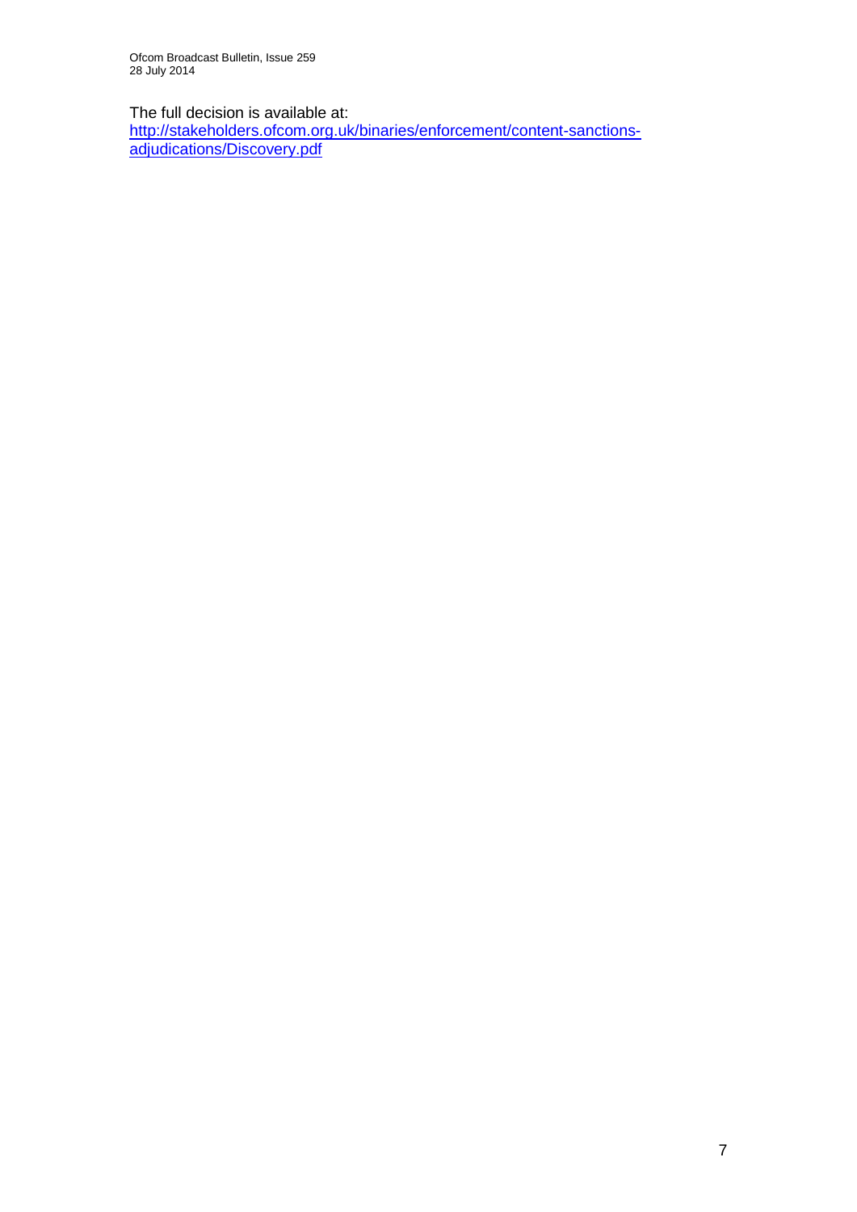The full decision is available at:
[http://stakeholders.ofcom.org.uk/binaries/enforcement/content-sanctions-adjudications/Discovery.pdf](http://stakeholders.ofcom.org.uk/binaries/enforcement/content-sanctions-adjudications/Discovery.pdf)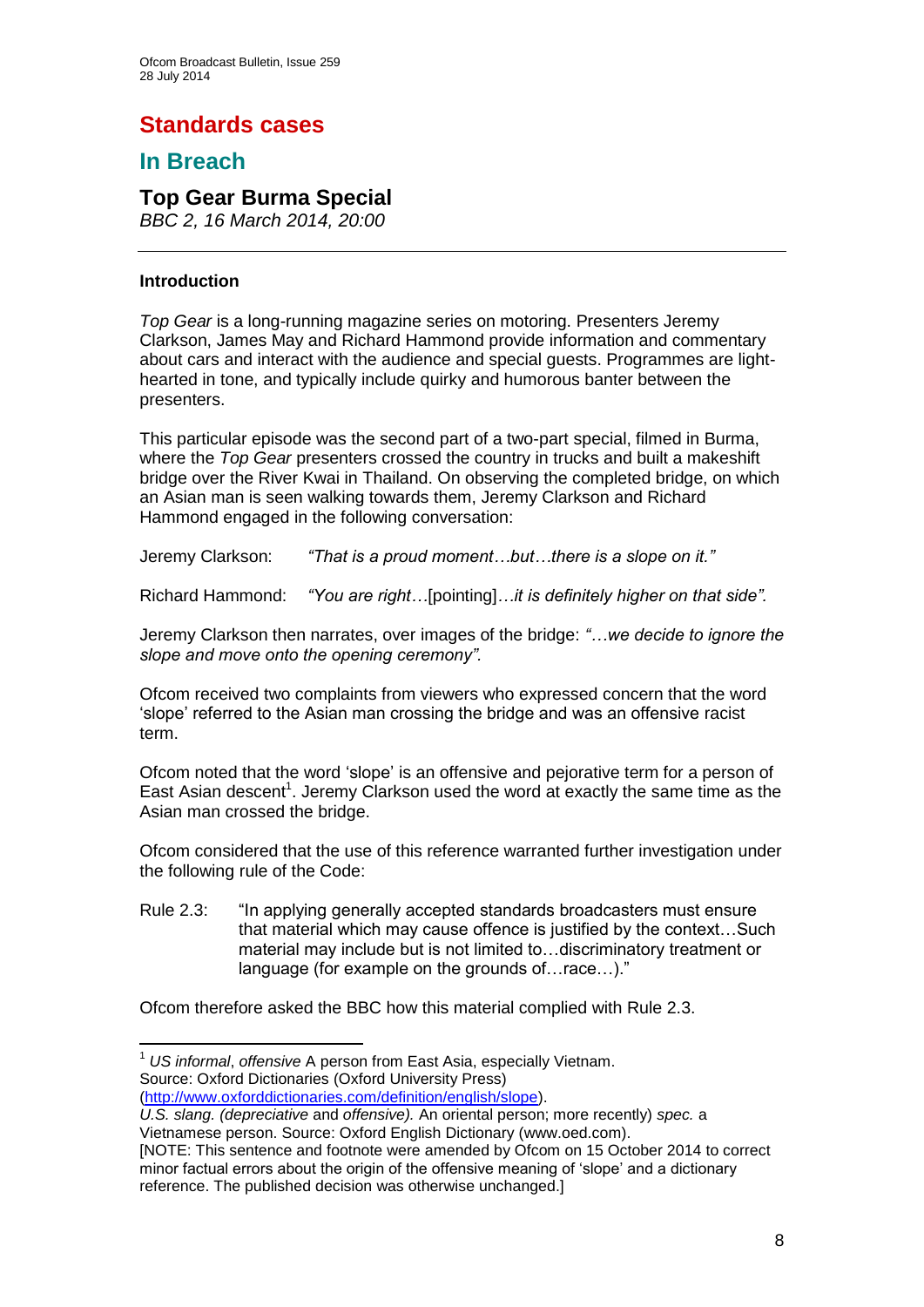# Standards cases

## In Breach

### Top Gear Burma Special

*BBC 2, 16 March 2014, 20:00*

---

**Introduction**

*Top Gear* is a long-running magazine series on motoring. Presenters Jeremy Clarkson, James May and Richard Hammond provide information and commentary about cars and interact with the audience and special guests. Programmes are light-hearted in tone, and typically include quirky and humorous banter between the presenters.

This particular episode was the second part of a two-part special, filmed in Burma, where the *Top Gear* presenters crossed the country in trucks and built a makeshift bridge over the River Kwai in Thailand. On observing the completed bridge, on which an Asian man is seen walking towards them, Jeremy Clarkson and Richard Hammond engaged in the following conversation:

Jeremy Clarkson: *"That is a proud moment…but…there is a slope on it."*

Richard Hammond: *"You are right…*[pointing]*…it is definitely higher on that side".*

Jeremy Clarkson then narrates, over images of the bridge: *"…we decide to ignore the slope and move onto the opening ceremony".*

Ofcom received two complaints from viewers who expressed concern that the word 'slope' referred to the Asian man crossing the bridge and was an offensive racist term.

Ofcom noted that the word 'slope' is an offensive and pejorative term for a person of East Asian descent[1]. Jeremy Clarkson used the word at exactly the same time as the Asian man crossed the bridge.

Ofcom considered that the use of this reference warranted further investigation under the following rule of the Code:

Rule 2.3: "In applying generally accepted standards broadcasters must ensure that material which may cause offence is justified by the context…Such material may include but is not limited to…discriminatory treatment or language (for example on the grounds of…race…)."

Ofcom therefore asked the BBC how this material complied with Rule 2.3.

---

[1] *US informal*, *offensive* A person from East Asia, especially Vietnam. Source: Oxford Dictionaries (Oxford University Press) (http://www.oxforddictionaries.com/definition/english/slope).
*U.S. slang. (depreciative* and *offensive).* An oriental person; more recently) *spec.* a Vietnamese person. Source: Oxford English Dictionary (www.oed.com).
[NOTE: This sentence and footnote were amended by Ofcom on 15 October 2014 to correct minor factual errors about the origin of the offensive meaning of 'slope' and a dictionary reference. The published decision was otherwise unchanged.]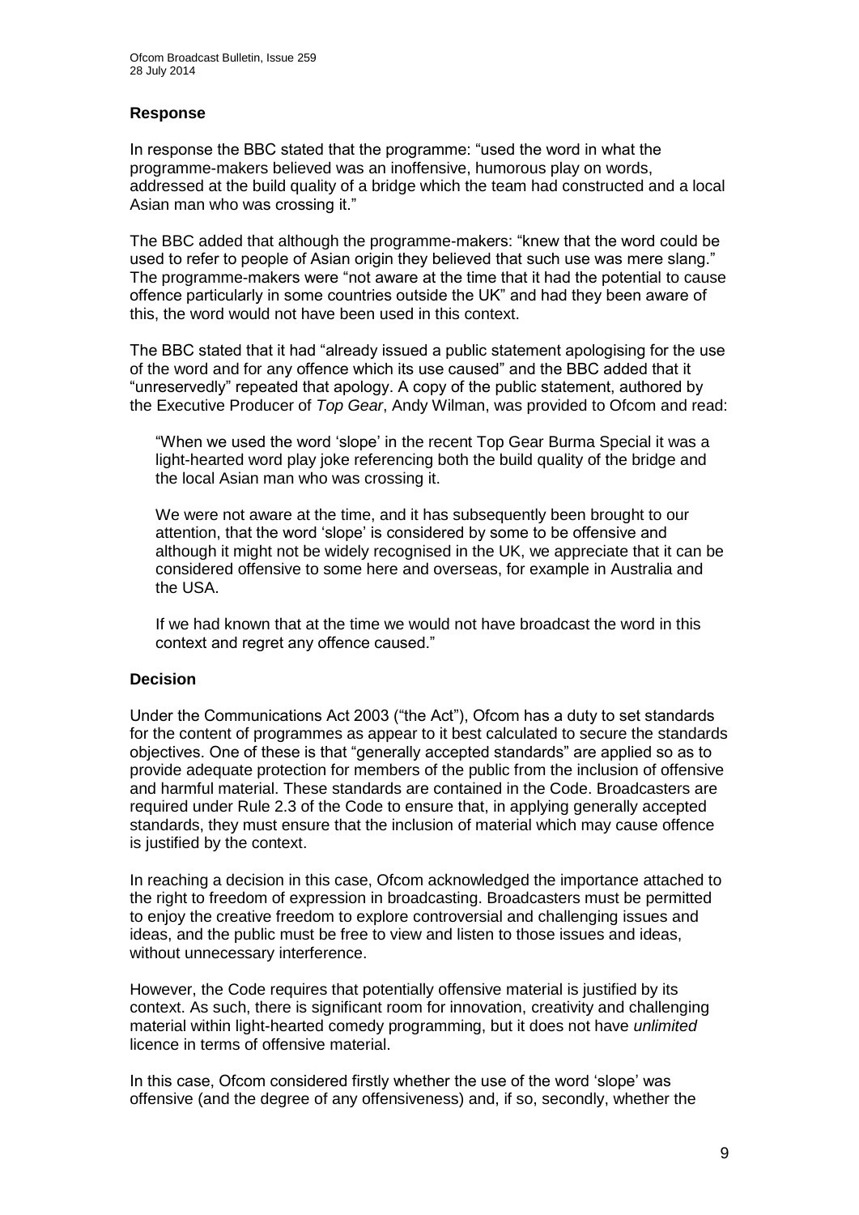### Response

In response the BBC stated that the programme: "used the word in what the programme-makers believed was an inoffensive, humorous play on words, addressed at the build quality of a bridge which the team had constructed and a local Asian man who was crossing it."

The BBC added that although the programme-makers: "knew that the word could be used to refer to people of Asian origin they believed that such use was mere slang." The programme-makers were "not aware at the time that it had the potential to cause offence particularly in some countries outside the UK" and had they been aware of this, the word would not have been used in this context.

The BBC stated that it had "already issued a public statement apologising for the use of the word and for any offence which its use caused" and the BBC added that it "unreservedly" repeated that apology. A copy of the public statement, authored by the Executive Producer of *Top Gear*, Andy Wilman, was provided to Ofcom and read:

> "When we used the word 'slope' in the recent Top Gear Burma Special it was a light-hearted word play joke referencing both the build quality of the bridge and the local Asian man who was crossing it.
>
> We were not aware at the time, and it has subsequently been brought to our attention, that the word 'slope' is considered by some to be offensive and although it might not be widely recognised in the UK, we appreciate that it can be considered offensive to some here and overseas, for example in Australia and the USA.
>
> If we had known that at the time we would not have broadcast the word in this context and regret any offence caused."

### Decision

Under the Communications Act 2003 ("the Act"), Ofcom has a duty to set standards for the content of programmes as appear to it best calculated to secure the standards objectives. One of these is that "generally accepted standards" are applied so as to provide adequate protection for members of the public from the inclusion of offensive and harmful material. These standards are contained in the Code. Broadcasters are required under Rule 2.3 of the Code to ensure that, in applying generally accepted standards, they must ensure that the inclusion of material which may cause offence is justified by the context.

In reaching a decision in this case, Ofcom acknowledged the importance attached to the right to freedom of expression in broadcasting. Broadcasters must be permitted to enjoy the creative freedom to explore controversial and challenging issues and ideas, and the public must be free to view and listen to those issues and ideas, without unnecessary interference.

However, the Code requires that potentially offensive material is justified by its context. As such, there is significant room for innovation, creativity and challenging material within light-hearted comedy programming, but it does not have *unlimited* licence in terms of offensive material.

In this case, Ofcom considered firstly whether the use of the word 'slope' was offensive (and the degree of any offensiveness) and, if so, secondly, whether the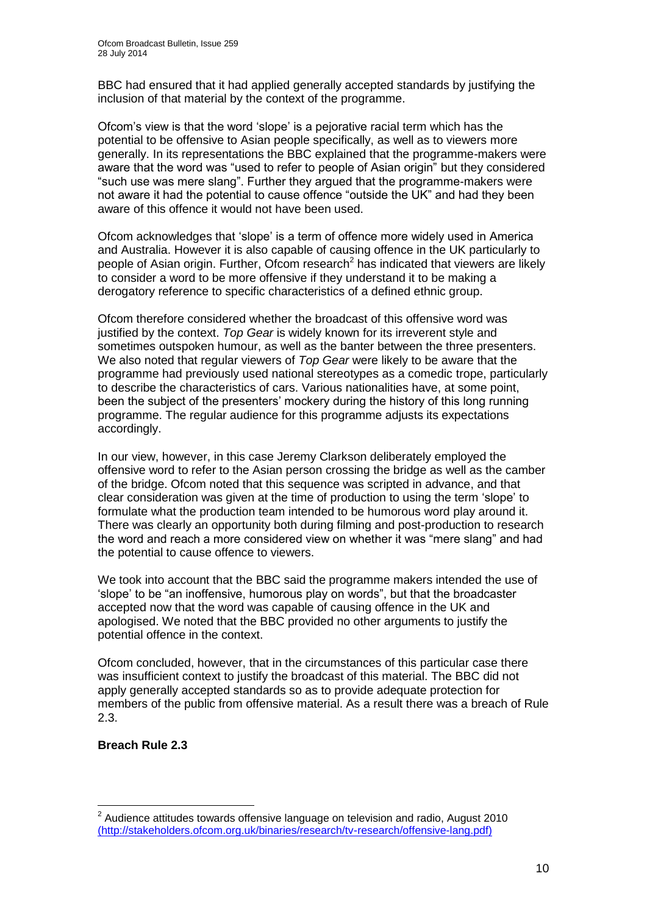BBC had ensured that it had applied generally accepted standards by justifying the inclusion of that material by the context of the programme.

Ofcom's view is that the word 'slope' is a pejorative racial term which has the potential to be offensive to Asian people specifically, as well as to viewers more generally. In its representations the BBC explained that the programme-makers were aware that the word was "used to refer to people of Asian origin" but they considered "such use was mere slang". Further they argued that the programme-makers were not aware it had the potential to cause offence "outside the UK" and had they been aware of this offence it would not have been used.

Ofcom acknowledges that 'slope' is a term of offence more widely used in America and Australia. However it is also capable of causing offence in the UK particularly to people of Asian origin. Further, Ofcom research[2] has indicated that viewers are likely to consider a word to be more offensive if they understand it to be making a derogatory reference to specific characteristics of a defined ethnic group.

Ofcom therefore considered whether the broadcast of this offensive word was justified by the context. *Top Gear* is widely known for its irreverent style and sometimes outspoken humour, as well as the banter between the three presenters. We also noted that regular viewers of *Top Gear* were likely to be aware that the programme had previously used national stereotypes as a comedic trope, particularly to describe the characteristics of cars. Various nationalities have, at some point, been the subject of the presenters' mockery during the history of this long running programme. The regular audience for this programme adjusts its expectations accordingly.

In our view, however, in this case Jeremy Clarkson deliberately employed the offensive word to refer to the Asian person crossing the bridge as well as the camber of the bridge. Ofcom noted that this sequence was scripted in advance, and that clear consideration was given at the time of production to using the term 'slope' to formulate what the production team intended to be humorous word play around it. There was clearly an opportunity both during filming and post-production to research the word and reach a more considered view on whether it was "mere slang" and had the potential to cause offence to viewers.

We took into account that the BBC said the programme makers intended the use of 'slope' to be "an inoffensive, humorous play on words", but that the broadcaster accepted now that the word was capable of causing offence in the UK and apologised. We noted that the BBC provided no other arguments to justify the potential offence in the context.

Ofcom concluded, however, that in the circumstances of this particular case there was insufficient context to justify the broadcast of this material. The BBC did not apply generally accepted standards so as to provide adequate protection for members of the public from offensive material. As a result there was a breach of Rule 2.3.

**Breach Rule 2.3**

---

[2] Audience attitudes towards offensive language on television and radio, August 2010 (http://stakeholders.ofcom.org.uk/binaries/research/tv-research/offensive-lang.pdf)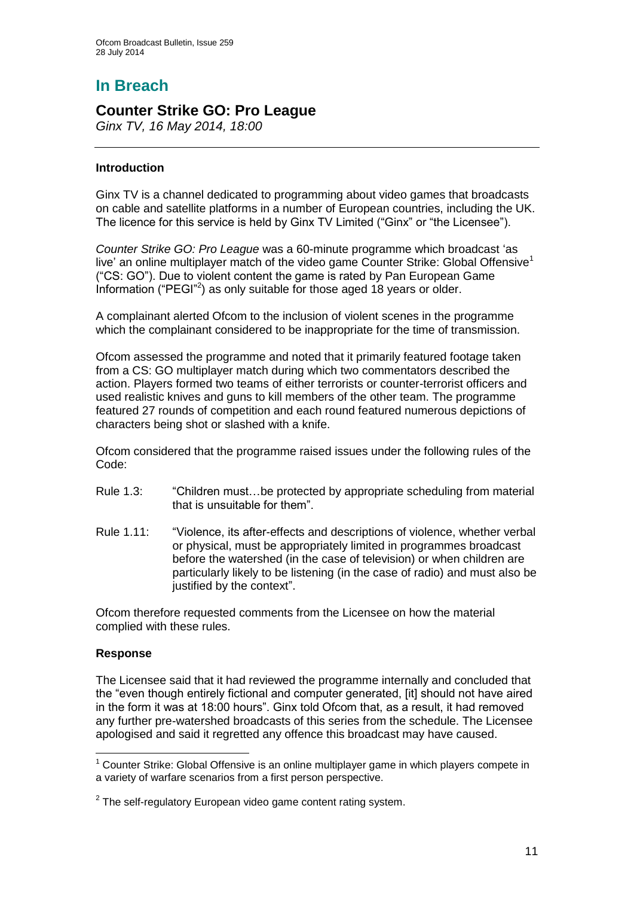# In Breach

## Counter Strike GO: Pro League

*Ginx TV, 16 May 2014, 18:00*

### Introduction

Ginx TV is a channel dedicated to programming about video games that broadcasts on cable and satellite platforms in a number of European countries, including the UK. The licence for this service is held by Ginx TV Limited ("Ginx" or "the Licensee").

*Counter Strike GO: Pro League* was a 60-minute programme which broadcast 'as live' an online multiplayer match of the video game Counter Strike: Global Offensive[1] ("CS: GO"). Due to violent content the game is rated by Pan European Game Information ("PEGI"[2]) as only suitable for those aged 18 years or older.

A complainant alerted Ofcom to the inclusion of violent scenes in the programme which the complainant considered to be inappropriate for the time of transmission.

Ofcom assessed the programme and noted that it primarily featured footage taken from a CS: GO multiplayer match during which two commentators described the action. Players formed two teams of either terrorists or counter-terrorist officers and used realistic knives and guns to kill members of the other team. The programme featured 27 rounds of competition and each round featured numerous depictions of characters being shot or slashed with a knife.

Ofcom considered that the programme raised issues under the following rules of the Code:

Rule 1.3: "Children must…be protected by appropriate scheduling from material that is unsuitable for them".

Rule 1.11: "Violence, its after-effects and descriptions of violence, whether verbal or physical, must be appropriately limited in programmes broadcast before the watershed (in the case of television) or when children are particularly likely to be listening (in the case of radio) and must also be justified by the context".

Ofcom therefore requested comments from the Licensee on how the material complied with these rules.

### Response

The Licensee said that it had reviewed the programme internally and concluded that the "even though entirely fictional and computer generated, [it] should not have aired in the form it was at 18:00 hours". Ginx told Ofcom that, as a result, it had removed any further pre-watershed broadcasts of this series from the schedule. The Licensee apologised and said it regretted any offence this broadcast may have caused.

---

[1] Counter Strike: Global Offensive is an online multiplayer game in which players compete in a variety of warfare scenarios from a first person perspective.

[2] The self-regulatory European video game content rating system.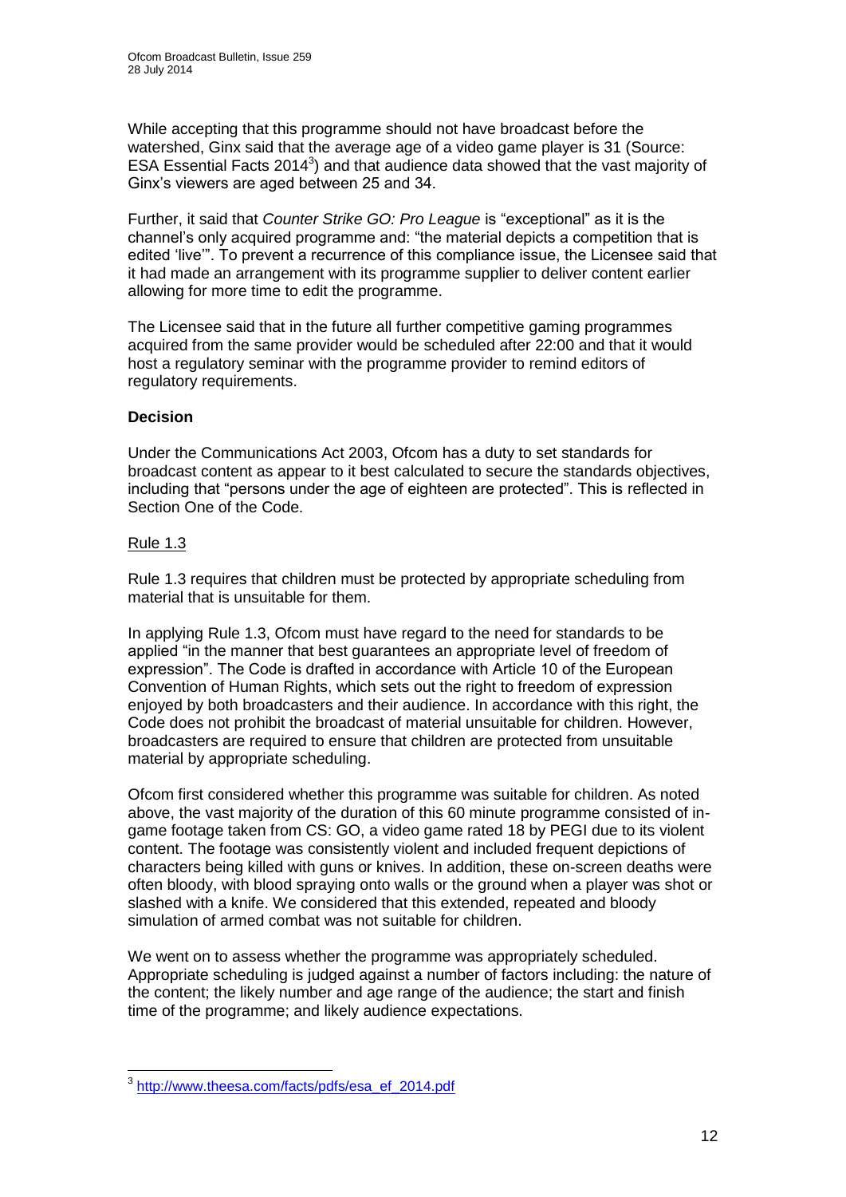While accepting that this programme should not have broadcast before the watershed, Ginx said that the average age of a video game player is 31 (Source: ESA Essential Facts 2014[3]) and that audience data showed that the vast majority of Ginx's viewers are aged between 25 and 34.

Further, it said that *Counter Strike GO: Pro League* is "exceptional" as it is the channel's only acquired programme and: "the material depicts a competition that is edited 'live'". To prevent a recurrence of this compliance issue, the Licensee said that it had made an arrangement with its programme supplier to deliver content earlier allowing for more time to edit the programme.

The Licensee said that in the future all further competitive gaming programmes acquired from the same provider would be scheduled after 22:00 and that it would host a regulatory seminar with the programme provider to remind editors of regulatory requirements.

**Decision**

Under the Communications Act 2003, Ofcom has a duty to set standards for broadcast content as appear to it best calculated to secure the standards objectives, including that "persons under the age of eighteen are protected". This is reflected in Section One of the Code.

Rule 1.3

Rule 1.3 requires that children must be protected by appropriate scheduling from material that is unsuitable for them.

In applying Rule 1.3, Ofcom must have regard to the need for standards to be applied "in the manner that best guarantees an appropriate level of freedom of expression". The Code is drafted in accordance with Article 10 of the European Convention of Human Rights, which sets out the right to freedom of expression enjoyed by both broadcasters and their audience. In accordance with this right, the Code does not prohibit the broadcast of material unsuitable for children. However, broadcasters are required to ensure that children are protected from unsuitable material by appropriate scheduling.

Ofcom first considered whether this programme was suitable for children. As noted above, the vast majority of the duration of this 60 minute programme consisted of in-game footage taken from CS: GO, a video game rated 18 by PEGI due to its violent content. The footage was consistently violent and included frequent depictions of characters being killed with guns or knives. In addition, these on-screen deaths were often bloody, with blood spraying onto walls or the ground when a player was shot or slashed with a knife. We considered that this extended, repeated and bloody simulation of armed combat was not suitable for children.

We went on to assess whether the programme was appropriately scheduled. Appropriate scheduling is judged against a number of factors including: the nature of the content; the likely number and age range of the audience; the start and finish time of the programme; and likely audience expectations.

[3] http://www.theesa.com/facts/pdfs/esa_ef_2014.pdf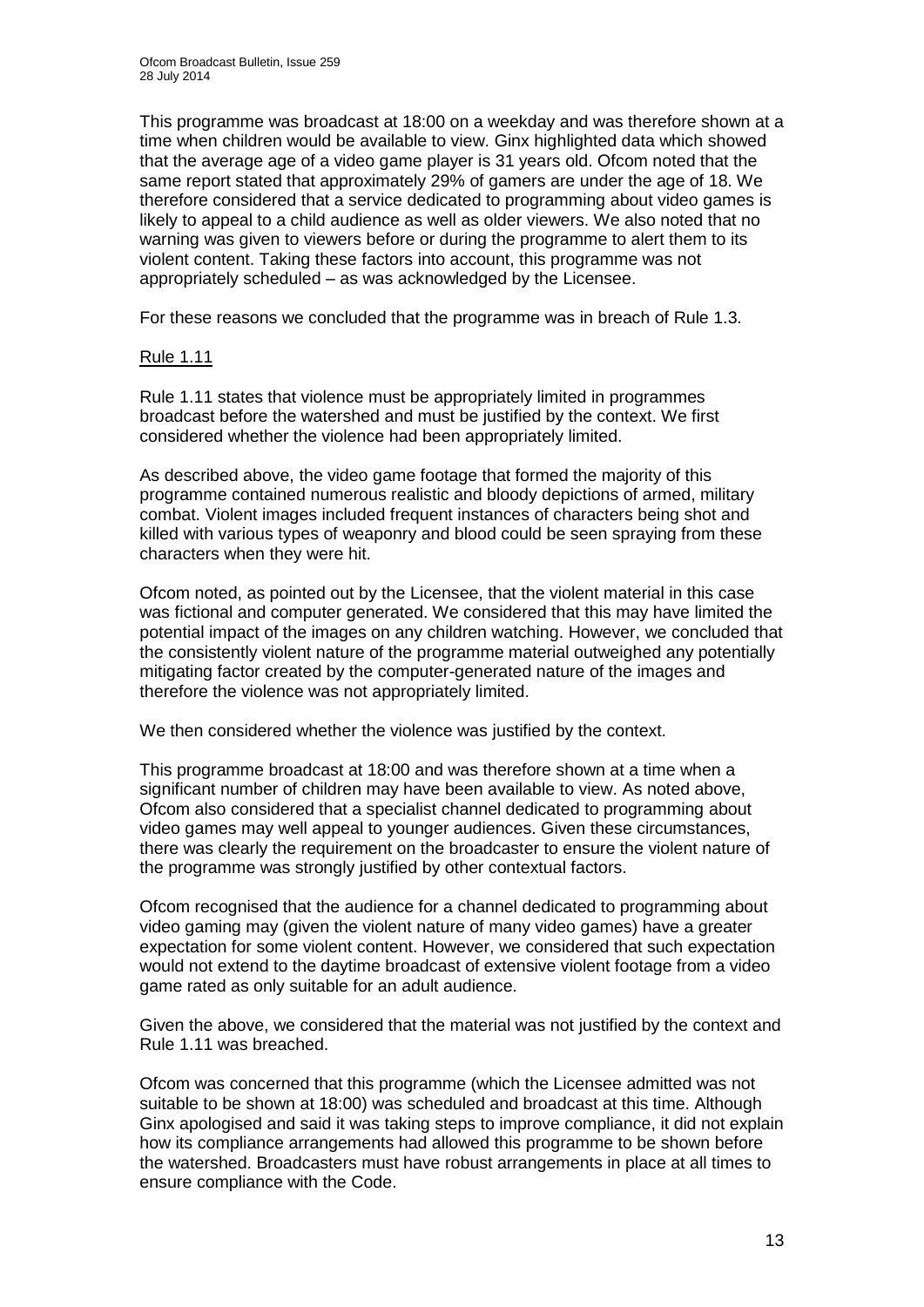This programme was broadcast at 18:00 on a weekday and was therefore shown at a time when children would be available to view. Ginx highlighted data which showed that the average age of a video game player is 31 years old. Ofcom noted that the same report stated that approximately 29% of gamers are under the age of 18. We therefore considered that a service dedicated to programming about video games is likely to appeal to a child audience as well as older viewers. We also noted that no warning was given to viewers before or during the programme to alert them to its violent content. Taking these factors into account, this programme was not appropriately scheduled – as was acknowledged by the Licensee.

For these reasons we concluded that the programme was in breach of Rule 1.3.

Rule 1.11

Rule 1.11 states that violence must be appropriately limited in programmes broadcast before the watershed and must be justified by the context. We first considered whether the violence had been appropriately limited.

As described above, the video game footage that formed the majority of this programme contained numerous realistic and bloody depictions of armed, military combat. Violent images included frequent instances of characters being shot and killed with various types of weaponry and blood could be seen spraying from these characters when they were hit.

Ofcom noted, as pointed out by the Licensee, that the violent material in this case was fictional and computer generated. We considered that this may have limited the potential impact of the images on any children watching. However, we concluded that the consistently violent nature of the programme material outweighed any potentially mitigating factor created by the computer-generated nature of the images and therefore the violence was not appropriately limited.

We then considered whether the violence was justified by the context.

This programme broadcast at 18:00 and was therefore shown at a time when a significant number of children may have been available to view. As noted above, Ofcom also considered that a specialist channel dedicated to programming about video games may well appeal to younger audiences. Given these circumstances, there was clearly the requirement on the broadcaster to ensure the violent nature of the programme was strongly justified by other contextual factors.

Ofcom recognised that the audience for a channel dedicated to programming about video gaming may (given the violent nature of many video games) have a greater expectation for some violent content. However, we considered that such expectation would not extend to the daytime broadcast of extensive violent footage from a video game rated as only suitable for an adult audience.

Given the above, we considered that the material was not justified by the context and Rule 1.11 was breached.

Ofcom was concerned that this programme (which the Licensee admitted was not suitable to be shown at 18:00) was scheduled and broadcast at this time. Although Ginx apologised and said it was taking steps to improve compliance, it did not explain how its compliance arrangements had allowed this programme to be shown before the watershed. Broadcasters must have robust arrangements in place at all times to ensure compliance with the Code.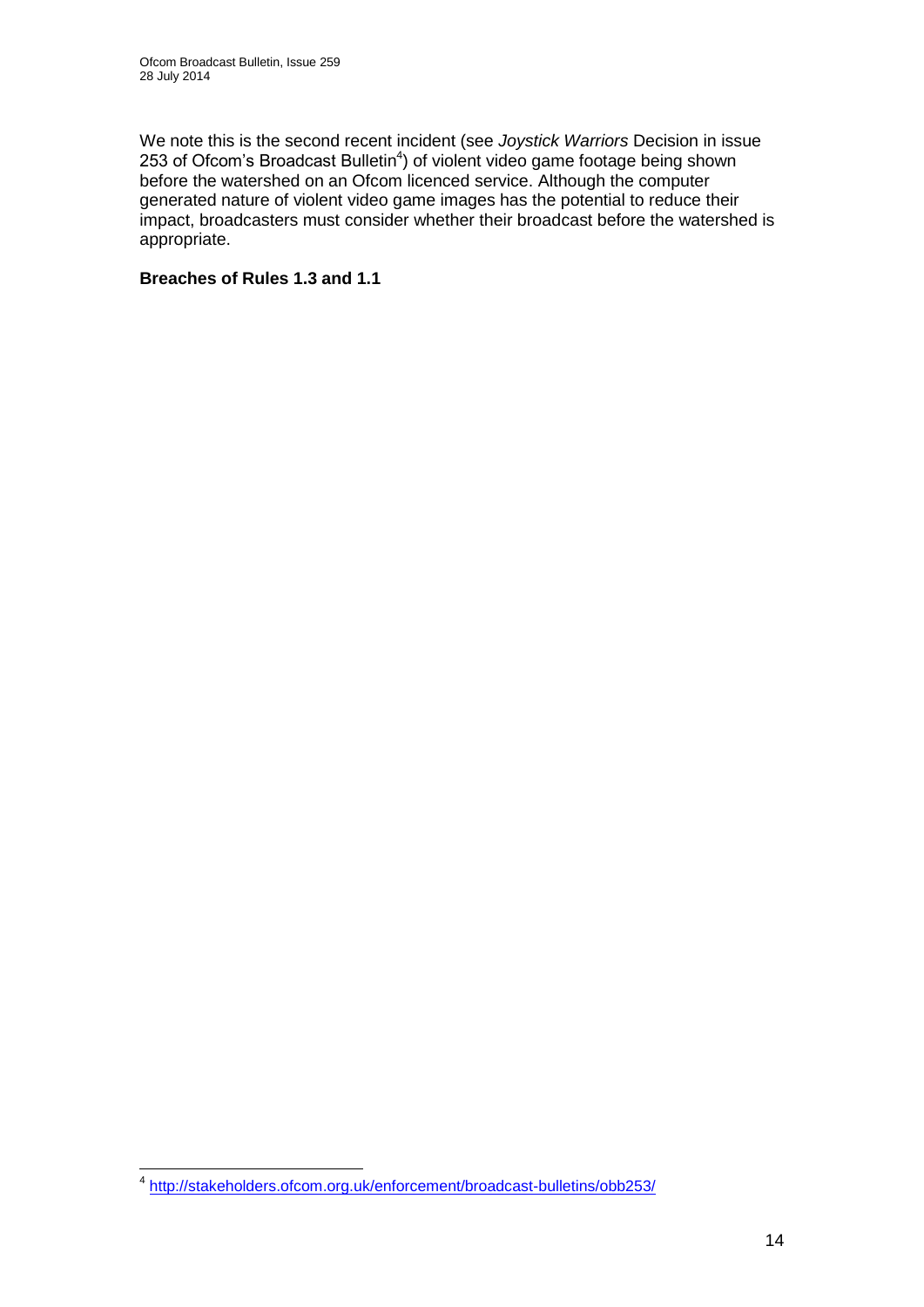We note this is the second recent incident (see *Joystick Warriors* Decision in issue 253 of Ofcom's Broadcast Bulletin[4]) of violent video game footage being shown before the watershed on an Ofcom licenced service. Although the computer generated nature of violent video game images has the potential to reduce their impact, broadcasters must consider whether their broadcast before the watershed is appropriate.

**Breaches of Rules 1.3 and 1.1**

---

[4] http://stakeholders.ofcom.org.uk/enforcement/broadcast-bulletins/obb253/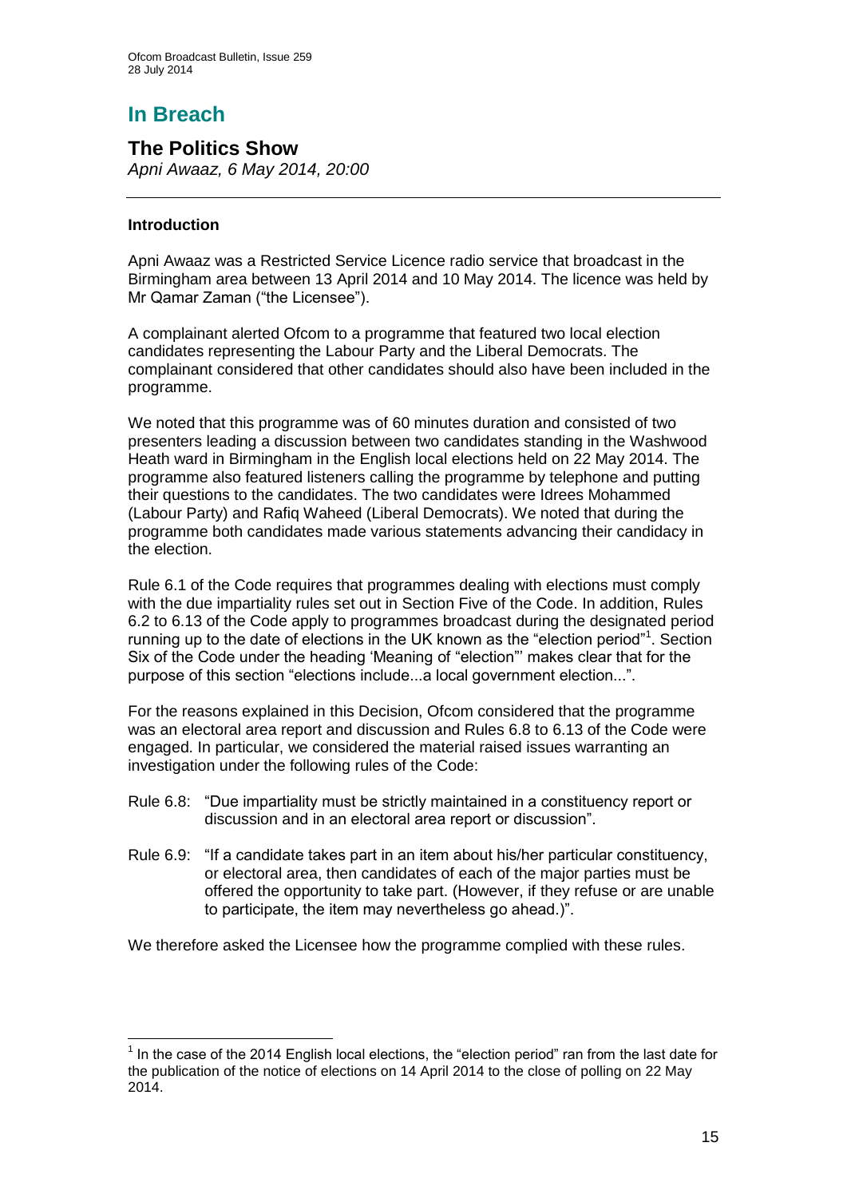# In Breach

## The Politics Show

*Apni Awaaz, 6 May 2014, 20:00*

### Introduction

Apni Awaaz was a Restricted Service Licence radio service that broadcast in the Birmingham area between 13 April 2014 and 10 May 2014. The licence was held by Mr Qamar Zaman ("the Licensee").

A complainant alerted Ofcom to a programme that featured two local election candidates representing the Labour Party and the Liberal Democrats. The complainant considered that other candidates should also have been included in the programme.

We noted that this programme was of 60 minutes duration and consisted of two presenters leading a discussion between two candidates standing in the Washwood Heath ward in Birmingham in the English local elections held on 22 May 2014. The programme also featured listeners calling the programme by telephone and putting their questions to the candidates. The two candidates were Idrees Mohammed (Labour Party) and Rafiq Waheed (Liberal Democrats). We noted that during the programme both candidates made various statements advancing their candidacy in the election.

Rule 6.1 of the Code requires that programmes dealing with elections must comply with the due impartiality rules set out in Section Five of the Code. In addition, Rules 6.2 to 6.13 of the Code apply to programmes broadcast during the designated period running up to the date of elections in the UK known as the "election period"[1]. Section Six of the Code under the heading 'Meaning of "election"' makes clear that for the purpose of this section "elections include...a local government election...".

For the reasons explained in this Decision, Ofcom considered that the programme was an electoral area report and discussion and Rules 6.8 to 6.13 of the Code were engaged. In particular, we considered the material raised issues warranting an investigation under the following rules of the Code:

Rule 6.8: "Due impartiality must be strictly maintained in a constituency report or discussion and in an electoral area report or discussion".

Rule 6.9: "If a candidate takes part in an item about his/her particular constituency, or electoral area, then candidates of each of the major parties must be offered the opportunity to take part. (However, if they refuse or are unable to participate, the item may nevertheless go ahead.)".

We therefore asked the Licensee how the programme complied with these rules.

---

[1] In the case of the 2014 English local elections, the "election period" ran from the last date for the publication of the notice of elections on 14 April 2014 to the close of polling on 22 May 2014.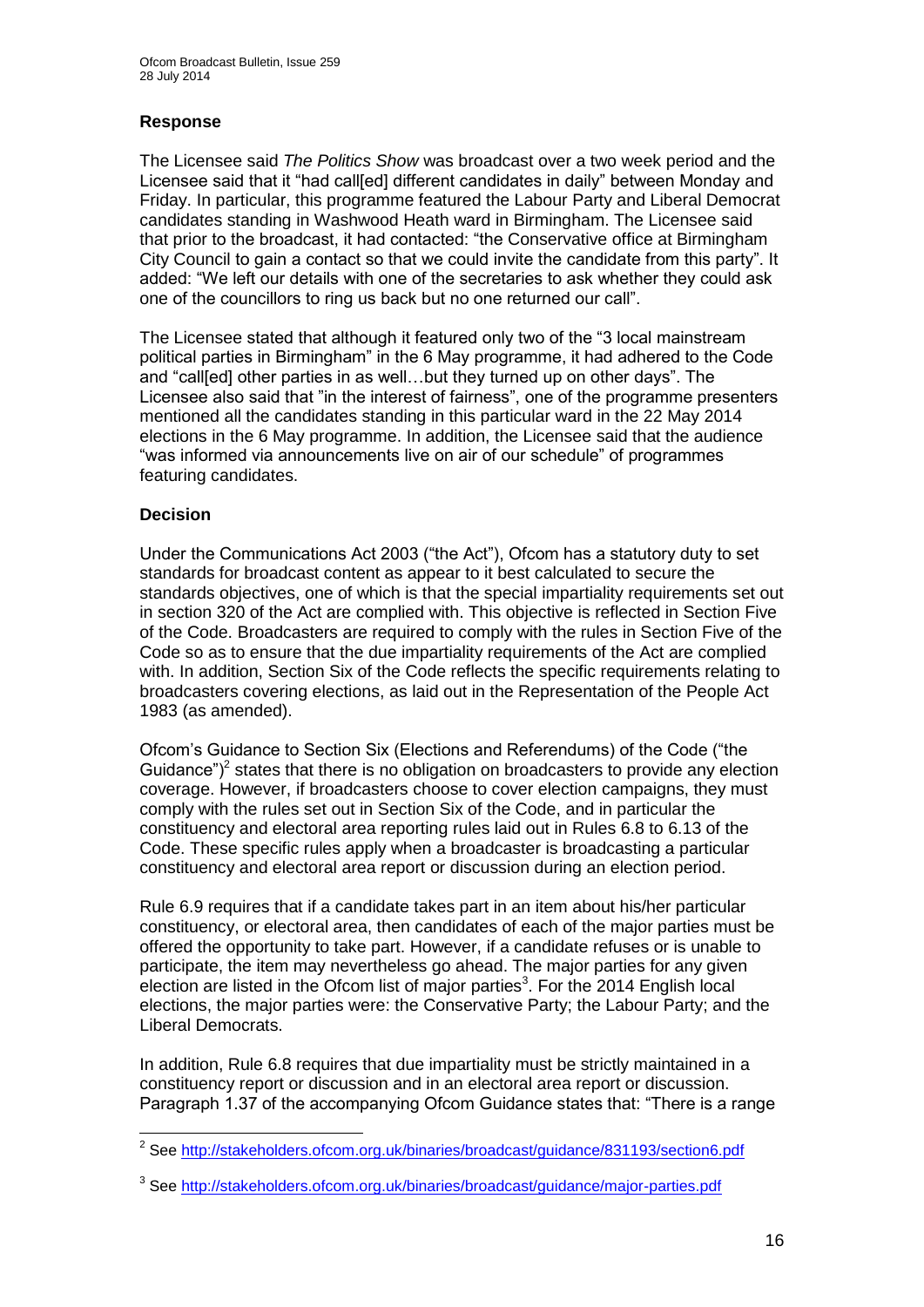### Response

The Licensee said *The Politics Show* was broadcast over a two week period and the Licensee said that it "had call[ed] different candidates in daily" between Monday and Friday. In particular, this programme featured the Labour Party and Liberal Democrat candidates standing in Washwood Heath ward in Birmingham. The Licensee said that prior to the broadcast, it had contacted: "the Conservative office at Birmingham City Council to gain a contact so that we could invite the candidate from this party". It added: "We left our details with one of the secretaries to ask whether they could ask one of the councillors to ring us back but no one returned our call".

The Licensee stated that although it featured only two of the "3 local mainstream political parties in Birmingham" in the 6 May programme, it had adhered to the Code and "call[ed] other parties in as well…but they turned up on other days". The Licensee also said that "in the interest of fairness", one of the programme presenters mentioned all the candidates standing in this particular ward in the 22 May 2014 elections in the 6 May programme. In addition, the Licensee said that the audience "was informed via announcements live on air of our schedule" of programmes featuring candidates.

### Decision

Under the Communications Act 2003 ("the Act"), Ofcom has a statutory duty to set standards for broadcast content as appear to it best calculated to secure the standards objectives, one of which is that the special impartiality requirements set out in section 320 of the Act are complied with. This objective is reflected in Section Five of the Code. Broadcasters are required to comply with the rules in Section Five of the Code so as to ensure that the due impartiality requirements of the Act are complied with. In addition, Section Six of the Code reflects the specific requirements relating to broadcasters covering elections, as laid out in the Representation of the People Act 1983 (as amended).

Ofcom's Guidance to Section Six (Elections and Referendums) of the Code ("the Guidance")[2] states that there is no obligation on broadcasters to provide any election coverage. However, if broadcasters choose to cover election campaigns, they must comply with the rules set out in Section Six of the Code, and in particular the constituency and electoral area reporting rules laid out in Rules 6.8 to 6.13 of the Code. These specific rules apply when a broadcaster is broadcasting a particular constituency and electoral area report or discussion during an election period.

Rule 6.9 requires that if a candidate takes part in an item about his/her particular constituency, or electoral area, then candidates of each of the major parties must be offered the opportunity to take part. However, if a candidate refuses or is unable to participate, the item may nevertheless go ahead. The major parties for any given election are listed in the Ofcom list of major parties[3]. For the 2014 English local elections, the major parties were: the Conservative Party; the Labour Party; and the Liberal Democrats.

In addition, Rule 6.8 requires that due impartiality must be strictly maintained in a constituency report or discussion and in an electoral area report or discussion. Paragraph 1.37 of the accompanying Ofcom Guidance states that: "There is a range

---

[2] See http://stakeholders.ofcom.org.uk/binaries/broadcast/guidance/831193/section6.pdf

[3] See http://stakeholders.ofcom.org.uk/binaries/broadcast/guidance/major-parties.pdf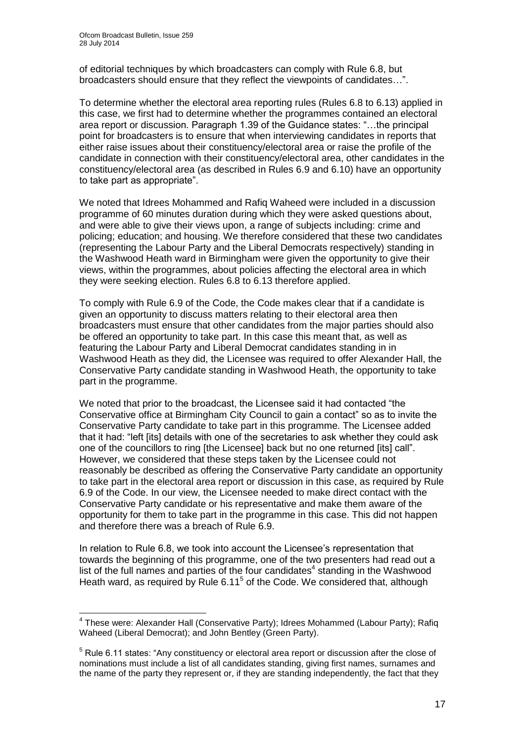of editorial techniques by which broadcasters can comply with Rule 6.8, but broadcasters should ensure that they reflect the viewpoints of candidates…".

To determine whether the electoral area reporting rules (Rules 6.8 to 6.13) applied in this case, we first had to determine whether the programmes contained an electoral area report or discussion. Paragraph 1.39 of the Guidance states: "…the principal point for broadcasters is to ensure that when interviewing candidates in reports that either raise issues about their constituency/electoral area or raise the profile of the candidate in connection with their constituency/electoral area, other candidates in the constituency/electoral area (as described in Rules 6.9 and 6.10) have an opportunity to take part as appropriate".

We noted that Idrees Mohammed and Rafiq Waheed were included in a discussion programme of 60 minutes duration during which they were asked questions about, and were able to give their views upon, a range of subjects including: crime and policing; education; and housing. We therefore considered that these two candidates (representing the Labour Party and the Liberal Democrats respectively) standing in the Washwood Heath ward in Birmingham were given the opportunity to give their views, within the programmes, about policies affecting the electoral area in which they were seeking election. Rules 6.8 to 6.13 therefore applied.

To comply with Rule 6.9 of the Code, the Code makes clear that if a candidate is given an opportunity to discuss matters relating to their electoral area then broadcasters must ensure that other candidates from the major parties should also be offered an opportunity to take part. In this case this meant that, as well as featuring the Labour Party and Liberal Democrat candidates standing in in Washwood Heath as they did, the Licensee was required to offer Alexander Hall, the Conservative Party candidate standing in Washwood Heath, the opportunity to take part in the programme.

We noted that prior to the broadcast, the Licensee said it had contacted "the Conservative office at Birmingham City Council to gain a contact" so as to invite the Conservative Party candidate to take part in this programme. The Licensee added that it had: "left [its] details with one of the secretaries to ask whether they could ask one of the councillors to ring [the Licensee] back but no one returned [its] call". However, we considered that these steps taken by the Licensee could not reasonably be described as offering the Conservative Party candidate an opportunity to take part in the electoral area report or discussion in this case, as required by Rule 6.9 of the Code. In our view, the Licensee needed to make direct contact with the Conservative Party candidate or his representative and make them aware of the opportunity for them to take part in the programme in this case. This did not happen and therefore there was a breach of Rule 6.9.

In relation to Rule 6.8, we took into account the Licensee's representation that towards the beginning of this programme, one of the two presenters had read out a list of the full names and parties of the four candidates[4] standing in the Washwood Heath ward, as required by Rule 6.11[5] of the Code. We considered that, although

---

[4] These were: Alexander Hall (Conservative Party); Idrees Mohammed (Labour Party); Rafiq Waheed (Liberal Democrat); and John Bentley (Green Party).

[5] Rule 6.11 states: "Any constituency or electoral area report or discussion after the close of nominations must include a list of all candidates standing, giving first names, surnames and the name of the party they represent or, if they are standing independently, the fact that they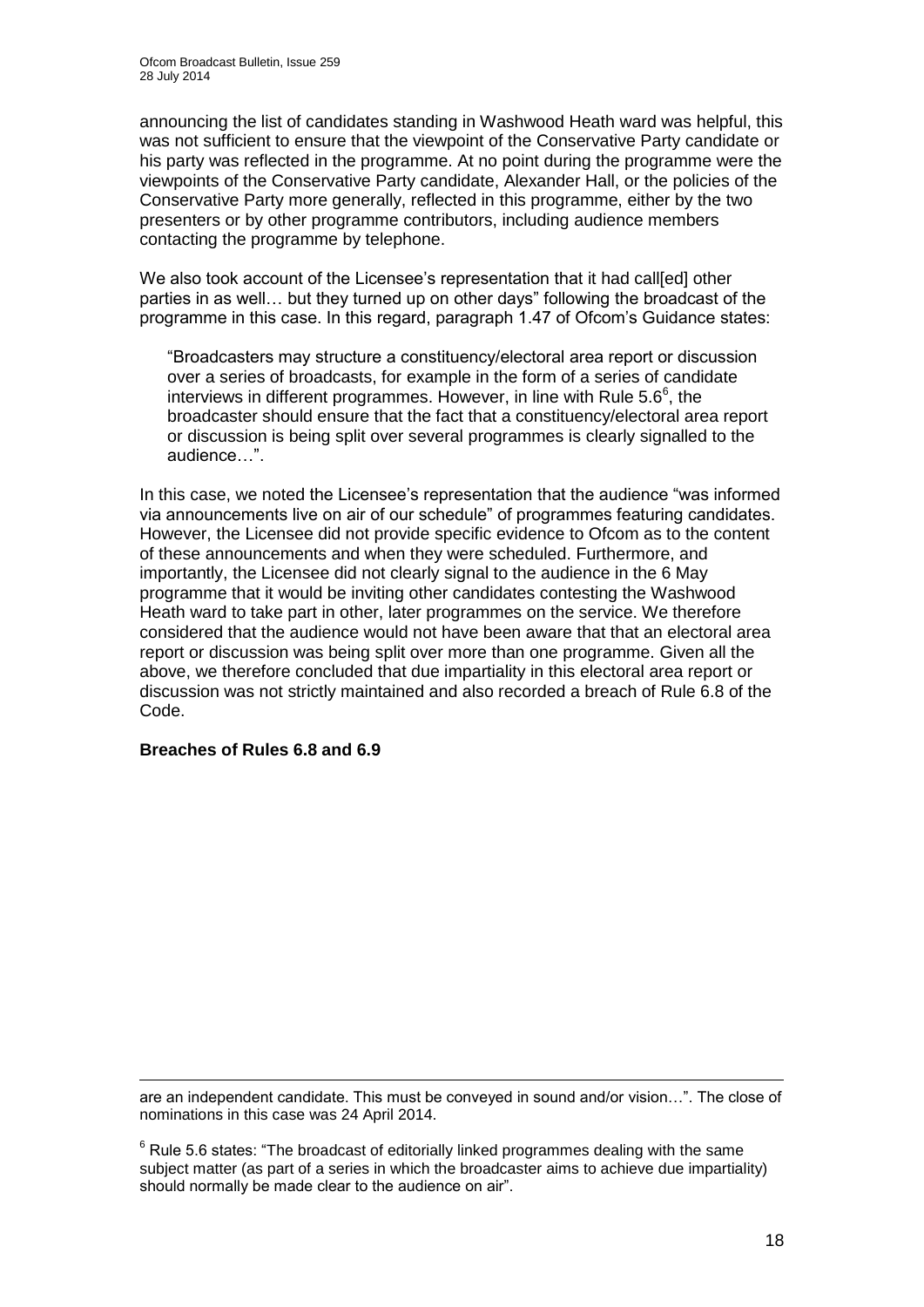announcing the list of candidates standing in Washwood Heath ward was helpful, this was not sufficient to ensure that the viewpoint of the Conservative Party candidate or his party was reflected in the programme. At no point during the programme were the viewpoints of the Conservative Party candidate, Alexander Hall, or the policies of the Conservative Party more generally, reflected in this programme, either by the two presenters or by other programme contributors, including audience members contacting the programme by telephone.

We also took account of the Licensee's representation that it had call[ed] other parties in as well… but they turned up on other days" following the broadcast of the programme in this case. In this regard, paragraph 1.47 of Ofcom's Guidance states:

> "Broadcasters may structure a constituency/electoral area report or discussion over a series of broadcasts, for example in the form of a series of candidate interviews in different programmes. However, in line with Rule 5.6[6], the broadcaster should ensure that the fact that a constituency/electoral area report or discussion is being split over several programmes is clearly signalled to the audience…".

In this case, we noted the Licensee's representation that the audience "was informed via announcements live on air of our schedule" of programmes featuring candidates. However, the Licensee did not provide specific evidence to Ofcom as to the content of these announcements and when they were scheduled. Furthermore, and importantly, the Licensee did not clearly signal to the audience in the 6 May programme that it would be inviting other candidates contesting the Washwood Heath ward to take part in other, later programmes on the service. We therefore considered that the audience would not have been aware that that an electoral area report or discussion was being split over more than one programme. Given all the above, we therefore concluded that due impartiality in this electoral area report or discussion was not strictly maintained and also recorded a breach of Rule 6.8 of the Code.

**Breaches of Rules 6.8 and 6.9**

---

are an independent candidate. This must be conveyed in sound and/or vision…". The close of nominations in this case was 24 April 2014.

[6] Rule 5.6 states: "The broadcast of editorially linked programmes dealing with the same subject matter (as part of a series in which the broadcaster aims to achieve due impartiality) should normally be made clear to the audience on air".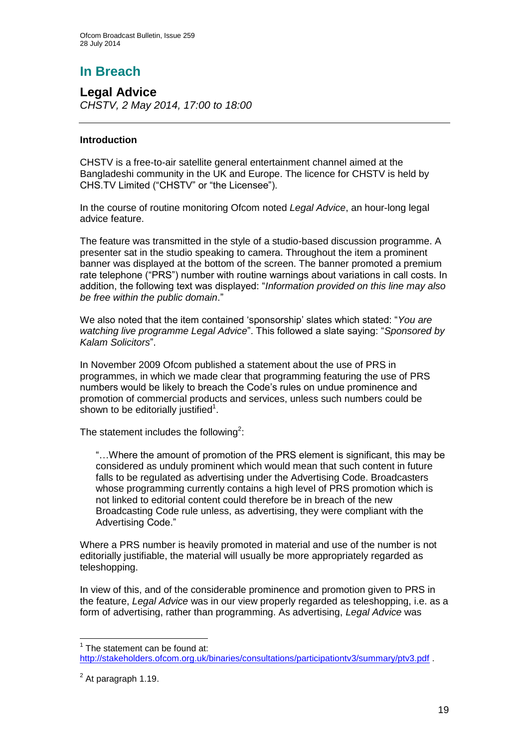# In Breach

## Legal Advice

*CHSTV, 2 May 2014, 17:00 to 18:00*

### Introduction

CHSTV is a free-to-air satellite general entertainment channel aimed at the Bangladeshi community in the UK and Europe. The licence for CHSTV is held by CHS.TV Limited ("CHSTV" or "the Licensee").

In the course of routine monitoring Ofcom noted *Legal Advice*, an hour-long legal advice feature.

The feature was transmitted in the style of a studio-based discussion programme. A presenter sat in the studio speaking to camera. Throughout the item a prominent banner was displayed at the bottom of the screen. The banner promoted a premium rate telephone ("PRS") number with routine warnings about variations in call costs. In addition, the following text was displayed: "*Information provided on this line may also be free within the public domain*."

We also noted that the item contained 'sponsorship' slates which stated: "*You are watching live programme Legal Advice*". This followed a slate saying: "*Sponsored by Kalam Solicitors*".

In November 2009 Ofcom published a statement about the use of PRS in programmes, in which we made clear that programming featuring the use of PRS numbers would be likely to breach the Code's rules on undue prominence and promotion of commercial products and services, unless such numbers could be shown to be editorially justified[1].

The statement includes the following[2]:

> "…Where the amount of promotion of the PRS element is significant, this may be considered as unduly prominent which would mean that such content in future falls to be regulated as advertising under the Advertising Code. Broadcasters whose programming currently contains a high level of PRS promotion which is not linked to editorial content could therefore be in breach of the new Broadcasting Code rule unless, as advertising, they were compliant with the Advertising Code."

Where a PRS number is heavily promoted in material and use of the number is not editorially justifiable, the material will usually be more appropriately regarded as teleshopping.

In view of this, and of the considerable prominence and promotion given to PRS in the feature, *Legal Advice* was in our view properly regarded as teleshopping, i.e. as a form of advertising, rather than programming. As advertising, *Legal Advice* was

---

[1] The statement can be found at: http://stakeholders.ofcom.org.uk/binaries/consultations/participationtv3/summary/ptv3.pdf .

[2] At paragraph 1.19.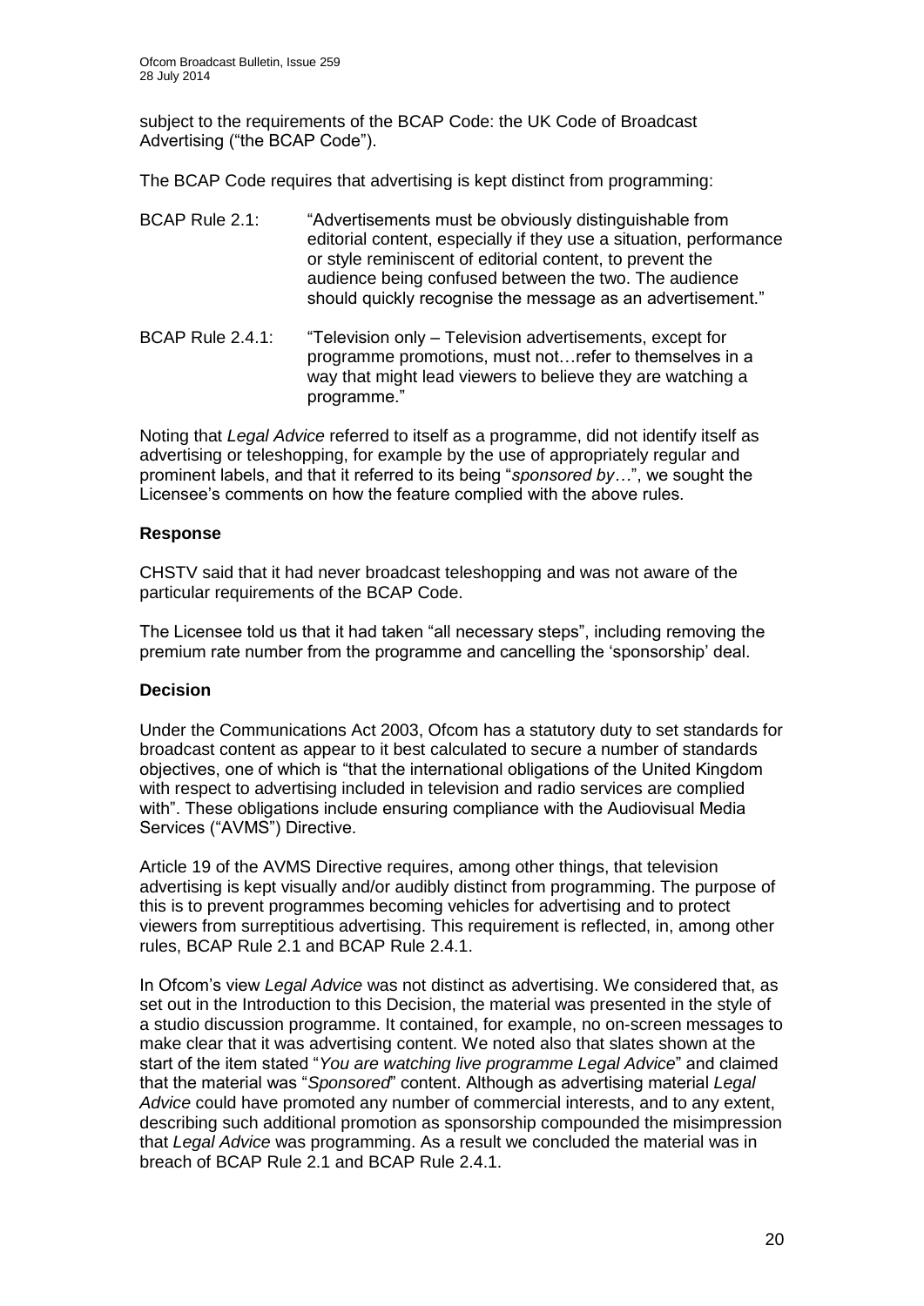subject to the requirements of the BCAP Code: the UK Code of Broadcast Advertising ("the BCAP Code").

The BCAP Code requires that advertising is kept distinct from programming:

BCAP Rule 2.1: "Advertisements must be obviously distinguishable from editorial content, especially if they use a situation, performance or style reminiscent of editorial content, to prevent the audience being confused between the two. The audience should quickly recognise the message as an advertisement."

BCAP Rule 2.4.1: "Television only – Television advertisements, except for programme promotions, must not…refer to themselves in a way that might lead viewers to believe they are watching a programme."

Noting that *Legal Advice* referred to itself as a programme, did not identify itself as advertising or teleshopping, for example by the use of appropriately regular and prominent labels, and that it referred to its being "*sponsored by…*", we sought the Licensee's comments on how the feature complied with the above rules.

**Response**

CHSTV said that it had never broadcast teleshopping and was not aware of the particular requirements of the BCAP Code.

The Licensee told us that it had taken "all necessary steps", including removing the premium rate number from the programme and cancelling the 'sponsorship' deal.

**Decision**

Under the Communications Act 2003, Ofcom has a statutory duty to set standards for broadcast content as appear to it best calculated to secure a number of standards objectives, one of which is "that the international obligations of the United Kingdom with respect to advertising included in television and radio services are complied with". These obligations include ensuring compliance with the Audiovisual Media Services ("AVMS") Directive.

Article 19 of the AVMS Directive requires, among other things, that television advertising is kept visually and/or audibly distinct from programming. The purpose of this is to prevent programmes becoming vehicles for advertising and to protect viewers from surreptitious advertising. This requirement is reflected, in, among other rules, BCAP Rule 2.1 and BCAP Rule 2.4.1.

In Ofcom's view *Legal Advice* was not distinct as advertising. We considered that, as set out in the Introduction to this Decision, the material was presented in the style of a studio discussion programme. It contained, for example, no on-screen messages to make clear that it was advertising content. We noted also that slates shown at the start of the item stated "*You are watching live programme Legal Advice*" and claimed that the material was "*Sponsored*" content. Although as advertising material *Legal Advice* could have promoted any number of commercial interests, and to any extent, describing such additional promotion as sponsorship compounded the misimpression that *Legal Advice* was programming. As a result we concluded the material was in breach of BCAP Rule 2.1 and BCAP Rule 2.4.1.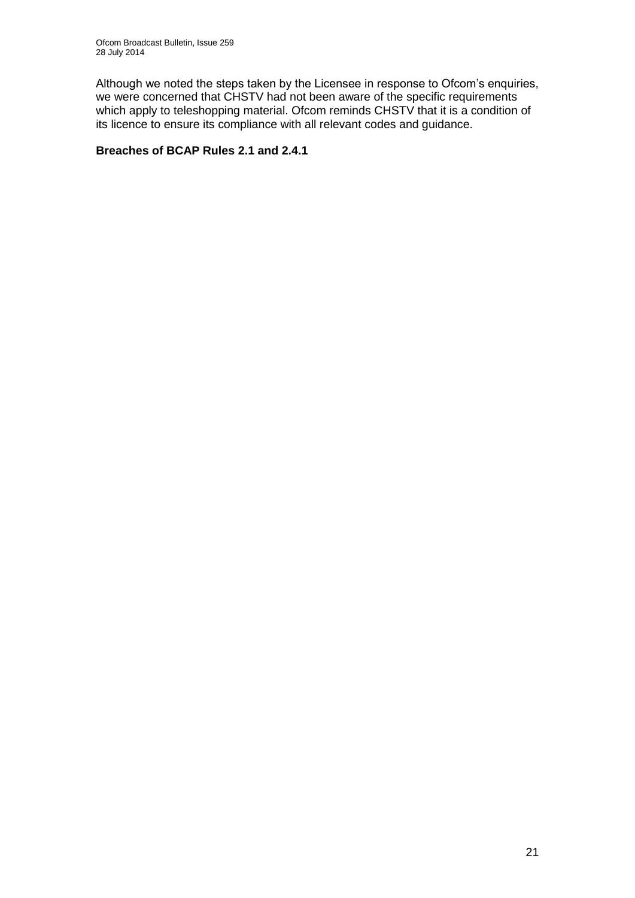Although we noted the steps taken by the Licensee in response to Ofcom's enquiries, we were concerned that CHSTV had not been aware of the specific requirements which apply to teleshopping material. Ofcom reminds CHSTV that it is a condition of its licence to ensure its compliance with all relevant codes and guidance.

**Breaches of BCAP Rules 2.1 and 2.4.1**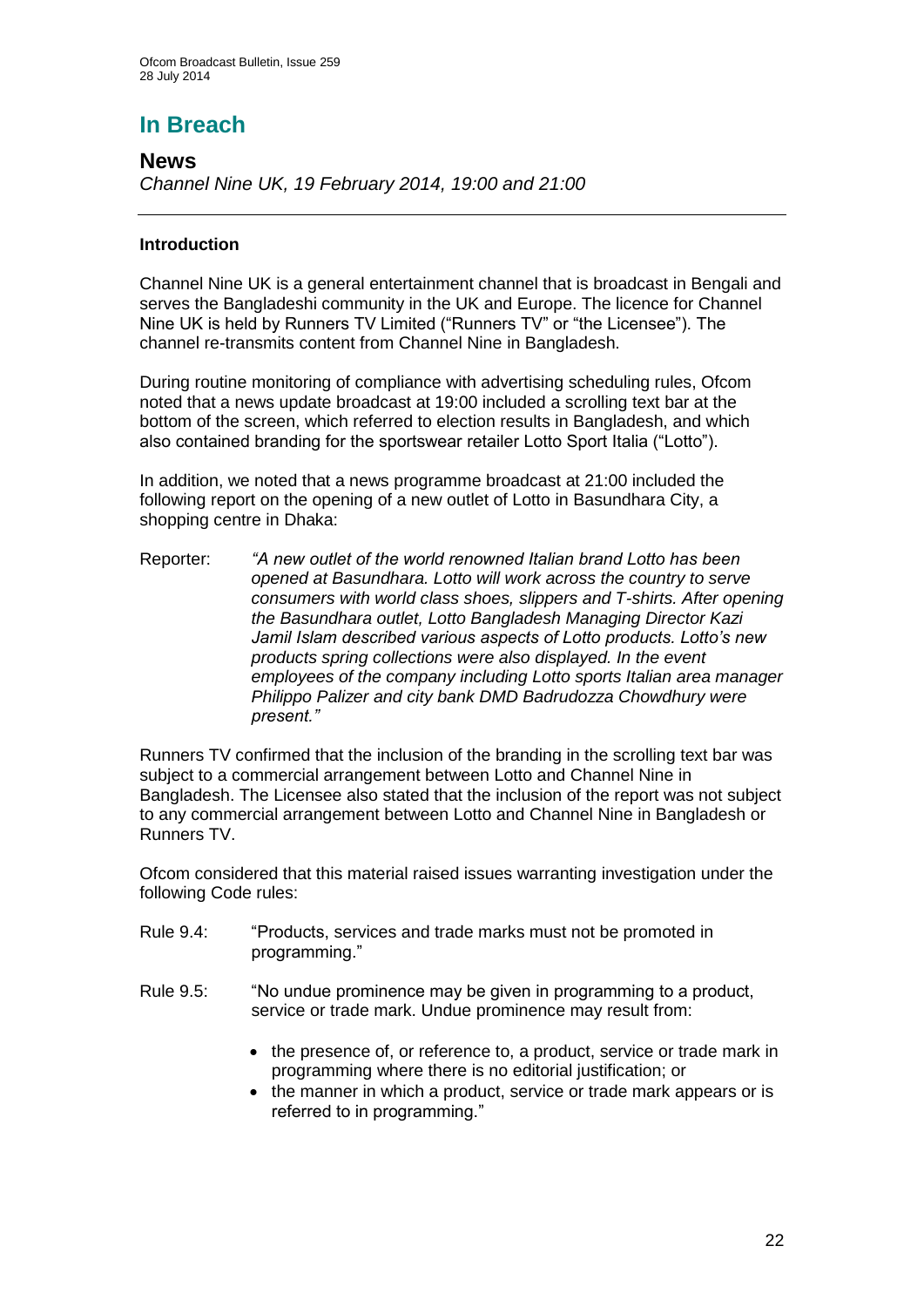# In Breach

## News

*Channel Nine UK, 19 February 2014, 19:00 and 21:00*

---

### Introduction

Channel Nine UK is a general entertainment channel that is broadcast in Bengali and serves the Bangladeshi community in the UK and Europe. The licence for Channel Nine UK is held by Runners TV Limited ("Runners TV" or "the Licensee"). The channel re-transmits content from Channel Nine in Bangladesh.

During routine monitoring of compliance with advertising scheduling rules, Ofcom noted that a news update broadcast at 19:00 included a scrolling text bar at the bottom of the screen, which referred to election results in Bangladesh, and which also contained branding for the sportswear retailer Lotto Sport Italia ("Lotto").

In addition, we noted that a news programme broadcast at 21:00 included the following report on the opening of a new outlet of Lotto in Basundhara City, a shopping centre in Dhaka:

Reporter: *"A new outlet of the world renowned Italian brand Lotto has been opened at Basundhara. Lotto will work across the country to serve consumers with world class shoes, slippers and T-shirts. After opening the Basundhara outlet, Lotto Bangladesh Managing Director Kazi Jamil Islam described various aspects of Lotto products. Lotto's new products spring collections were also displayed. In the event employees of the company including Lotto sports Italian area manager Philippo Palizer and city bank DMD Badrudozza Chowdhury were present."*

Runners TV confirmed that the inclusion of the branding in the scrolling text bar was subject to a commercial arrangement between Lotto and Channel Nine in Bangladesh. The Licensee also stated that the inclusion of the report was not subject to any commercial arrangement between Lotto and Channel Nine in Bangladesh or Runners TV.

Ofcom considered that this material raised issues warranting investigation under the following Code rules:

Rule 9.4: "Products, services and trade marks must not be promoted in programming."

Rule 9.5: "No undue prominence may be given in programming to a product, service or trade mark. Undue prominence may result from:

- the presence of, or reference to, a product, service or trade mark in programming where there is no editorial justification; or
- the manner in which a product, service or trade mark appears or is referred to in programming."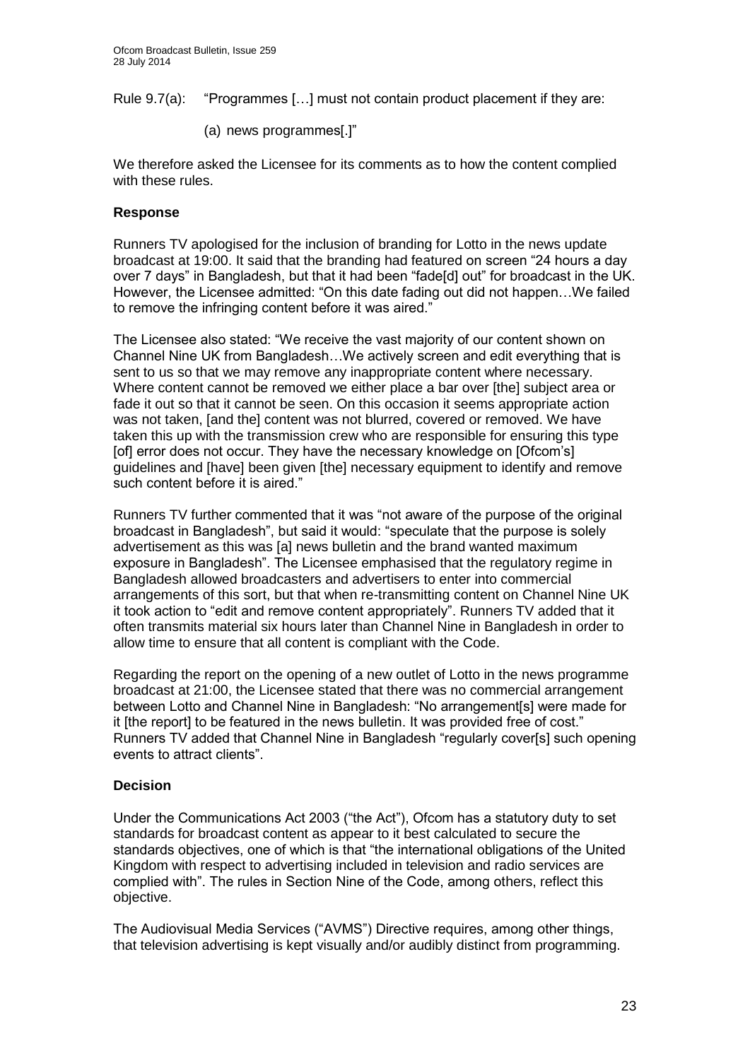Rule 9.7(a): "Programmes […] must not contain product placement if they are:

(a) news programmes[.]"

We therefore asked the Licensee for its comments as to how the content complied with these rules.

### Response

Runners TV apologised for the inclusion of branding for Lotto in the news update broadcast at 19:00. It said that the branding had featured on screen "24 hours a day over 7 days" in Bangladesh, but that it had been "fade[d] out" for broadcast in the UK. However, the Licensee admitted: "On this date fading out did not happen…We failed to remove the infringing content before it was aired."

The Licensee also stated: "We receive the vast majority of our content shown on Channel Nine UK from Bangladesh…We actively screen and edit everything that is sent to us so that we may remove any inappropriate content where necessary. Where content cannot be removed we either place a bar over [the] subject area or fade it out so that it cannot be seen. On this occasion it seems appropriate action was not taken, [and the] content was not blurred, covered or removed. We have taken this up with the transmission crew who are responsible for ensuring this type [of] error does not occur. They have the necessary knowledge on [Ofcom's] guidelines and [have] been given [the] necessary equipment to identify and remove such content before it is aired."

Runners TV further commented that it was "not aware of the purpose of the original broadcast in Bangladesh", but said it would: "speculate that the purpose is solely advertisement as this was [a] news bulletin and the brand wanted maximum exposure in Bangladesh". The Licensee emphasised that the regulatory regime in Bangladesh allowed broadcasters and advertisers to enter into commercial arrangements of this sort, but that when re-transmitting content on Channel Nine UK it took action to "edit and remove content appropriately". Runners TV added that it often transmits material six hours later than Channel Nine in Bangladesh in order to allow time to ensure that all content is compliant with the Code.

Regarding the report on the opening of a new outlet of Lotto in the news programme broadcast at 21:00, the Licensee stated that there was no commercial arrangement between Lotto and Channel Nine in Bangladesh: "No arrangement[s] were made for it [the report] to be featured in the news bulletin. It was provided free of cost." Runners TV added that Channel Nine in Bangladesh "regularly cover[s] such opening events to attract clients".

### Decision

Under the Communications Act 2003 ("the Act"), Ofcom has a statutory duty to set standards for broadcast content as appear to it best calculated to secure the standards objectives, one of which is that "the international obligations of the United Kingdom with respect to advertising included in television and radio services are complied with". The rules in Section Nine of the Code, among others, reflect this objective.

The Audiovisual Media Services ("AVMS") Directive requires, among other things, that television advertising is kept visually and/or audibly distinct from programming.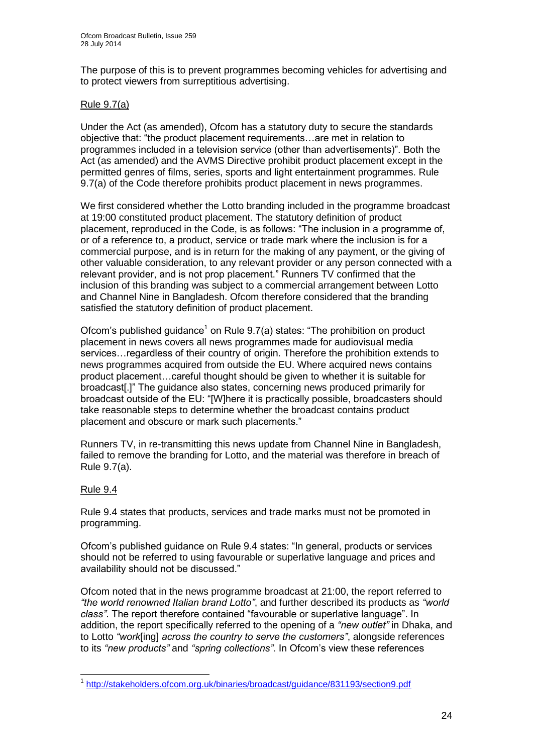The purpose of this is to prevent programmes becoming vehicles for advertising and to protect viewers from surreptitious advertising.

Rule 9.7(a)

Under the Act (as amended), Ofcom has a statutory duty to secure the standards objective that: "the product placement requirements…are met in relation to programmes included in a television service (other than advertisements)". Both the Act (as amended) and the AVMS Directive prohibit product placement except in the permitted genres of films, series, sports and light entertainment programmes. Rule 9.7(a) of the Code therefore prohibits product placement in news programmes.

We first considered whether the Lotto branding included in the programme broadcast at 19:00 constituted product placement. The statutory definition of product placement, reproduced in the Code, is as follows: "The inclusion in a programme of, or of a reference to, a product, service or trade mark where the inclusion is for a commercial purpose, and is in return for the making of any payment, or the giving of other valuable consideration, to any relevant provider or any person connected with a relevant provider, and is not prop placement." Runners TV confirmed that the inclusion of this branding was subject to a commercial arrangement between Lotto and Channel Nine in Bangladesh. Ofcom therefore considered that the branding satisfied the statutory definition of product placement.

Ofcom's published guidance[1] on Rule 9.7(a) states: "The prohibition on product placement in news covers all news programmes made for audiovisual media services…regardless of their country of origin. Therefore the prohibition extends to news programmes acquired from outside the EU. Where acquired news contains product placement…careful thought should be given to whether it is suitable for broadcast[.]" The guidance also states, concerning news produced primarily for broadcast outside of the EU: "[W]here it is practically possible, broadcasters should take reasonable steps to determine whether the broadcast contains product placement and obscure or mark such placements."

Runners TV, in re-transmitting this news update from Channel Nine in Bangladesh, failed to remove the branding for Lotto, and the material was therefore in breach of Rule 9.7(a).

Rule 9.4

Rule 9.4 states that products, services and trade marks must not be promoted in programming.

Ofcom's published guidance on Rule 9.4 states: "In general, products or services should not be referred to using favourable or superlative language and prices and availability should not be discussed."

Ofcom noted that in the news programme broadcast at 21:00, the report referred to *"the world renowned Italian brand Lotto"*, and further described its products as *"world class"*. The report therefore contained "favourable or superlative language". In addition, the report specifically referred to the opening of a *"new outlet"* in Dhaka, and to Lotto *"work*[ing] *across the country to serve the customers"*, alongside references to its *"new products"* and *"spring collections"*. In Ofcom's view these references

---

[1] http://stakeholders.ofcom.org.uk/binaries/broadcast/guidance/831193/section9.pdf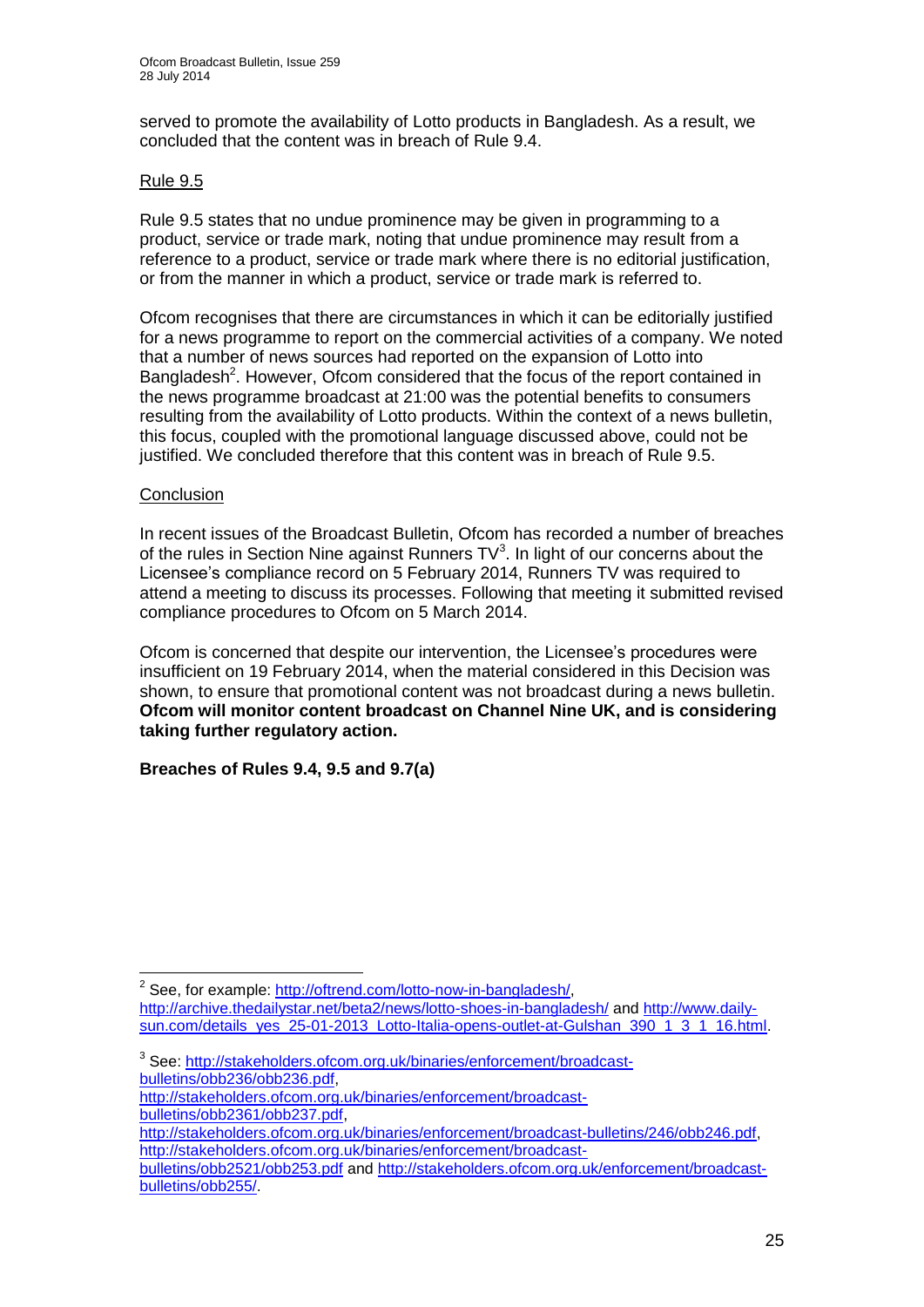served to promote the availability of Lotto products in Bangladesh. As a result, we concluded that the content was in breach of Rule 9.4.

Rule 9.5

Rule 9.5 states that no undue prominence may be given in programming to a product, service or trade mark, noting that undue prominence may result from a reference to a product, service or trade mark where there is no editorial justification, or from the manner in which a product, service or trade mark is referred to.

Ofcom recognises that there are circumstances in which it can be editorially justified for a news programme to report on the commercial activities of a company. We noted that a number of news sources had reported on the expansion of Lotto into Bangladesh[2]. However, Ofcom considered that the focus of the report contained in the news programme broadcast at 21:00 was the potential benefits to consumers resulting from the availability of Lotto products. Within the context of a news bulletin, this focus, coupled with the promotional language discussed above, could not be justified. We concluded therefore that this content was in breach of Rule 9.5.

Conclusion

In recent issues of the Broadcast Bulletin, Ofcom has recorded a number of breaches of the rules in Section Nine against Runners TV[3]. In light of our concerns about the Licensee's compliance record on 5 February 2014, Runners TV was required to attend a meeting to discuss its processes. Following that meeting it submitted revised compliance procedures to Ofcom on 5 March 2014.

Ofcom is concerned that despite our intervention, the Licensee's procedures were insufficient on 19 February 2014, when the material considered in this Decision was shown, to ensure that promotional content was not broadcast during a news bulletin. **Ofcom will monitor content broadcast on Channel Nine UK, and is considering taking further regulatory action.**

**Breaches of Rules 9.4, 9.5 and 9.7(a)**

---

[2] See, for example: http://oftrend.com/lotto-now-in-bangladesh/, http://archive.thedailystar.net/beta2/news/lotto-shoes-in-bangladesh/ and http://www.daily-sun.com/details_yes_25-01-2013_Lotto-Italia-opens-outlet-at-Gulshan_390_1_3_1_16.html.

[3] See: http://stakeholders.ofcom.org.uk/binaries/enforcement/broadcast-bulletins/obb236/obb236.pdf, http://stakeholders.ofcom.org.uk/binaries/enforcement/broadcast-bulletins/obb2361/obb237.pdf, http://stakeholders.ofcom.org.uk/binaries/enforcement/broadcast-bulletins/246/obb246.pdf, http://stakeholders.ofcom.org.uk/binaries/enforcement/broadcast-bulletins/obb2521/obb253.pdf and http://stakeholders.ofcom.org.uk/enforcement/broadcast-bulletins/obb255/.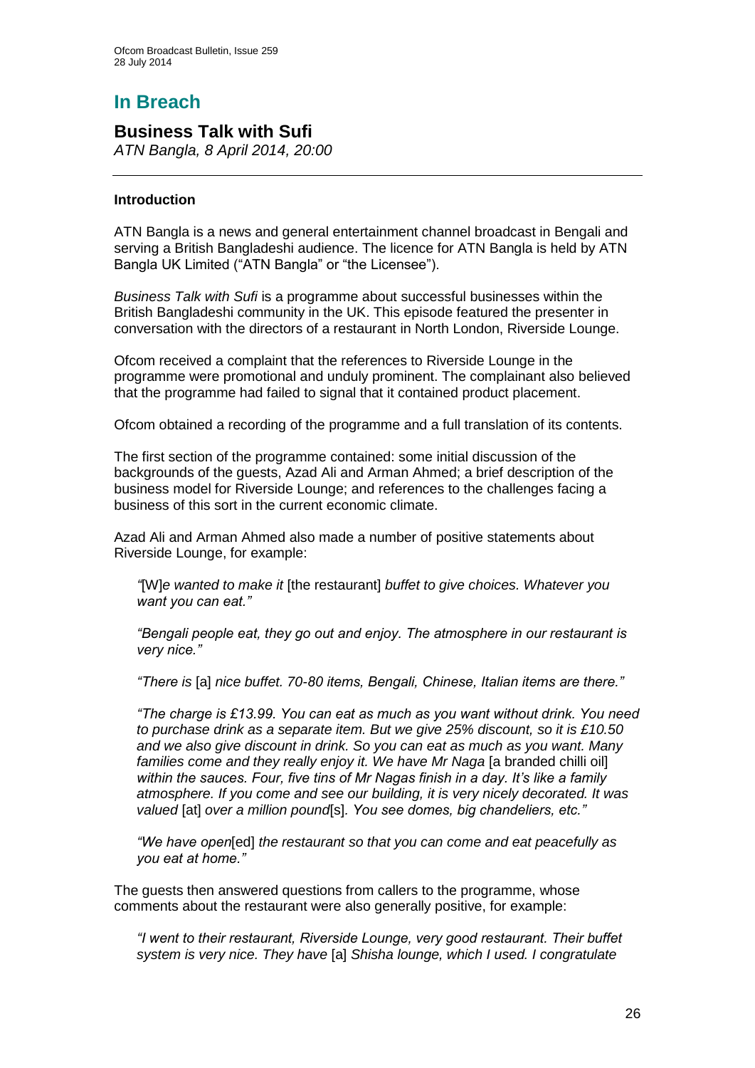# In Breach

## Business Talk with Sufi

*ATN Bangla, 8 April 2014, 20:00*

### Introduction

ATN Bangla is a news and general entertainment channel broadcast in Bengali and serving a British Bangladeshi audience. The licence for ATN Bangla is held by ATN Bangla UK Limited ("ATN Bangla" or "the Licensee").

*Business Talk with Sufi* is a programme about successful businesses within the British Bangladeshi community in the UK. This episode featured the presenter in conversation with the directors of a restaurant in North London, Riverside Lounge.

Ofcom received a complaint that the references to Riverside Lounge in the programme were promotional and unduly prominent. The complainant also believed that the programme had failed to signal that it contained product placement.

Ofcom obtained a recording of the programme and a full translation of its contents.

The first section of the programme contained: some initial discussion of the backgrounds of the guests, Azad Ali and Arman Ahmed; a brief description of the business model for Riverside Lounge; and references to the challenges facing a business of this sort in the current economic climate.

Azad Ali and Arman Ahmed also made a number of positive statements about Riverside Lounge, for example:

> *"*[W]*e wanted to make it* [the restaurant] *buffet to give choices. Whatever you want you can eat."*
>
> *"Bengali people eat, they go out and enjoy. The atmosphere in our restaurant is very nice."*
>
> *"There is* [a] *nice buffet. 70-80 items, Bengali, Chinese, Italian items are there."*
>
> *"The charge is £13.99. You can eat as much as you want without drink. You need to purchase drink as a separate item. But we give 25% discount, so it is £10.50 and we also give discount in drink. So you can eat as much as you want. Many families come and they really enjoy it. We have Mr Naga* [a branded chilli oil] *within the sauces. Four, five tins of Mr Nagas finish in a day. It's like a family atmosphere. If you come and see our building, it is very nicely decorated. It was valued* [at] *over a million pound*[s]*. You see domes, big chandeliers, etc."*
>
> *"We have open*[ed] *the restaurant so that you can come and eat peacefully as you eat at home."*

The guests then answered questions from callers to the programme, whose comments about the restaurant were also generally positive, for example:

> *"I went to their restaurant, Riverside Lounge, very good restaurant. Their buffet system is very nice. They have* [a] *Shisha lounge, which I used. I congratulate*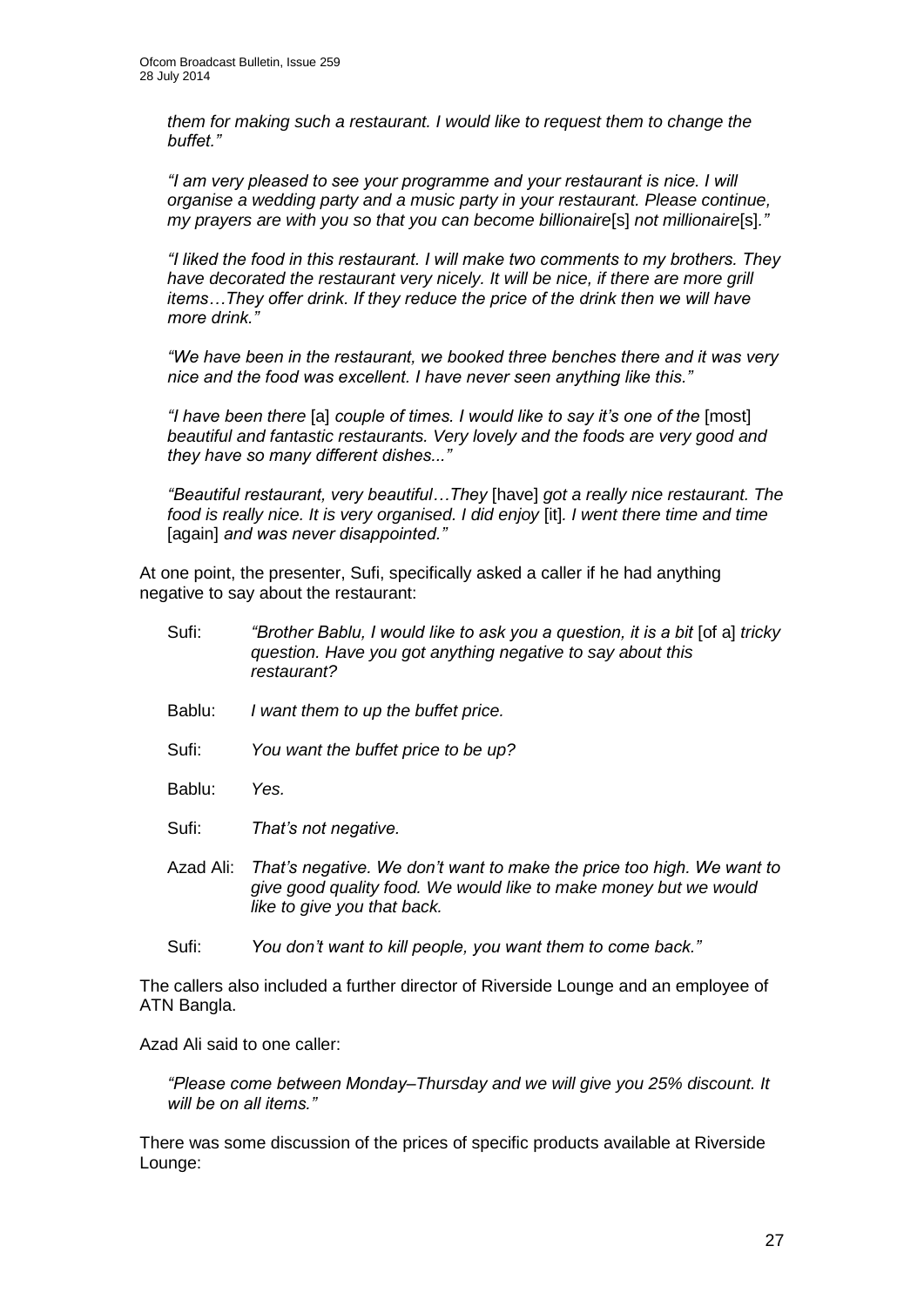*them for making such a restaurant. I would like to request them to change the buffet."*

*"I am very pleased to see your programme and your restaurant is nice. I will organise a wedding party and a music party in your restaurant. Please continue, my prayers are with you so that you can become billionaire*[s] *not millionaire*[s]*."*

*"I liked the food in this restaurant. I will make two comments to my brothers. They have decorated the restaurant very nicely. It will be nice, if there are more grill items…They offer drink. If they reduce the price of the drink then we will have more drink."*

*"We have been in the restaurant, we booked three benches there and it was very nice and the food was excellent. I have never seen anything like this."*

*"I have been there* [a] *couple of times. I would like to say it's one of the* [most] *beautiful and fantastic restaurants. Very lovely and the foods are very good and they have so many different dishes..."*

*"Beautiful restaurant, very beautiful…They* [have] *got a really nice restaurant. The food is really nice. It is very organised. I did enjoy* [it]*. I went there time and time* [again] *and was never disappointed."*

At one point, the presenter, Sufi, specifically asked a caller if he had anything negative to say about the restaurant:

Sufi: *"Brother Bablu, I would like to ask you a question, it is a bit* [of a] *tricky question. Have you got anything negative to say about this restaurant?*

Bablu: *I want them to up the buffet price.*

Sufi: *You want the buffet price to be up?*

Bablu: *Yes.*

Sufi: *That's not negative.*

Azad Ali: *That's negative. We don't want to make the price too high. We want to give good quality food. We would like to make money but we would like to give you that back.*

Sufi: *You don't want to kill people, you want them to come back."*

The callers also included a further director of Riverside Lounge and an employee of ATN Bangla.

Azad Ali said to one caller:

*"Please come between Monday–Thursday and we will give you 25% discount. It will be on all items."*

There was some discussion of the prices of specific products available at Riverside Lounge: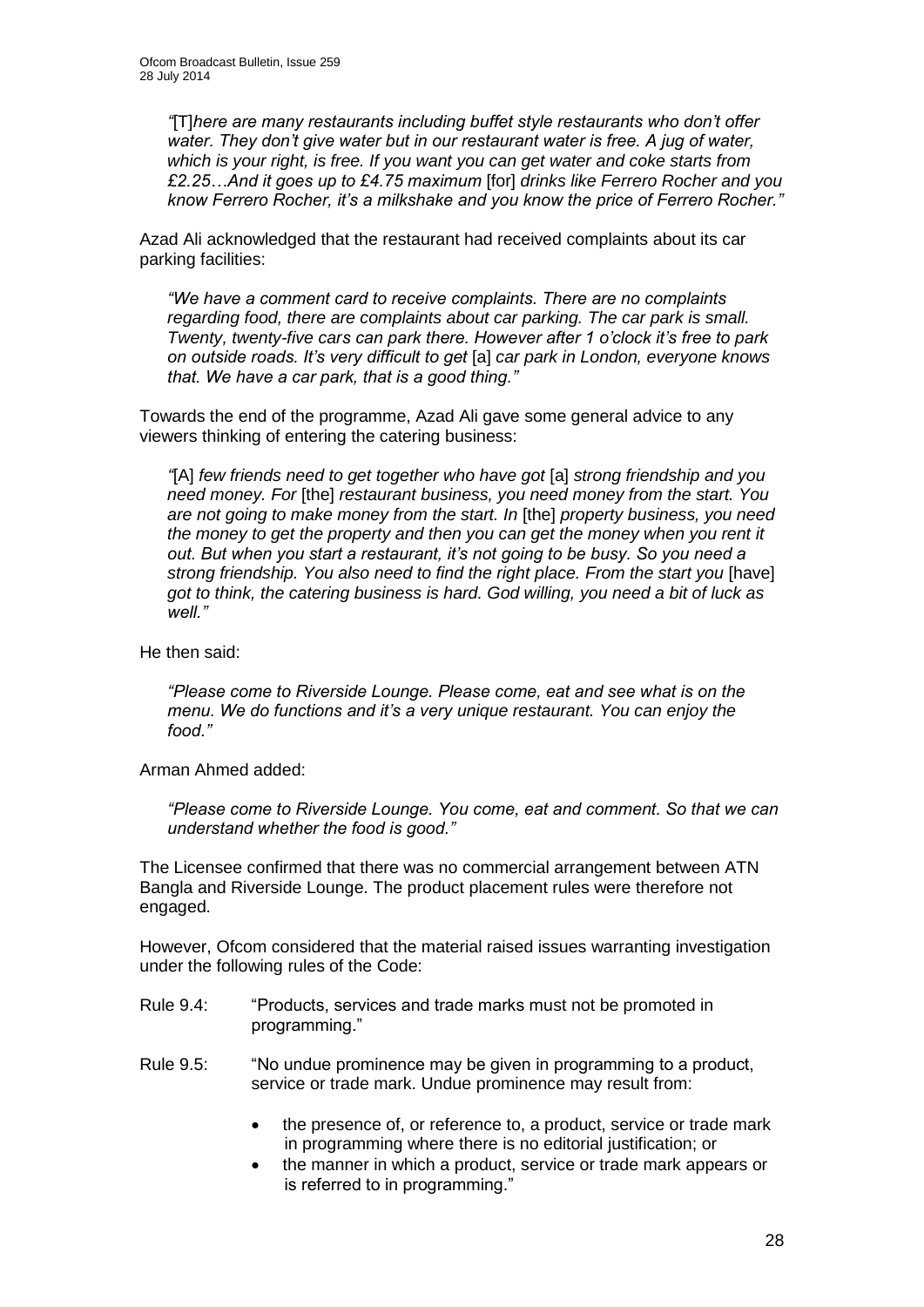*"*[T]*here are many restaurants including buffet style restaurants who don't offer water. They don't give water but in our restaurant water is free. A jug of water, which is your right, is free. If you want you can get water and coke starts from £2.25…And it goes up to £4.75 maximum* [for] *drinks like Ferrero Rocher and you know Ferrero Rocher, it's a milkshake and you know the price of Ferrero Rocher."*

Azad Ali acknowledged that the restaurant had received complaints about its car parking facilities:

*"We have a comment card to receive complaints. There are no complaints regarding food, there are complaints about car parking. The car park is small. Twenty, twenty-five cars can park there. However after 1 o'clock it's free to park on outside roads. It's very difficult to get* [a] *car park in London, everyone knows that. We have a car park, that is a good thing."*

Towards the end of the programme, Azad Ali gave some general advice to any viewers thinking of entering the catering business:

*"*[A] *few friends need to get together who have got* [a] *strong friendship and you need money. For* [the] *restaurant business, you need money from the start. You are not going to make money from the start. In* [the] *property business, you need the money to get the property and then you can get the money when you rent it out. But when you start a restaurant, it's not going to be busy. So you need a strong friendship. You also need to find the right place. From the start you* [have] *got to think, the catering business is hard. God willing, you need a bit of luck as well."*

He then said:

*"Please come to Riverside Lounge. Please come, eat and see what is on the menu. We do functions and it's a very unique restaurant. You can enjoy the food."*

Arman Ahmed added:

*"Please come to Riverside Lounge. You come, eat and comment. So that we can understand whether the food is good."*

The Licensee confirmed that there was no commercial arrangement between ATN Bangla and Riverside Lounge. The product placement rules were therefore not engaged.

However, Ofcom considered that the material raised issues warranting investigation under the following rules of the Code:

Rule 9.4: "Products, services and trade marks must not be promoted in programming."

Rule 9.5: "No undue prominence may be given in programming to a product, service or trade mark. Undue prominence may result from:

- the presence of, or reference to, a product, service or trade mark in programming where there is no editorial justification; or
- the manner in which a product, service or trade mark appears or is referred to in programming."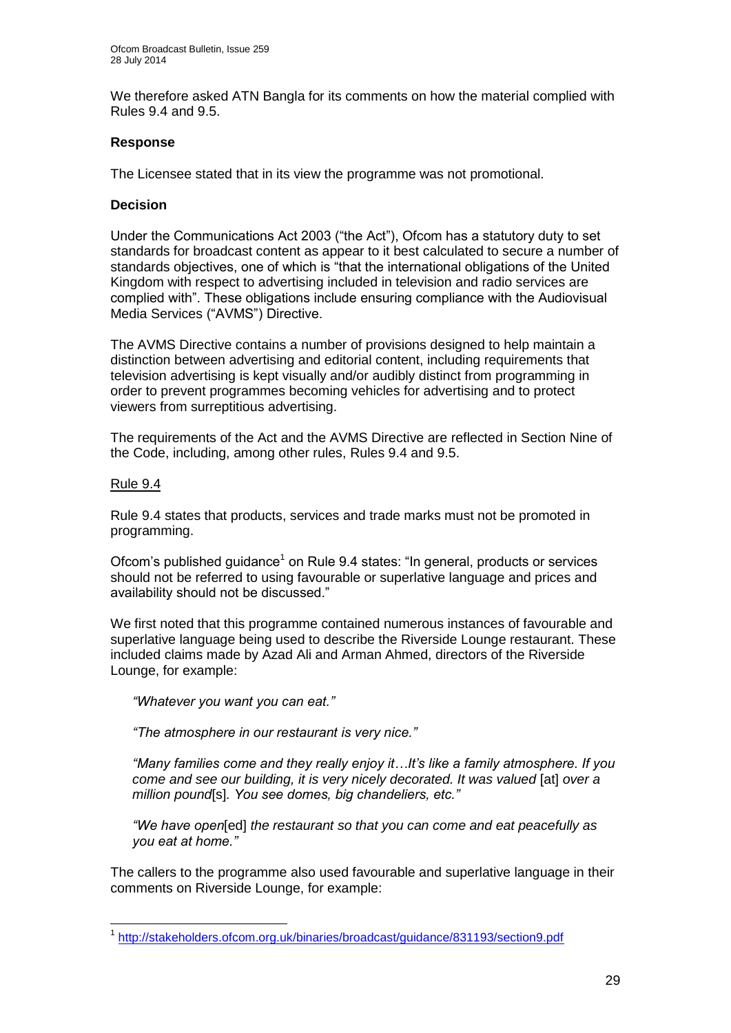We therefore asked ATN Bangla for its comments on how the material complied with Rules 9.4 and 9.5.

**Response**

The Licensee stated that in its view the programme was not promotional.

**Decision**

Under the Communications Act 2003 ("the Act"), Ofcom has a statutory duty to set standards for broadcast content as appear to it best calculated to secure a number of standards objectives, one of which is "that the international obligations of the United Kingdom with respect to advertising included in television and radio services are complied with". These obligations include ensuring compliance with the Audiovisual Media Services ("AVMS") Directive.

The AVMS Directive contains a number of provisions designed to help maintain a distinction between advertising and editorial content, including requirements that television advertising is kept visually and/or audibly distinct from programming in order to prevent programmes becoming vehicles for advertising and to protect viewers from surreptitious advertising.

The requirements of the Act and the AVMS Directive are reflected in Section Nine of the Code, including, among other rules, Rules 9.4 and 9.5.

<u>Rule 9.4</u>

Rule 9.4 states that products, services and trade marks must not be promoted in programming.

Ofcom's published guidance[1] on Rule 9.4 states: "In general, products or services should not be referred to using favourable or superlative language and prices and availability should not be discussed."

We first noted that this programme contained numerous instances of favourable and superlative language being used to describe the Riverside Lounge restaurant. These included claims made by Azad Ali and Arman Ahmed, directors of the Riverside Lounge, for example:

> *"Whatever you want you can eat."*
>
> *"The atmosphere in our restaurant is very nice."*
>
> *"Many families come and they really enjoy it…It's like a family atmosphere. If you come and see our building, it is very nicely decorated. It was valued* [at] *over a million pound*[s]*. You see domes, big chandeliers, etc."*
>
> *"We have open*[ed] *the restaurant so that you can come and eat peacefully as you eat at home."*

The callers to the programme also used favourable and superlative language in their comments on Riverside Lounge, for example:

---

[1] http://stakeholders.ofcom.org.uk/binaries/broadcast/guidance/831193/section9.pdf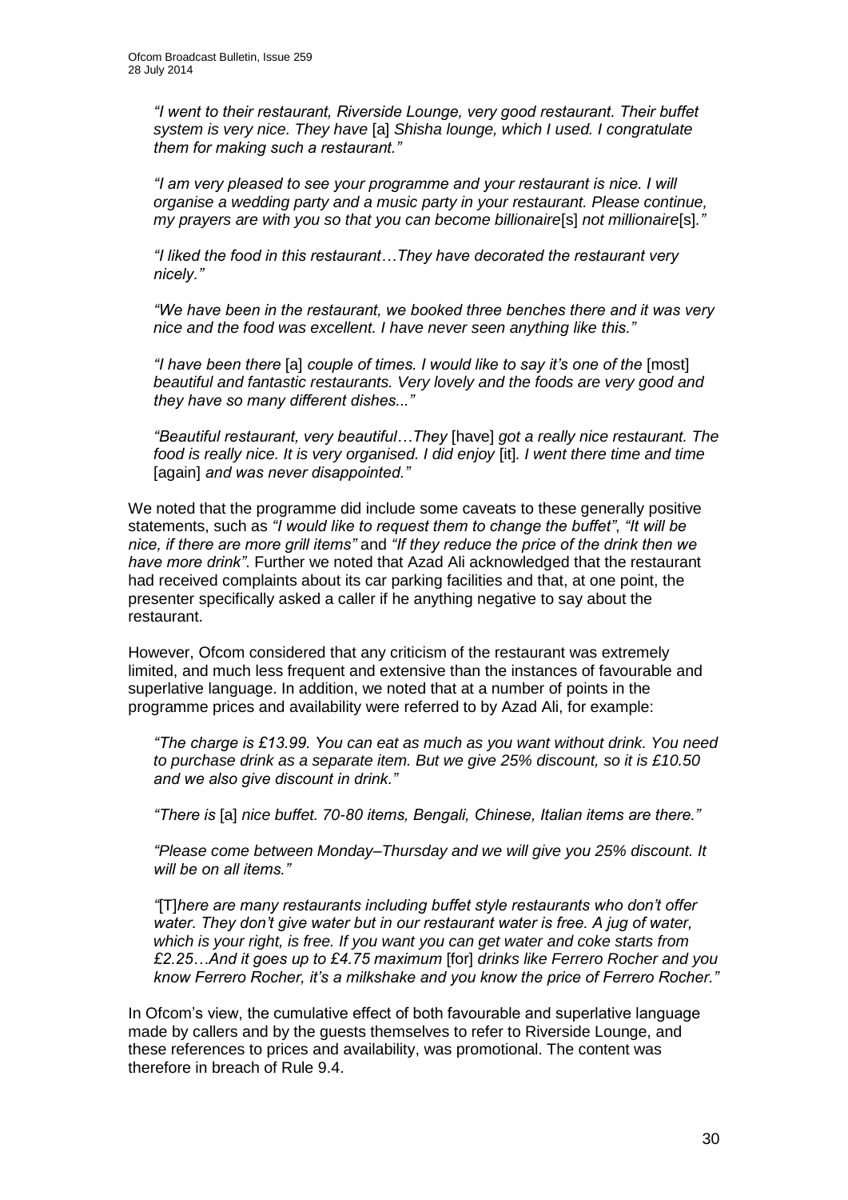> *"I went to their restaurant, Riverside Lounge, very good restaurant. Their buffet system is very nice. They have* [a] *Shisha lounge, which I used. I congratulate them for making such a restaurant."*
>
> *"I am very pleased to see your programme and your restaurant is nice. I will organise a wedding party and a music party in your restaurant. Please continue, my prayers are with you so that you can become billionaire*[s] *not millionaire*[s]*."*
>
> *"I liked the food in this restaurant…They have decorated the restaurant very nicely."*
>
> *"We have been in the restaurant, we booked three benches there and it was very nice and the food was excellent. I have never seen anything like this."*
>
> *"I have been there* [a] *couple of times. I would like to say it's one of the* [most] *beautiful and fantastic restaurants. Very lovely and the foods are very good and they have so many different dishes..."*
>
> *"Beautiful restaurant, very beautiful…They* [have] *got a really nice restaurant. The food is really nice. It is very organised. I did enjoy* [it]*. I went there time and time* [again] *and was never disappointed."*

We noted that the programme did include some caveats to these generally positive statements, such as *"I would like to request them to change the buffet"*, *"It will be nice, if there are more grill items"* and *"If they reduce the price of the drink then we have more drink"*. Further we noted that Azad Ali acknowledged that the restaurant had received complaints about its car parking facilities and that, at one point, the presenter specifically asked a caller if he anything negative to say about the restaurant.

However, Ofcom considered that any criticism of the restaurant was extremely limited, and much less frequent and extensive than the instances of favourable and superlative language. In addition, we noted that at a number of points in the programme prices and availability were referred to by Azad Ali, for example:

> *"The charge is £13.99. You can eat as much as you want without drink. You need to purchase drink as a separate item. But we give 25% discount, so it is £10.50 and we also give discount in drink."*
>
> *"There is* [a] *nice buffet. 70-80 items, Bengali, Chinese, Italian items are there."*
>
> *"Please come between Monday–Thursday and we will give you 25% discount. It will be on all items."*
>
> *"*[T]*here are many restaurants including buffet style restaurants who don't offer water. They don't give water but in our restaurant water is free. A jug of water, which is your right, is free. If you want you can get water and coke starts from £2.25…And it goes up to £4.75 maximum* [for] *drinks like Ferrero Rocher and you know Ferrero Rocher, it's a milkshake and you know the price of Ferrero Rocher."*

In Ofcom's view, the cumulative effect of both favourable and superlative language made by callers and by the guests themselves to refer to Riverside Lounge, and these references to prices and availability, was promotional. The content was therefore in breach of Rule 9.4.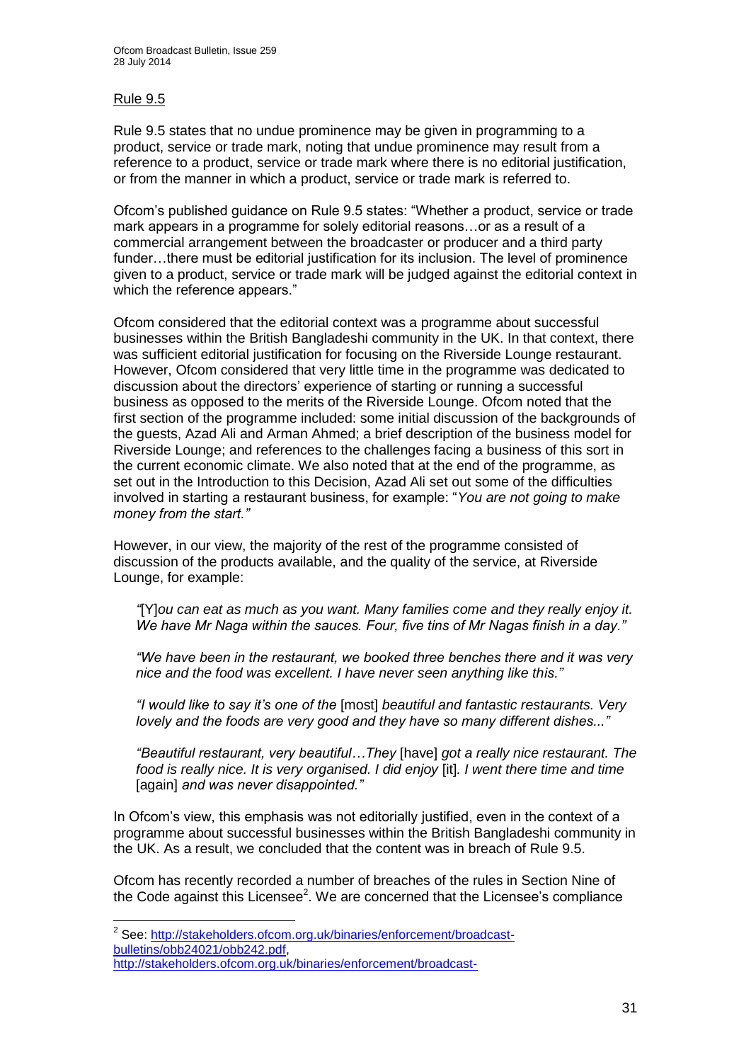## Rule 9.5

Rule 9.5 states that no undue prominence may be given in programming to a product, service or trade mark, noting that undue prominence may result from a reference to a product, service or trade mark where there is no editorial justification, or from the manner in which a product, service or trade mark is referred to.

Ofcom's published guidance on Rule 9.5 states: "Whether a product, service or trade mark appears in a programme for solely editorial reasons…or as a result of a commercial arrangement between the broadcaster or producer and a third party funder…there must be editorial justification for its inclusion. The level of prominence given to a product, service or trade mark will be judged against the editorial context in which the reference appears."

Ofcom considered that the editorial context was a programme about successful businesses within the British Bangladeshi community in the UK. In that context, there was sufficient editorial justification for focusing on the Riverside Lounge restaurant. However, Ofcom considered that very little time in the programme was dedicated to discussion about the directors' experience of starting or running a successful business as opposed to the merits of the Riverside Lounge. Ofcom noted that the first section of the programme included: some initial discussion of the backgrounds of the guests, Azad Ali and Arman Ahmed; a brief description of the business model for Riverside Lounge; and references to the challenges facing a business of this sort in the current economic climate. We also noted that at the end of the programme, as set out in the Introduction to this Decision, Azad Ali set out some of the difficulties involved in starting a restaurant business, for example: "*You are not going to make money from the start."*

However, in our view, the majority of the rest of the programme consisted of discussion of the products available, and the quality of the service, at Riverside Lounge, for example:

> *"*[Y]*ou can eat as much as you want. Many families come and they really enjoy it. We have Mr Naga within the sauces. Four, five tins of Mr Nagas finish in a day."*
>
> *"We have been in the restaurant, we booked three benches there and it was very nice and the food was excellent. I have never seen anything like this."*
>
> *"I would like to say it's one of the* [most] *beautiful and fantastic restaurants. Very lovely and the foods are very good and they have so many different dishes..."*
>
> *"Beautiful restaurant, very beautiful…They* [have] *got a really nice restaurant. The food is really nice. It is very organised. I did enjoy* [it]*. I went there time and time* [again] *and was never disappointed."*

In Ofcom's view, this emphasis was not editorially justified, even in the context of a programme about successful businesses within the British Bangladeshi community in the UK. As a result, we concluded that the content was in breach of Rule 9.5.

Ofcom has recently recorded a number of breaches of the rules in Section Nine of the Code against this Licensee[2]. We are concerned that the Licensee's compliance

---

[2] See: http://stakeholders.ofcom.org.uk/binaries/enforcement/broadcast-bulletins/obb24021/obb242.pdf,
http://stakeholders.ofcom.org.uk/binaries/enforcement/broadcast-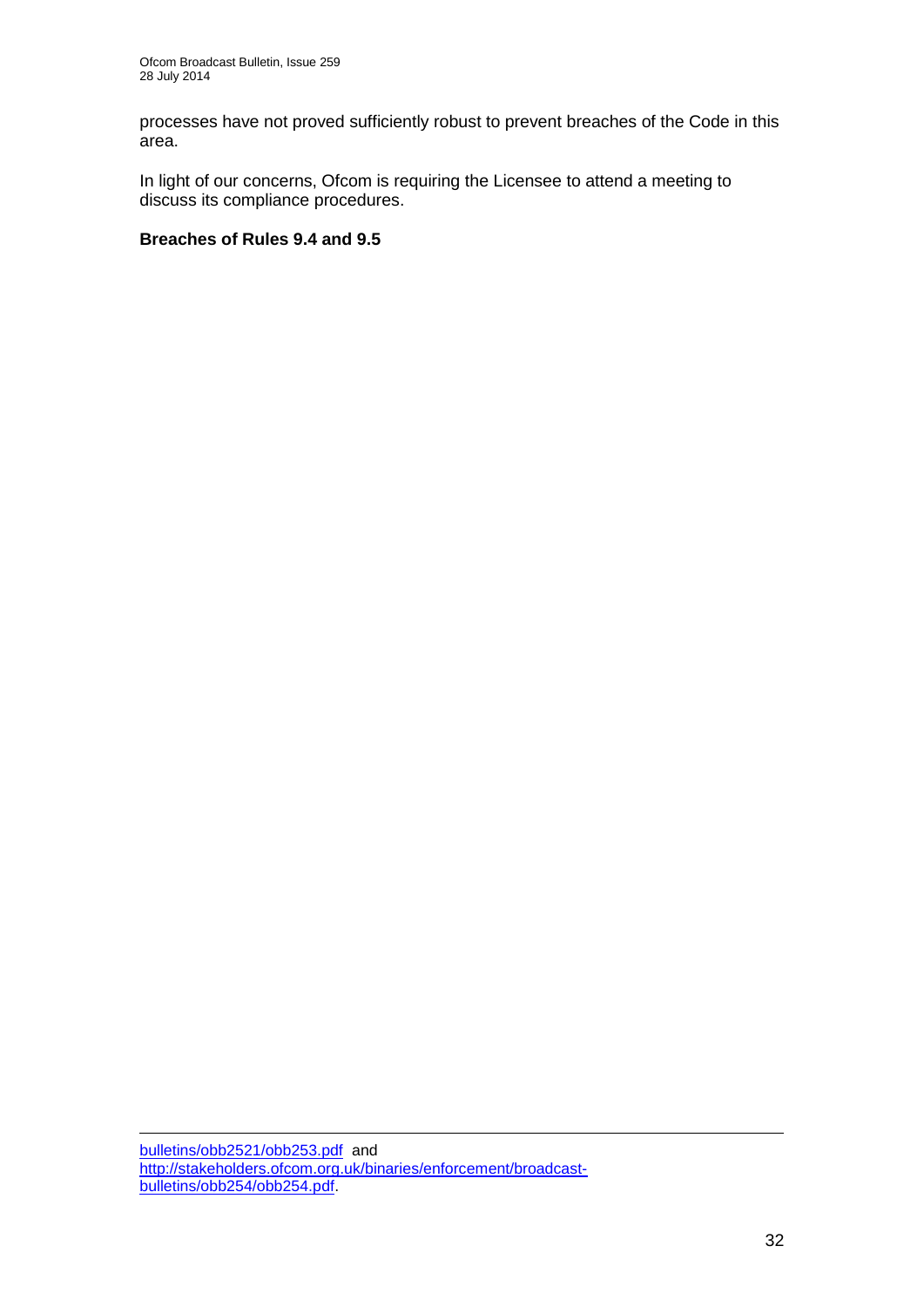processes have not proved sufficiently robust to prevent breaches of the Code in this area.

In light of our concerns, Ofcom is requiring the Licensee to attend a meeting to discuss its compliance procedures.

**Breaches of Rules 9.4 and 9.5**

---

bulletins/obb2521/obb253.pdf and http://stakeholders.ofcom.org.uk/binaries/enforcement/broadcast-bulletins/obb254/obb254.pdf.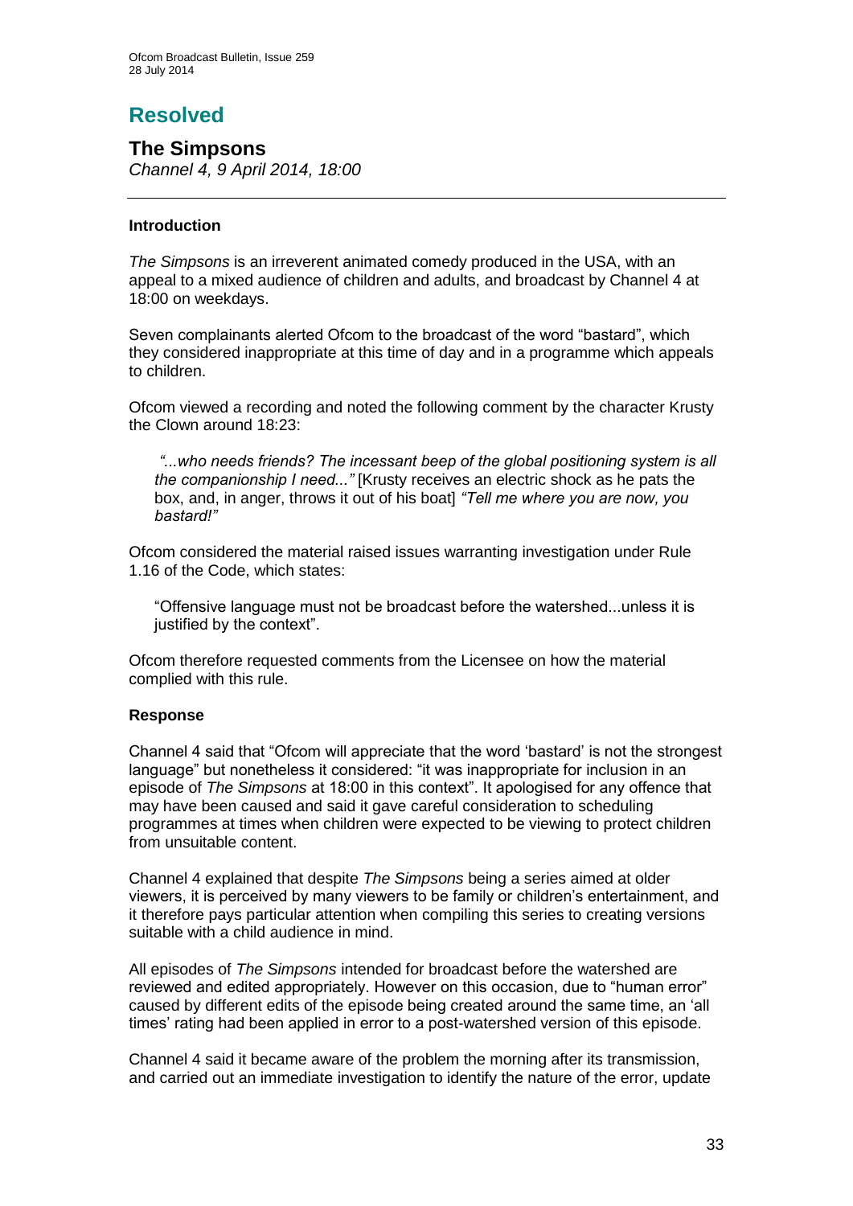# Resolved

## The Simpsons

*Channel 4, 9 April 2014, 18:00*

---

### Introduction

*The Simpsons* is an irreverent animated comedy produced in the USA, with an appeal to a mixed audience of children and adults, and broadcast by Channel 4 at 18:00 on weekdays.

Seven complainants alerted Ofcom to the broadcast of the word "bastard", which they considered inappropriate at this time of day and in a programme which appeals to children.

Ofcom viewed a recording and noted the following comment by the character Krusty the Clown around 18:23:

> *"...who needs friends? The incessant beep of the global positioning system is all the companionship I need..."* [Krusty receives an electric shock as he pats the box, and, in anger, throws it out of his boat] *"Tell me where you are now, you bastard!"*

Ofcom considered the material raised issues warranting investigation under Rule 1.16 of the Code, which states:

> "Offensive language must not be broadcast before the watershed...unless it is justified by the context".

Ofcom therefore requested comments from the Licensee on how the material complied with this rule.

### Response

Channel 4 said that "Ofcom will appreciate that the word 'bastard' is not the strongest language" but nonetheless it considered: "it was inappropriate for inclusion in an episode of *The Simpsons* at 18:00 in this context". It apologised for any offence that may have been caused and said it gave careful consideration to scheduling programmes at times when children were expected to be viewing to protect children from unsuitable content.

Channel 4 explained that despite *The Simpsons* being a series aimed at older viewers, it is perceived by many viewers to be family or children's entertainment, and it therefore pays particular attention when compiling this series to creating versions suitable with a child audience in mind.

All episodes of *The Simpsons* intended for broadcast before the watershed are reviewed and edited appropriately. However on this occasion, due to "human error" caused by different edits of the episode being created around the same time, an 'all times' rating had been applied in error to a post-watershed version of this episode.

Channel 4 said it became aware of the problem the morning after its transmission, and carried out an immediate investigation to identify the nature of the error, update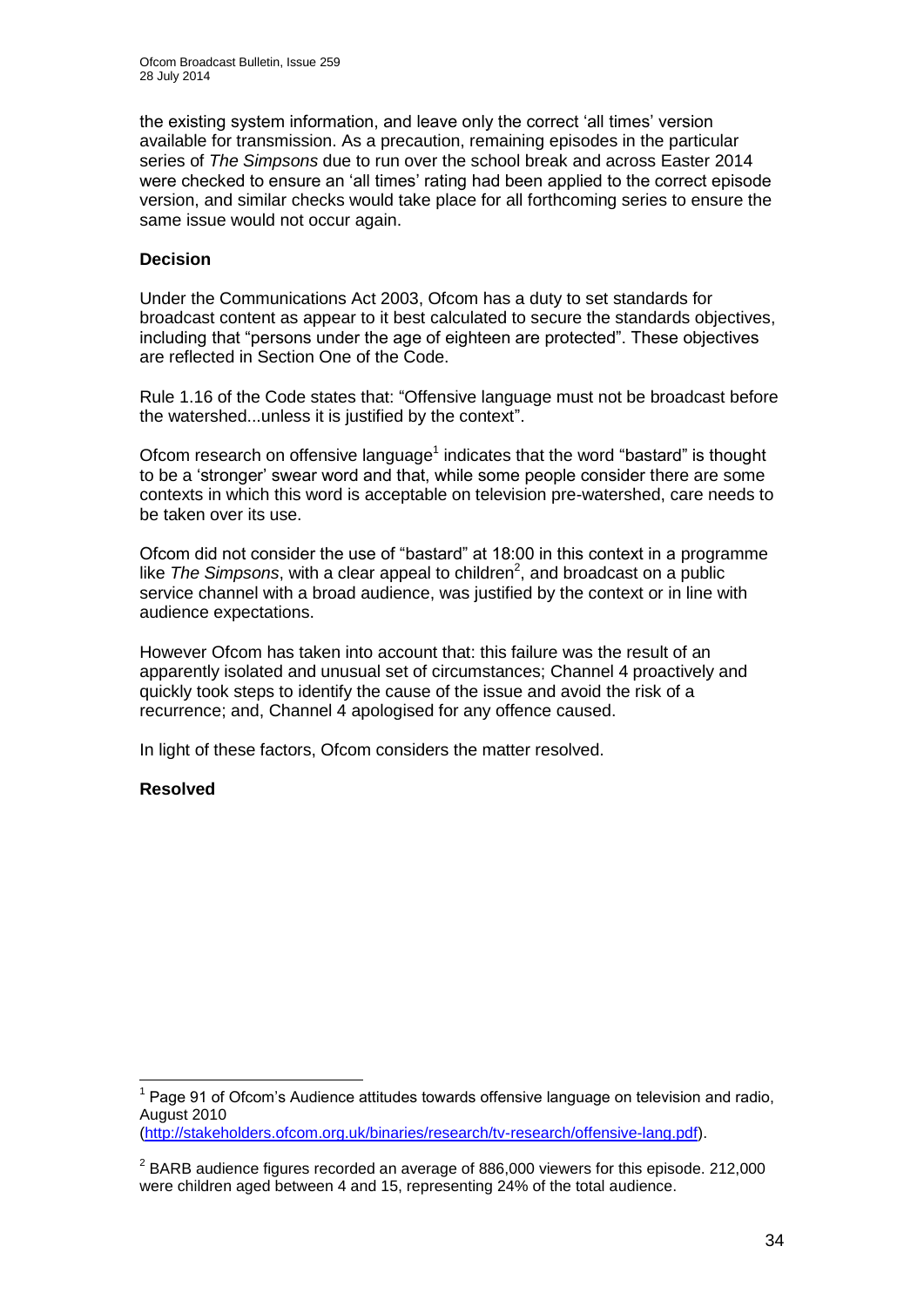the existing system information, and leave only the correct 'all times' version available for transmission. As a precaution, remaining episodes in the particular series of *The Simpsons* due to run over the school break and across Easter 2014 were checked to ensure an 'all times' rating had been applied to the correct episode version, and similar checks would take place for all forthcoming series to ensure the same issue would not occur again.

**Decision**

Under the Communications Act 2003, Ofcom has a duty to set standards for broadcast content as appear to it best calculated to secure the standards objectives, including that "persons under the age of eighteen are protected". These objectives are reflected in Section One of the Code.

Rule 1.16 of the Code states that: "Offensive language must not be broadcast before the watershed...unless it is justified by the context".

Ofcom research on offensive language[1] indicates that the word "bastard" is thought to be a 'stronger' swear word and that, while some people consider there are some contexts in which this word is acceptable on television pre-watershed, care needs to be taken over its use.

Ofcom did not consider the use of "bastard" at 18:00 in this context in a programme like *The Simpsons*, with a clear appeal to children[2], and broadcast on a public service channel with a broad audience, was justified by the context or in line with audience expectations.

However Ofcom has taken into account that: this failure was the result of an apparently isolated and unusual set of circumstances; Channel 4 proactively and quickly took steps to identify the cause of the issue and avoid the risk of a recurrence; and, Channel 4 apologised for any offence caused.

In light of these factors, Ofcom considers the matter resolved.

**Resolved**

---

[1] Page 91 of Ofcom's Audience attitudes towards offensive language on television and radio, August 2010 (http://stakeholders.ofcom.org.uk/binaries/research/tv-research/offensive-lang.pdf).

[2] BARB audience figures recorded an average of 886,000 viewers for this episode. 212,000 were children aged between 4 and 15, representing 24% of the total audience.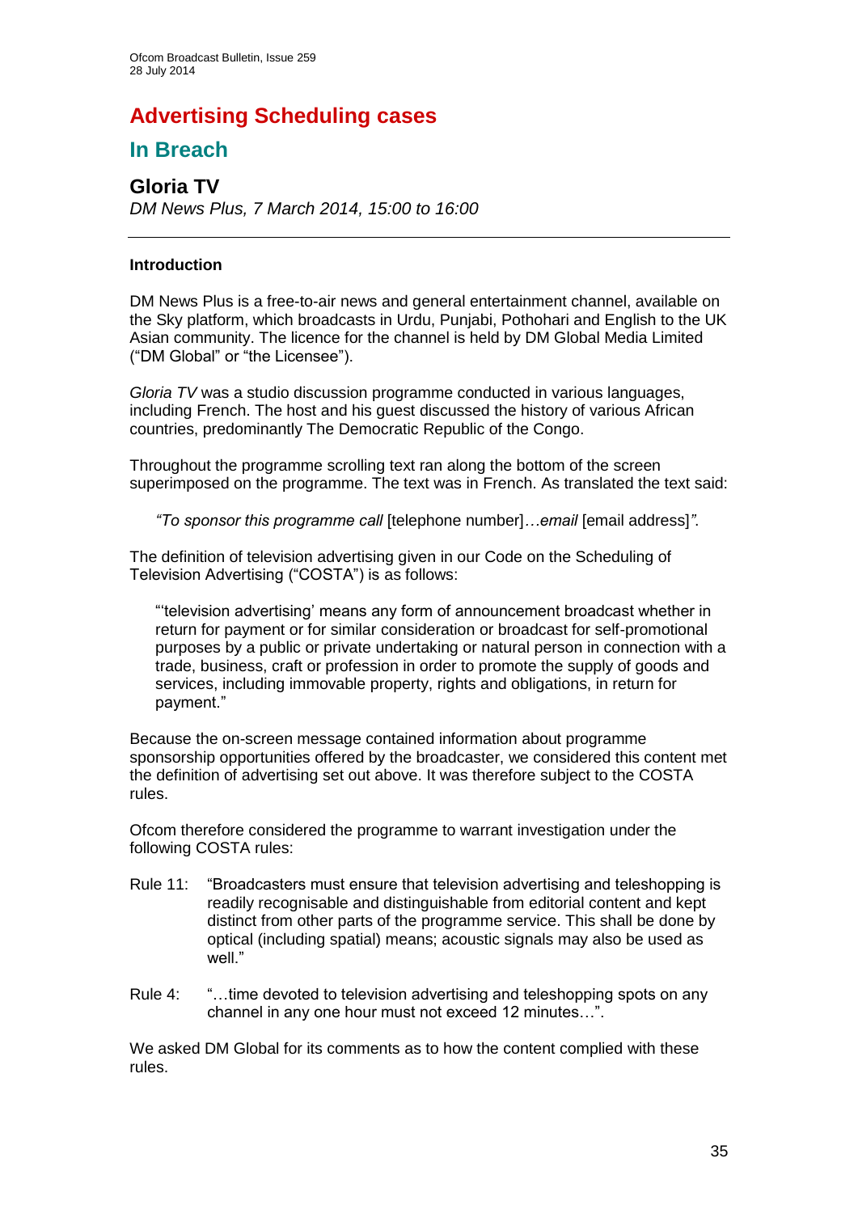# Advertising Scheduling cases

## In Breach

### Gloria TV

*DM News Plus, 7 March 2014, 15:00 to 16:00*

---

**Introduction**

DM News Plus is a free-to-air news and general entertainment channel, available on the Sky platform, which broadcasts in Urdu, Punjabi, Pothohari and English to the UK Asian community. The licence for the channel is held by DM Global Media Limited ("DM Global" or "the Licensee").

*Gloria TV* was a studio discussion programme conducted in various languages, including French. The host and his guest discussed the history of various African countries, predominantly The Democratic Republic of the Congo.

Throughout the programme scrolling text ran along the bottom of the screen superimposed on the programme. The text was in French. As translated the text said:

> *"To sponsor this programme call* [telephone number]*…email* [email address]*".*

The definition of television advertising given in our Code on the Scheduling of Television Advertising ("COSTA") is as follows:

> "'television advertising' means any form of announcement broadcast whether in return for payment or for similar consideration or broadcast for self-promotional purposes by a public or private undertaking or natural person in connection with a trade, business, craft or profession in order to promote the supply of goods and services, including immovable property, rights and obligations, in return for payment."

Because the on-screen message contained information about programme sponsorship opportunities offered by the broadcaster, we considered this content met the definition of advertising set out above. It was therefore subject to the COSTA rules.

Ofcom therefore considered the programme to warrant investigation under the following COSTA rules:

Rule 11: "Broadcasters must ensure that television advertising and teleshopping is readily recognisable and distinguishable from editorial content and kept distinct from other parts of the programme service. This shall be done by optical (including spatial) means; acoustic signals may also be used as well."

Rule 4: "…time devoted to television advertising and teleshopping spots on any channel in any one hour must not exceed 12 minutes…".

We asked DM Global for its comments as to how the content complied with these rules.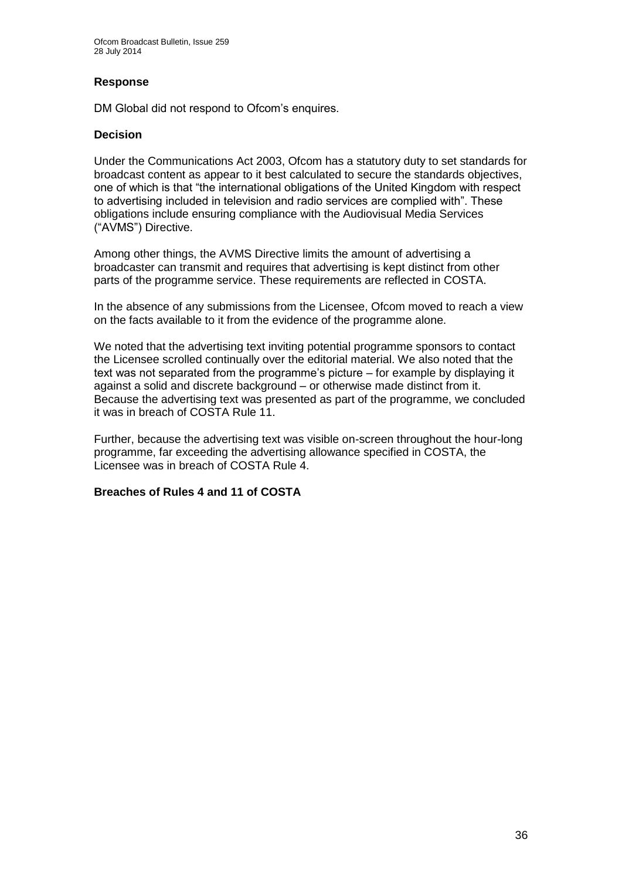### Response

DM Global did not respond to Ofcom's enquires.

### Decision

Under the Communications Act 2003, Ofcom has a statutory duty to set standards for broadcast content as appear to it best calculated to secure the standards objectives, one of which is that "the international obligations of the United Kingdom with respect to advertising included in television and radio services are complied with". These obligations include ensuring compliance with the Audiovisual Media Services ("AVMS") Directive.

Among other things, the AVMS Directive limits the amount of advertising a broadcaster can transmit and requires that advertising is kept distinct from other parts of the programme service. These requirements are reflected in COSTA.

In the absence of any submissions from the Licensee, Ofcom moved to reach a view on the facts available to it from the evidence of the programme alone.

We noted that the advertising text inviting potential programme sponsors to contact the Licensee scrolled continually over the editorial material. We also noted that the text was not separated from the programme's picture – for example by displaying it against a solid and discrete background – or otherwise made distinct from it. Because the advertising text was presented as part of the programme, we concluded it was in breach of COSTA Rule 11.

Further, because the advertising text was visible on-screen throughout the hour-long programme, far exceeding the advertising allowance specified in COSTA, the Licensee was in breach of COSTA Rule 4.

**Breaches of Rules 4 and 11 of COSTA**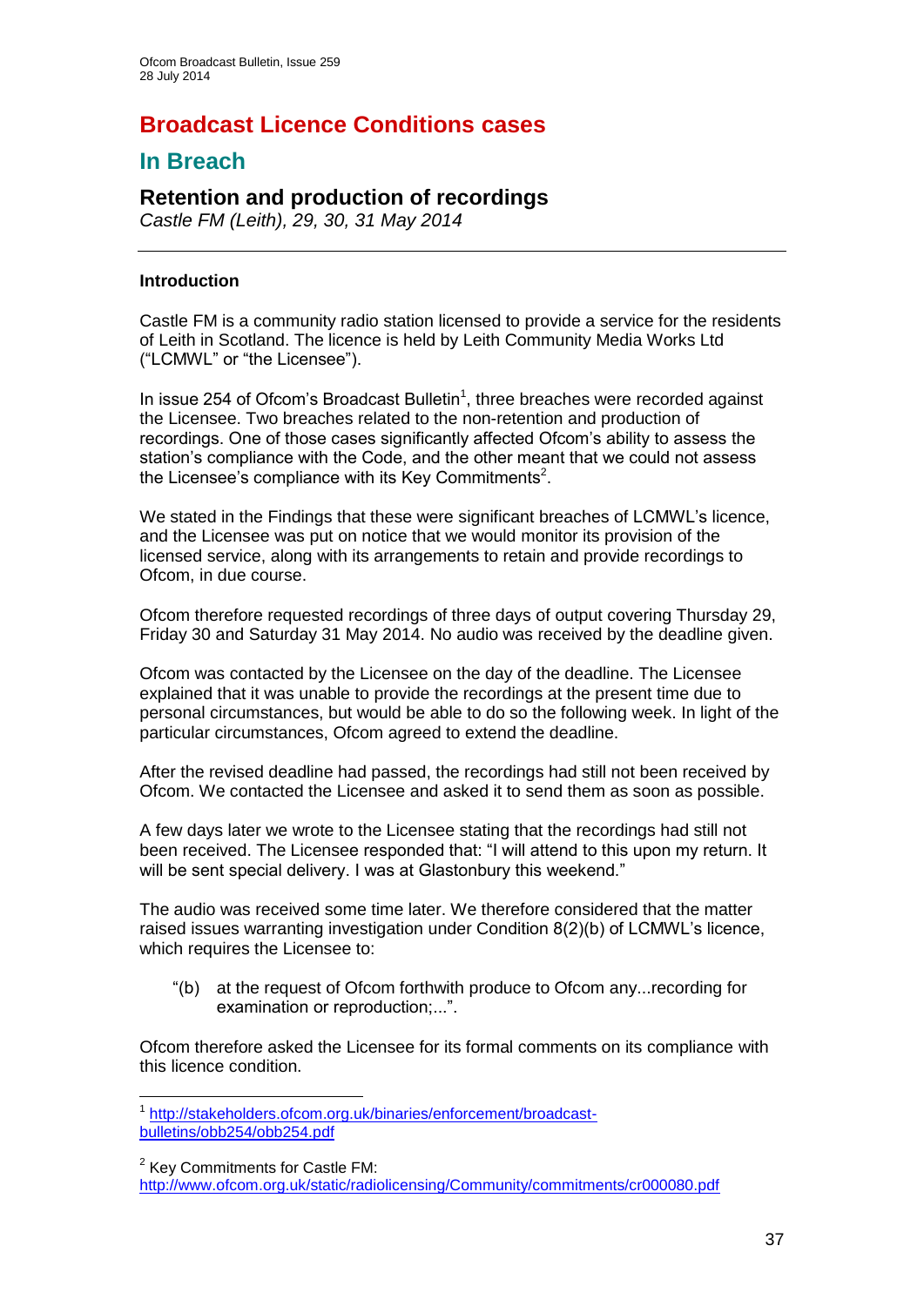# Broadcast Licence Conditions cases

## In Breach

### Retention and production of recordings

*Castle FM (Leith), 29, 30, 31 May 2014*

---

**Introduction**

Castle FM is a community radio station licensed to provide a service for the residents of Leith in Scotland. The licence is held by Leith Community Media Works Ltd ("LCMWL" or "the Licensee").

In issue 254 of Ofcom's Broadcast Bulletin[1], three breaches were recorded against the Licensee. Two breaches related to the non-retention and production of recordings. One of those cases significantly affected Ofcom's ability to assess the station's compliance with the Code, and the other meant that we could not assess the Licensee's compliance with its Key Commitments[2].

We stated in the Findings that these were significant breaches of LCMWL's licence, and the Licensee was put on notice that we would monitor its provision of the licensed service, along with its arrangements to retain and provide recordings to Ofcom, in due course.

Ofcom therefore requested recordings of three days of output covering Thursday 29, Friday 30 and Saturday 31 May 2014. No audio was received by the deadline given.

Ofcom was contacted by the Licensee on the day of the deadline. The Licensee explained that it was unable to provide the recordings at the present time due to personal circumstances, but would be able to do so the following week. In light of the particular circumstances, Ofcom agreed to extend the deadline.

After the revised deadline had passed, the recordings had still not been received by Ofcom. We contacted the Licensee and asked it to send them as soon as possible.

A few days later we wrote to the Licensee stating that the recordings had still not been received. The Licensee responded that: "I will attend to this upon my return. It will be sent special delivery. I was at Glastonbury this weekend."

The audio was received some time later. We therefore considered that the matter raised issues warranting investigation under Condition 8(2)(b) of LCMWL's licence, which requires the Licensee to:

> "(b) at the request of Ofcom forthwith produce to Ofcom any...recording for examination or reproduction;...".

Ofcom therefore asked the Licensee for its formal comments on its compliance with this licence condition.

---

[1] http://stakeholders.ofcom.org.uk/binaries/enforcement/broadcast-bulletins/obb254/obb254.pdf

[2] Key Commitments for Castle FM: http://www.ofcom.org.uk/static/radiolicensing/Community/commitments/cr000080.pdf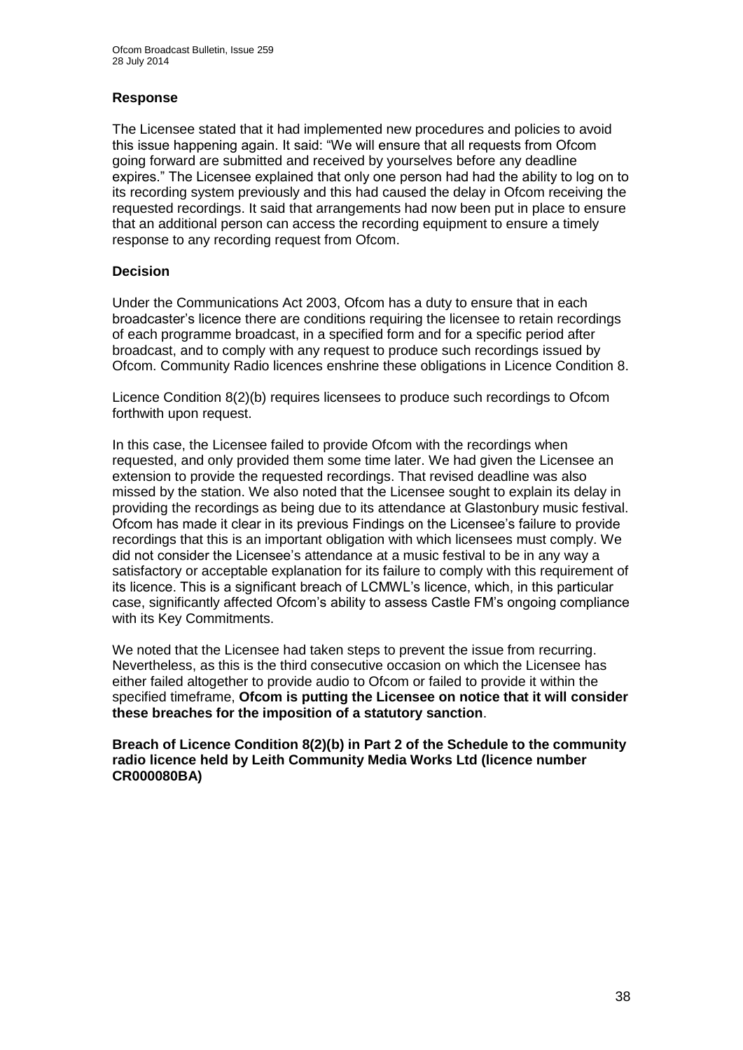### Response

The Licensee stated that it had implemented new procedures and policies to avoid this issue happening again. It said: "We will ensure that all requests from Ofcom going forward are submitted and received by yourselves before any deadline expires." The Licensee explained that only one person had had the ability to log on to its recording system previously and this had caused the delay in Ofcom receiving the requested recordings. It said that arrangements had now been put in place to ensure that an additional person can access the recording equipment to ensure a timely response to any recording request from Ofcom.

### Decision

Under the Communications Act 2003, Ofcom has a duty to ensure that in each broadcaster's licence there are conditions requiring the licensee to retain recordings of each programme broadcast, in a specified form and for a specific period after broadcast, and to comply with any request to produce such recordings issued by Ofcom. Community Radio licences enshrine these obligations in Licence Condition 8.

Licence Condition 8(2)(b) requires licensees to produce such recordings to Ofcom forthwith upon request.

In this case, the Licensee failed to provide Ofcom with the recordings when requested, and only provided them some time later. We had given the Licensee an extension to provide the requested recordings. That revised deadline was also missed by the station. We also noted that the Licensee sought to explain its delay in providing the recordings as being due to its attendance at Glastonbury music festival. Ofcom has made it clear in its previous Findings on the Licensee's failure to provide recordings that this is an important obligation with which licensees must comply. We did not consider the Licensee's attendance at a music festival to be in any way a satisfactory or acceptable explanation for its failure to comply with this requirement of its licence. This is a significant breach of LCMWL's licence, which, in this particular case, significantly affected Ofcom's ability to assess Castle FM's ongoing compliance with its Key Commitments.

We noted that the Licensee had taken steps to prevent the issue from recurring. Nevertheless, as this is the third consecutive occasion on which the Licensee has either failed altogether to provide audio to Ofcom or failed to provide it within the specified timeframe, **Ofcom is putting the Licensee on notice that it will consider these breaches for the imposition of a statutory sanction**.

**Breach of Licence Condition 8(2)(b) in Part 2 of the Schedule to the community radio licence held by Leith Community Media Works Ltd (licence number CR000080BA)**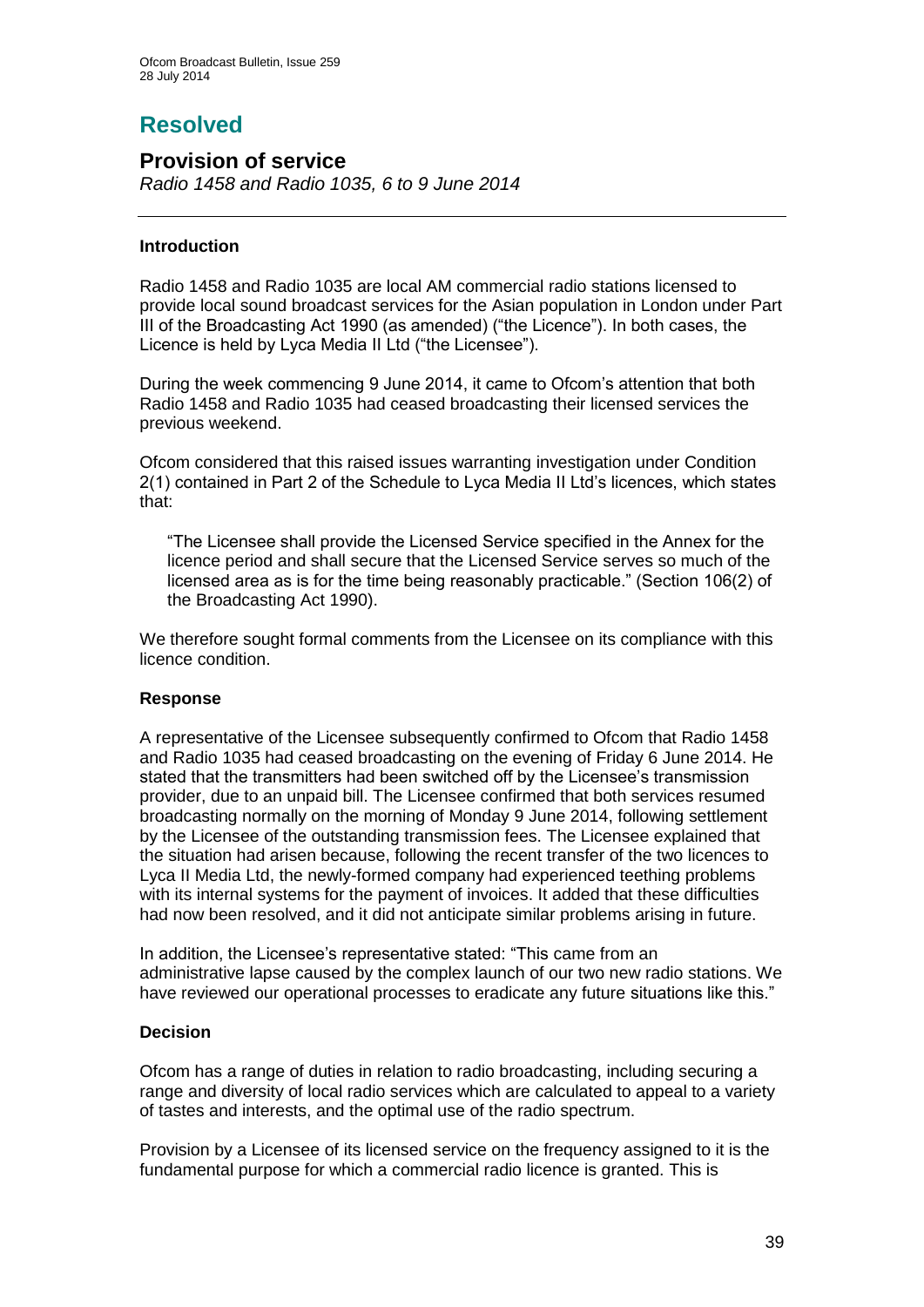# Resolved

## Provision of service

*Radio 1458 and Radio 1035, 6 to 9 June 2014*

---

### Introduction

Radio 1458 and Radio 1035 are local AM commercial radio stations licensed to provide local sound broadcast services for the Asian population in London under Part III of the Broadcasting Act 1990 (as amended) ("the Licence"). In both cases, the Licence is held by Lyca Media II Ltd ("the Licensee").

During the week commencing 9 June 2014, it came to Ofcom's attention that both Radio 1458 and Radio 1035 had ceased broadcasting their licensed services the previous weekend.

Ofcom considered that this raised issues warranting investigation under Condition 2(1) contained in Part 2 of the Schedule to Lyca Media II Ltd's licences, which states that:

> "The Licensee shall provide the Licensed Service specified in the Annex for the licence period and shall secure that the Licensed Service serves so much of the licensed area as is for the time being reasonably practicable." (Section 106(2) of the Broadcasting Act 1990).

We therefore sought formal comments from the Licensee on its compliance with this licence condition.

### Response

A representative of the Licensee subsequently confirmed to Ofcom that Radio 1458 and Radio 1035 had ceased broadcasting on the evening of Friday 6 June 2014. He stated that the transmitters had been switched off by the Licensee's transmission provider, due to an unpaid bill. The Licensee confirmed that both services resumed broadcasting normally on the morning of Monday 9 June 2014, following settlement by the Licensee of the outstanding transmission fees. The Licensee explained that the situation had arisen because, following the recent transfer of the two licences to Lyca II Media Ltd, the newly-formed company had experienced teething problems with its internal systems for the payment of invoices. It added that these difficulties had now been resolved, and it did not anticipate similar problems arising in future.

In addition, the Licensee's representative stated: "This came from an administrative lapse caused by the complex launch of our two new radio stations. We have reviewed our operational processes to eradicate any future situations like this."

### Decision

Ofcom has a range of duties in relation to radio broadcasting, including securing a range and diversity of local radio services which are calculated to appeal to a variety of tastes and interests, and the optimal use of the radio spectrum.

Provision by a Licensee of its licensed service on the frequency assigned to it is the fundamental purpose for which a commercial radio licence is granted. This is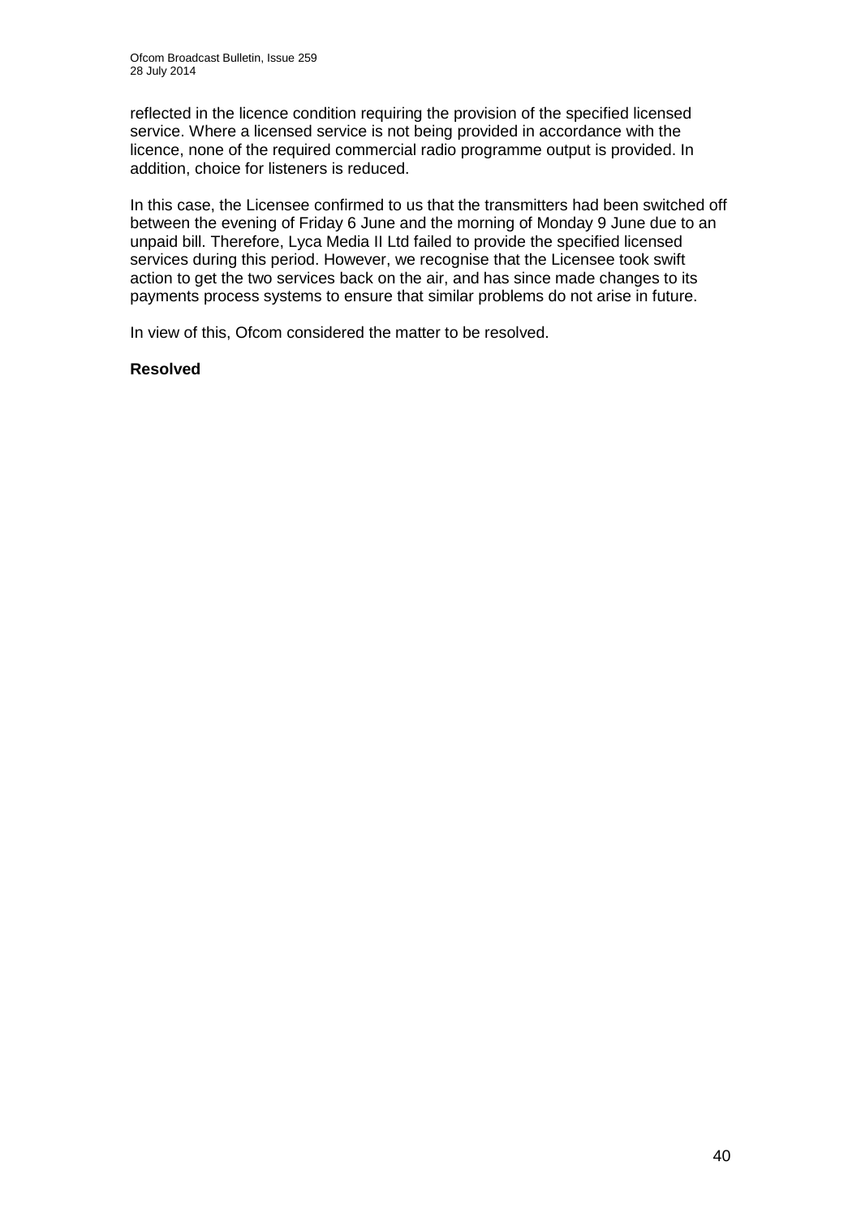reflected in the licence condition requiring the provision of the specified licensed service. Where a licensed service is not being provided in accordance with the licence, none of the required commercial radio programme output is provided. In addition, choice for listeners is reduced.

In this case, the Licensee confirmed to us that the transmitters had been switched off between the evening of Friday 6 June and the morning of Monday 9 June due to an unpaid bill. Therefore, Lyca Media II Ltd failed to provide the specified licensed services during this period. However, we recognise that the Licensee took swift action to get the two services back on the air, and has since made changes to its payments process systems to ensure that similar problems do not arise in future.

In view of this, Ofcom considered the matter to be resolved.

**Resolved**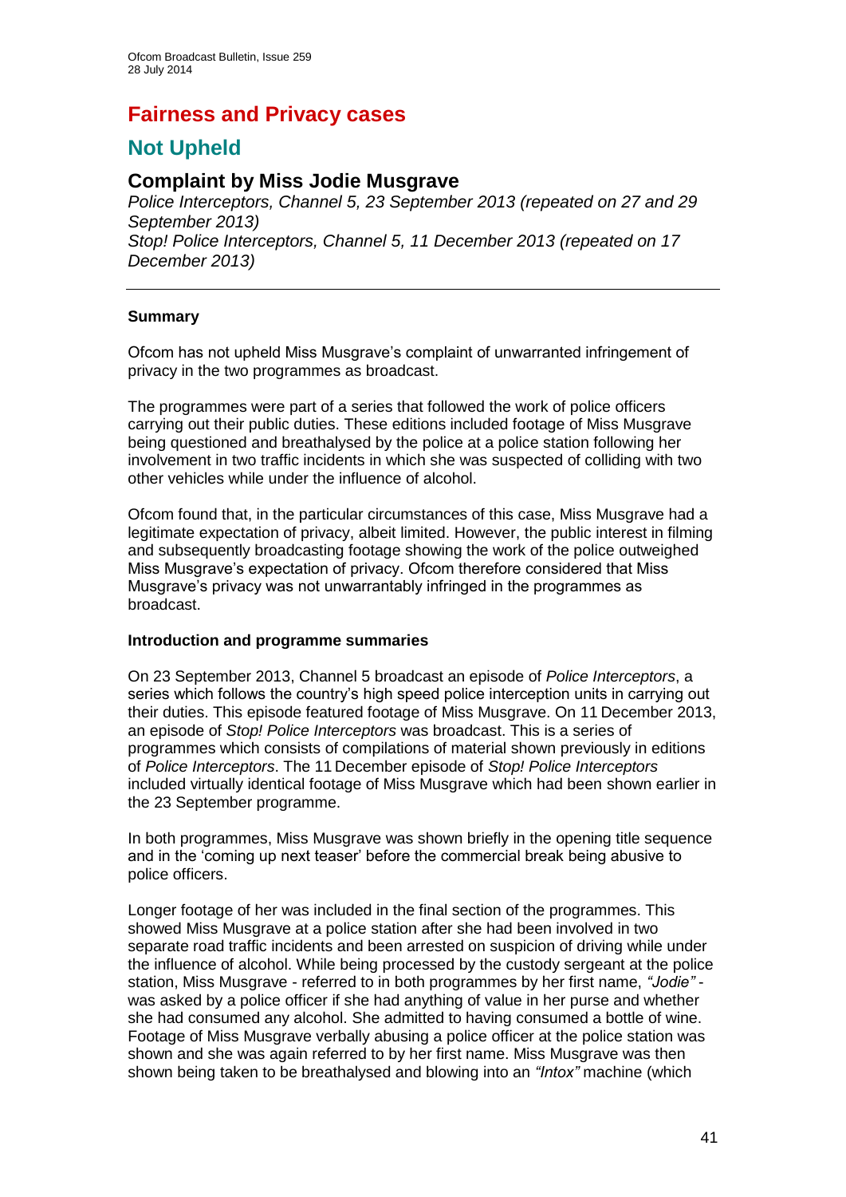# Fairness and Privacy cases

## Not Upheld

### Complaint by Miss Jodie Musgrave

*Police Interceptors, Channel 5, 23 September 2013 (repeated on 27 and 29 September 2013)*
*Stop! Police Interceptors, Channel 5, 11 December 2013 (repeated on 17 December 2013)*

---

**Summary**

Ofcom has not upheld Miss Musgrave's complaint of unwarranted infringement of privacy in the two programmes as broadcast.

The programmes were part of a series that followed the work of police officers carrying out their public duties. These editions included footage of Miss Musgrave being questioned and breathalysed by the police at a police station following her involvement in two traffic incidents in which she was suspected of colliding with two other vehicles while under the influence of alcohol.

Ofcom found that, in the particular circumstances of this case, Miss Musgrave had a legitimate expectation of privacy, albeit limited. However, the public interest in filming and subsequently broadcasting footage showing the work of the police outweighed Miss Musgrave's expectation of privacy. Ofcom therefore considered that Miss Musgrave's privacy was not unwarrantably infringed in the programmes as broadcast.

**Introduction and programme summaries**

On 23 September 2013, Channel 5 broadcast an episode of *Police Interceptors*, a series which follows the country's high speed police interception units in carrying out their duties. This episode featured footage of Miss Musgrave. On 11 December 2013, an episode of *Stop! Police Interceptors* was broadcast. This is a series of programmes which consists of compilations of material shown previously in editions of *Police Interceptors*. The 11 December episode of *Stop! Police Interceptors* included virtually identical footage of Miss Musgrave which had been shown earlier in the 23 September programme.

In both programmes, Miss Musgrave was shown briefly in the opening title sequence and in the 'coming up next teaser' before the commercial break being abusive to police officers.

Longer footage of her was included in the final section of the programmes. This showed Miss Musgrave at a police station after she had been involved in two separate road traffic incidents and been arrested on suspicion of driving while under the influence of alcohol. While being processed by the custody sergeant at the police station, Miss Musgrave - referred to in both programmes by her first name, *"Jodie"* - was asked by a police officer if she had anything of value in her purse and whether she had consumed any alcohol. She admitted to having consumed a bottle of wine. Footage of Miss Musgrave verbally abusing a police officer at the police station was shown and she was again referred to by her first name. Miss Musgrave was then shown being taken to be breathalysed and blowing into an *"Intox"* machine (which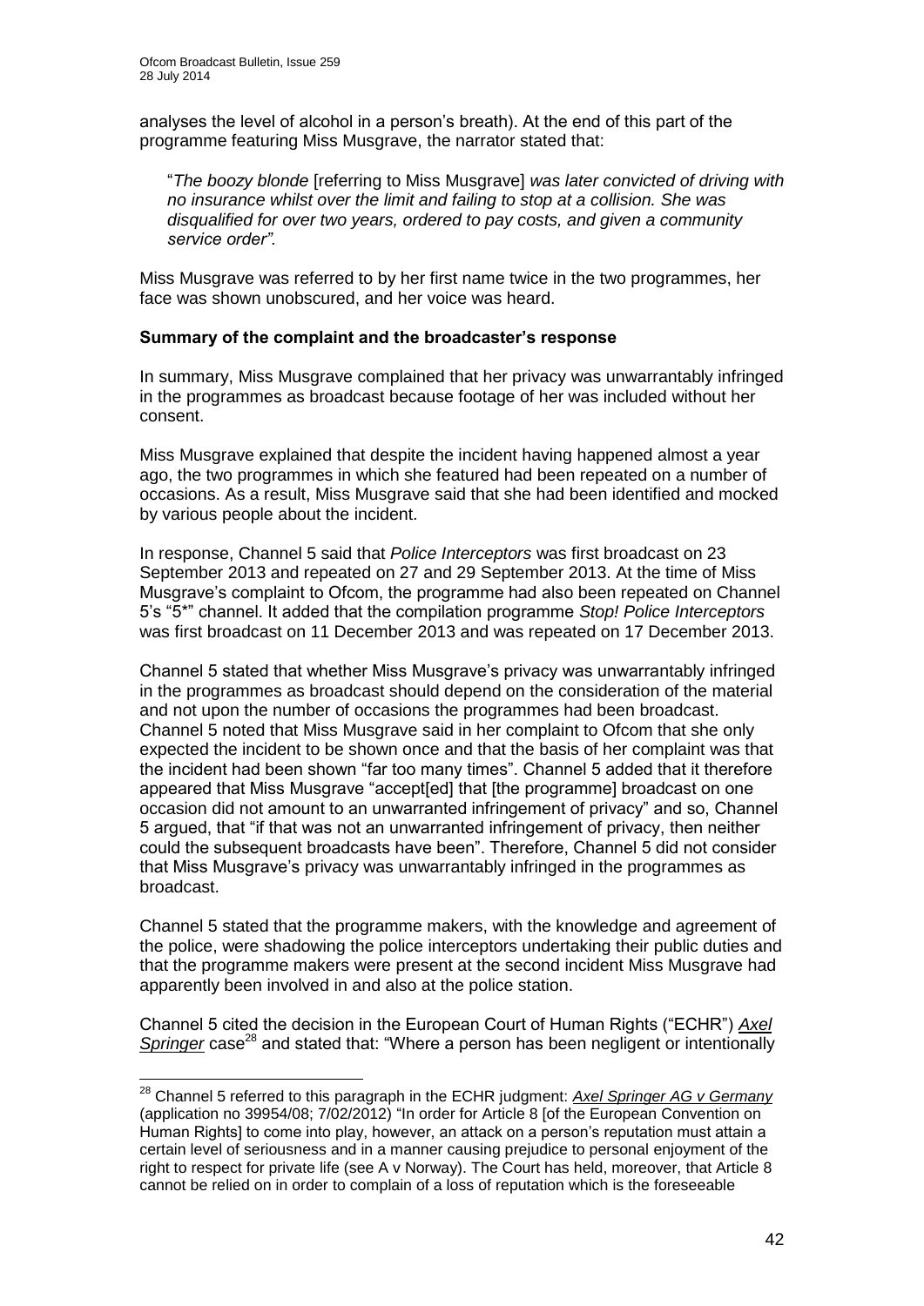analyses the level of alcohol in a person's breath). At the end of this part of the programme featuring Miss Musgrave, the narrator stated that:

> "*The boozy blonde* [referring to Miss Musgrave] *was later convicted of driving with no insurance whilst over the limit and failing to stop at a collision. She was disqualified for over two years, ordered to pay costs, and given a community service order".*

Miss Musgrave was referred to by her first name twice in the two programmes, her face was shown unobscured, and her voice was heard.

### Summary of the complaint and the broadcaster's response

In summary, Miss Musgrave complained that her privacy was unwarrantably infringed in the programmes as broadcast because footage of her was included without her consent.

Miss Musgrave explained that despite the incident having happened almost a year ago, the two programmes in which she featured had been repeated on a number of occasions. As a result, Miss Musgrave said that she had been identified and mocked by various people about the incident.

In response, Channel 5 said that *Police Interceptors* was first broadcast on 23 September 2013 and repeated on 27 and 29 September 2013. At the time of Miss Musgrave's complaint to Ofcom, the programme had also been repeated on Channel 5's "5*" channel. It added that the compilation programme *Stop! Police Interceptors* was first broadcast on 11 December 2013 and was repeated on 17 December 2013.

Channel 5 stated that whether Miss Musgrave's privacy was unwarrantably infringed in the programmes as broadcast should depend on the consideration of the material and not upon the number of occasions the programmes had been broadcast. Channel 5 noted that Miss Musgrave said in her complaint to Ofcom that she only expected the incident to be shown once and that the basis of her complaint was that the incident had been shown "far too many times". Channel 5 added that it therefore appeared that Miss Musgrave "accept[ed] that [the programme] broadcast on one occasion did not amount to an unwarranted infringement of privacy" and so, Channel 5 argued, that "if that was not an unwarranted infringement of privacy, then neither could the subsequent broadcasts have been". Therefore, Channel 5 did not consider that Miss Musgrave's privacy was unwarrantably infringed in the programmes as broadcast.

Channel 5 stated that the programme makers, with the knowledge and agreement of the police, were shadowing the police interceptors undertaking their public duties and that the programme makers were present at the second incident Miss Musgrave had apparently been involved in and also at the police station.

Channel 5 cited the decision in the European Court of Human Rights ("ECHR") *Axel Springer* case[28] and stated that: "Where a person has been negligent or intentionally

---

[28] Channel 5 referred to this paragraph in the ECHR judgment: *Axel Springer AG v Germany* (application no 39954/08; 7/02/2012) "In order for Article 8 [of the European Convention on Human Rights] to come into play, however, an attack on a person's reputation must attain a certain level of seriousness and in a manner causing prejudice to personal enjoyment of the right to respect for private life (see A v Norway). The Court has held, moreover, that Article 8 cannot be relied on in order to complain of a loss of reputation which is the foreseeable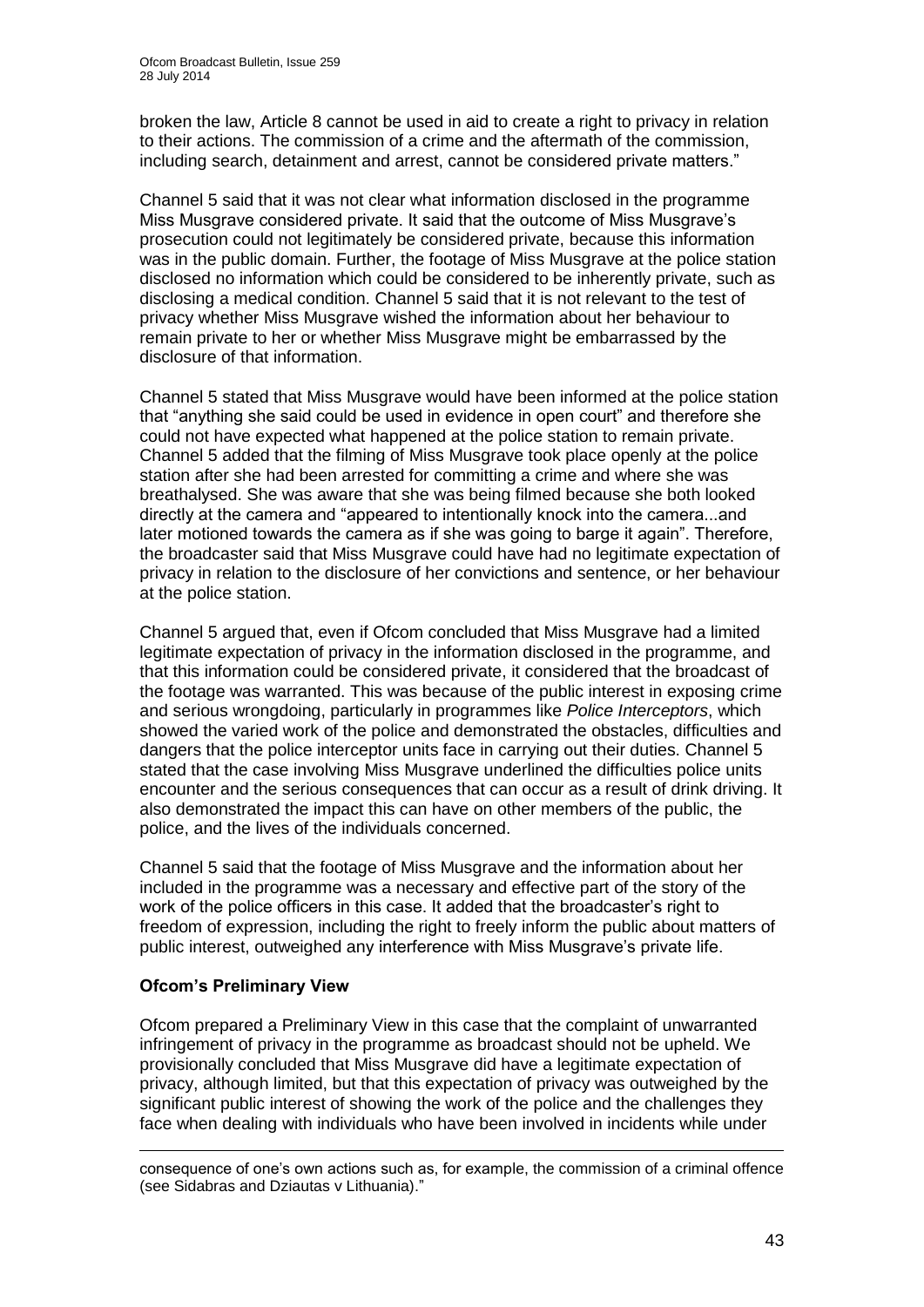broken the law, Article 8 cannot be used in aid to create a right to privacy in relation to their actions. The commission of a crime and the aftermath of the commission, including search, detainment and arrest, cannot be considered private matters."

Channel 5 said that it was not clear what information disclosed in the programme Miss Musgrave considered private. It said that the outcome of Miss Musgrave's prosecution could not legitimately be considered private, because this information was in the public domain. Further, the footage of Miss Musgrave at the police station disclosed no information which could be considered to be inherently private, such as disclosing a medical condition. Channel 5 said that it is not relevant to the test of privacy whether Miss Musgrave wished the information about her behaviour to remain private to her or whether Miss Musgrave might be embarrassed by the disclosure of that information.

Channel 5 stated that Miss Musgrave would have been informed at the police station that "anything she said could be used in evidence in open court" and therefore she could not have expected what happened at the police station to remain private. Channel 5 added that the filming of Miss Musgrave took place openly at the police station after she had been arrested for committing a crime and where she was breathalysed. She was aware that she was being filmed because she both looked directly at the camera and "appeared to intentionally knock into the camera...and later motioned towards the camera as if she was going to barge it again". Therefore, the broadcaster said that Miss Musgrave could have had no legitimate expectation of privacy in relation to the disclosure of her convictions and sentence, or her behaviour at the police station.

Channel 5 argued that, even if Ofcom concluded that Miss Musgrave had a limited legitimate expectation of privacy in the information disclosed in the programme, and that this information could be considered private, it considered that the broadcast of the footage was warranted. This was because of the public interest in exposing crime and serious wrongdoing, particularly in programmes like *Police Interceptors*, which showed the varied work of the police and demonstrated the obstacles, difficulties and dangers that the police interceptor units face in carrying out their duties. Channel 5 stated that the case involving Miss Musgrave underlined the difficulties police units encounter and the serious consequences that can occur as a result of drink driving. It also demonstrated the impact this can have on other members of the public, the police, and the lives of the individuals concerned.

Channel 5 said that the footage of Miss Musgrave and the information about her included in the programme was a necessary and effective part of the story of the work of the police officers in this case. It added that the broadcaster's right to freedom of expression, including the right to freely inform the public about matters of public interest, outweighed any interference with Miss Musgrave's private life.

**Ofcom's Preliminary View**

Ofcom prepared a Preliminary View in this case that the complaint of unwarranted infringement of privacy in the programme as broadcast should not be upheld. We provisionally concluded that Miss Musgrave did have a legitimate expectation of privacy, although limited, but that this expectation of privacy was outweighed by the significant public interest of showing the work of the police and the challenges they face when dealing with individuals who have been involved in incidents while under

consequence of one's own actions such as, for example, the commission of a criminal offence (see Sidabras and Dziautas v Lithuania)."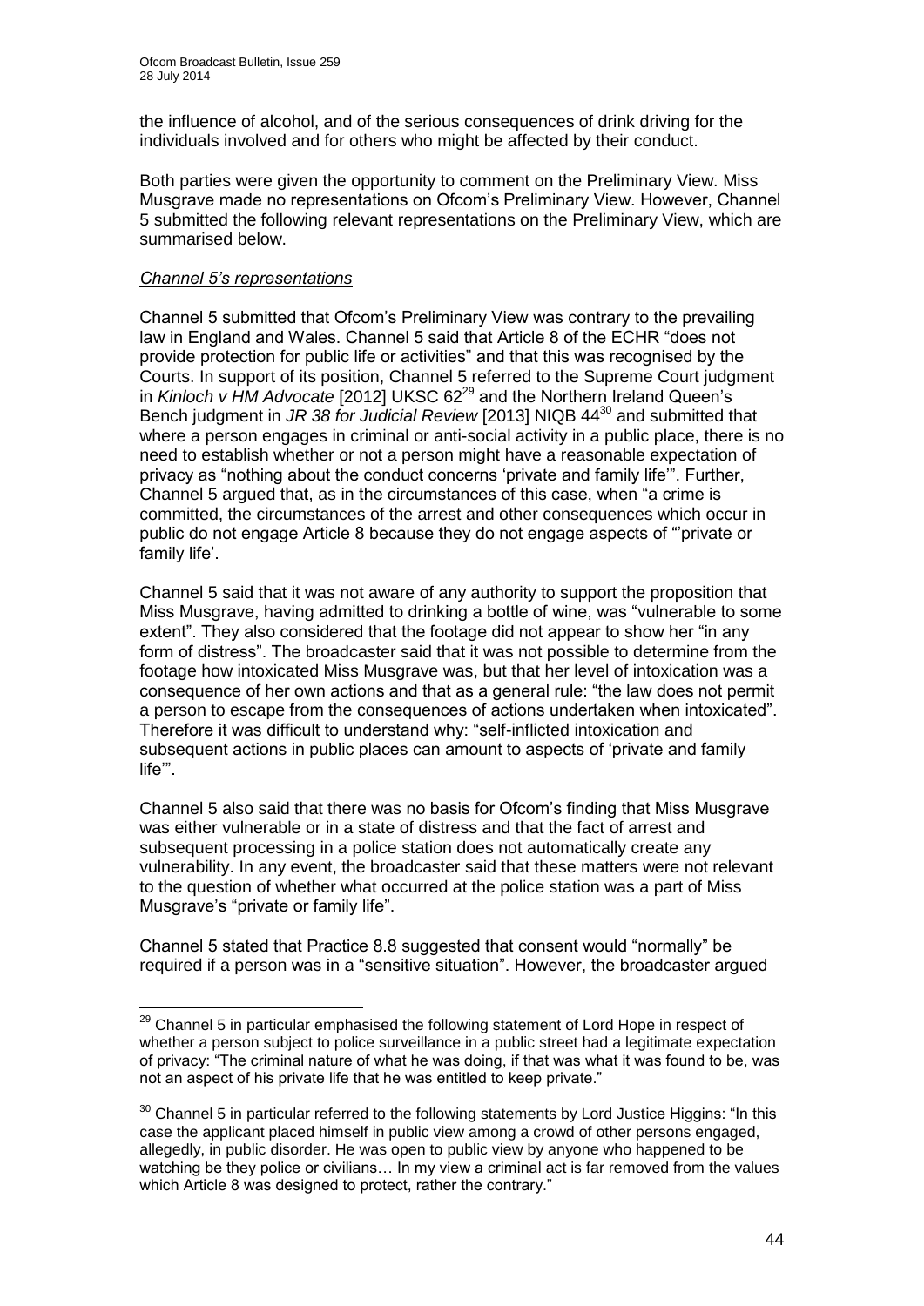the influence of alcohol, and of the serious consequences of drink driving for the individuals involved and for others who might be affected by their conduct.

Both parties were given the opportunity to comment on the Preliminary View. Miss Musgrave made no representations on Ofcom's Preliminary View. However, Channel 5 submitted the following relevant representations on the Preliminary View, which are summarised below.

*Channel 5's representations*

Channel 5 submitted that Ofcom's Preliminary View was contrary to the prevailing law in England and Wales. Channel 5 said that Article 8 of the ECHR "does not provide protection for public life or activities" and that this was recognised by the Courts. In support of its position, Channel 5 referred to the Supreme Court judgment in *Kinloch v HM Advocate* [2012] UKSC 62[29] and the Northern Ireland Queen's Bench judgment in *JR 38 for Judicial Review* [2013] NIQB 44[30] and submitted that where a person engages in criminal or anti-social activity in a public place, there is no need to establish whether or not a person might have a reasonable expectation of privacy as "nothing about the conduct concerns 'private and family life'". Further, Channel 5 argued that, as in the circumstances of this case, when "a crime is committed, the circumstances of the arrest and other consequences which occur in public do not engage Article 8 because they do not engage aspects of "'private or family life'.

Channel 5 said that it was not aware of any authority to support the proposition that Miss Musgrave, having admitted to drinking a bottle of wine, was "vulnerable to some extent". They also considered that the footage did not appear to show her "in any form of distress". The broadcaster said that it was not possible to determine from the footage how intoxicated Miss Musgrave was, but that her level of intoxication was a consequence of her own actions and that as a general rule: "the law does not permit a person to escape from the consequences of actions undertaken when intoxicated". Therefore it was difficult to understand why: "self-inflicted intoxication and subsequent actions in public places can amount to aspects of 'private and family life'".

Channel 5 also said that there was no basis for Ofcom's finding that Miss Musgrave was either vulnerable or in a state of distress and that the fact of arrest and subsequent processing in a police station does not automatically create any vulnerability. In any event, the broadcaster said that these matters were not relevant to the question of whether what occurred at the police station was a part of Miss Musgrave's "private or family life".

Channel 5 stated that Practice 8.8 suggested that consent would "normally" be required if a person was in a "sensitive situation". However, the broadcaster argued

---

[29] Channel 5 in particular emphasised the following statement of Lord Hope in respect of whether a person subject to police surveillance in a public street had a legitimate expectation of privacy: "The criminal nature of what he was doing, if that was what it was found to be, was not an aspect of his private life that he was entitled to keep private."

[30] Channel 5 in particular referred to the following statements by Lord Justice Higgins: "In this case the applicant placed himself in public view among a crowd of other persons engaged, allegedly, in public disorder. He was open to public view by anyone who happened to be watching be they police or civilians… In my view a criminal act is far removed from the values which Article 8 was designed to protect, rather the contrary."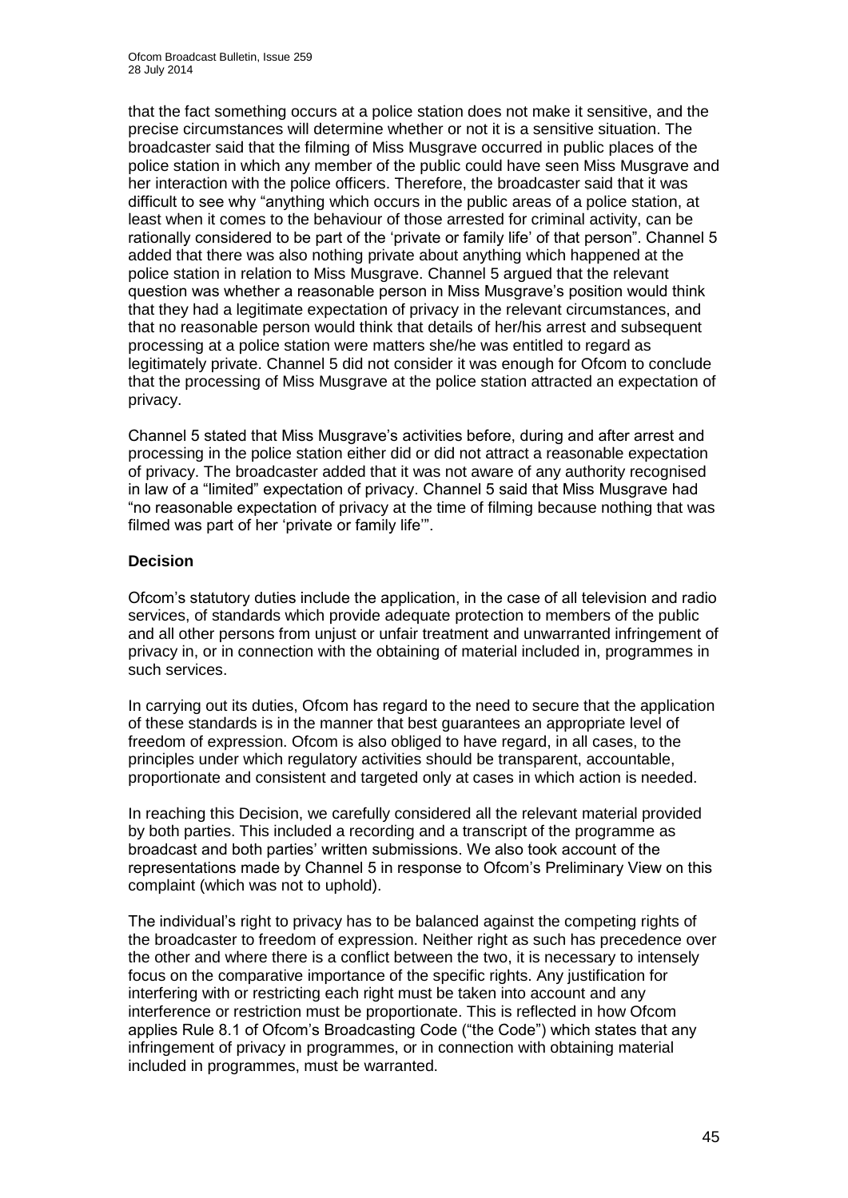that the fact something occurs at a police station does not make it sensitive, and the precise circumstances will determine whether or not it is a sensitive situation. The broadcaster said that the filming of Miss Musgrave occurred in public places of the police station in which any member of the public could have seen Miss Musgrave and her interaction with the police officers. Therefore, the broadcaster said that it was difficult to see why "anything which occurs in the public areas of a police station, at least when it comes to the behaviour of those arrested for criminal activity, can be rationally considered to be part of the 'private or family life' of that person". Channel 5 added that there was also nothing private about anything which happened at the police station in relation to Miss Musgrave. Channel 5 argued that the relevant question was whether a reasonable person in Miss Musgrave's position would think that they had a legitimate expectation of privacy in the relevant circumstances, and that no reasonable person would think that details of her/his arrest and subsequent processing at a police station were matters she/he was entitled to regard as legitimately private. Channel 5 did not consider it was enough for Ofcom to conclude that the processing of Miss Musgrave at the police station attracted an expectation of privacy.

Channel 5 stated that Miss Musgrave's activities before, during and after arrest and processing in the police station either did or did not attract a reasonable expectation of privacy. The broadcaster added that it was not aware of any authority recognised in law of a "limited" expectation of privacy. Channel 5 said that Miss Musgrave had "no reasonable expectation of privacy at the time of filming because nothing that was filmed was part of her 'private or family life'".

**Decision**

Ofcom's statutory duties include the application, in the case of all television and radio services, of standards which provide adequate protection to members of the public and all other persons from unjust or unfair treatment and unwarranted infringement of privacy in, or in connection with the obtaining of material included in, programmes in such services.

In carrying out its duties, Ofcom has regard to the need to secure that the application of these standards is in the manner that best guarantees an appropriate level of freedom of expression. Ofcom is also obliged to have regard, in all cases, to the principles under which regulatory activities should be transparent, accountable, proportionate and consistent and targeted only at cases in which action is needed.

In reaching this Decision, we carefully considered all the relevant material provided by both parties. This included a recording and a transcript of the programme as broadcast and both parties' written submissions. We also took account of the representations made by Channel 5 in response to Ofcom's Preliminary View on this complaint (which was not to uphold).

The individual's right to privacy has to be balanced against the competing rights of the broadcaster to freedom of expression. Neither right as such has precedence over the other and where there is a conflict between the two, it is necessary to intensely focus on the comparative importance of the specific rights. Any justification for interfering with or restricting each right must be taken into account and any interference or restriction must be proportionate. This is reflected in how Ofcom applies Rule 8.1 of Ofcom's Broadcasting Code ("the Code") which states that any infringement of privacy in programmes, or in connection with obtaining material included in programmes, must be warranted.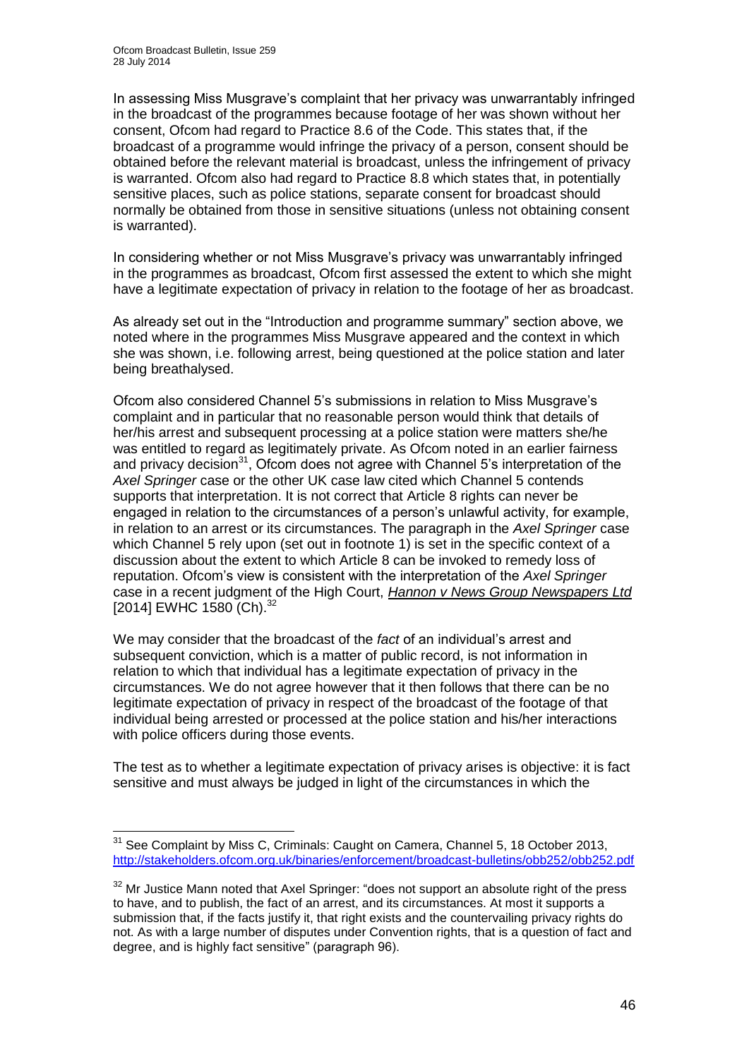In assessing Miss Musgrave's complaint that her privacy was unwarrantably infringed in the broadcast of the programmes because footage of her was shown without her consent, Ofcom had regard to Practice 8.6 of the Code. This states that, if the broadcast of a programme would infringe the privacy of a person, consent should be obtained before the relevant material is broadcast, unless the infringement of privacy is warranted. Ofcom also had regard to Practice 8.8 which states that, in potentially sensitive places, such as police stations, separate consent for broadcast should normally be obtained from those in sensitive situations (unless not obtaining consent is warranted).

In considering whether or not Miss Musgrave's privacy was unwarrantably infringed in the programmes as broadcast, Ofcom first assessed the extent to which she might have a legitimate expectation of privacy in relation to the footage of her as broadcast.

As already set out in the "Introduction and programme summary" section above, we noted where in the programmes Miss Musgrave appeared and the context in which she was shown, i.e. following arrest, being questioned at the police station and later being breathalysed.

Ofcom also considered Channel 5's submissions in relation to Miss Musgrave's complaint and in particular that no reasonable person would think that details of her/his arrest and subsequent processing at a police station were matters she/he was entitled to regard as legitimately private. As Ofcom noted in an earlier fairness and privacy decision[31], Ofcom does not agree with Channel 5's interpretation of the *Axel Springer* case or the other UK case law cited which Channel 5 contends supports that interpretation. It is not correct that Article 8 rights can never be engaged in relation to the circumstances of a person's unlawful activity, for example, in relation to an arrest or its circumstances. The paragraph in the *Axel Springer* case which Channel 5 rely upon (set out in footnote 1) is set in the specific context of a discussion about the extent to which Article 8 can be invoked to remedy loss of reputation. Ofcom's view is consistent with the interpretation of the *Axel Springer* case in a recent judgment of the High Court, *Hannon v News Group Newspapers Ltd* [2014] EWHC 1580 (Ch).[32]

We may consider that the broadcast of the *fact* of an individual's arrest and subsequent conviction, which is a matter of public record, is not information in relation to which that individual has a legitimate expectation of privacy in the circumstances. We do not agree however that it then follows that there can be no legitimate expectation of privacy in respect of the broadcast of the footage of that individual being arrested or processed at the police station and his/her interactions with police officers during those events.

The test as to whether a legitimate expectation of privacy arises is objective: it is fact sensitive and must always be judged in light of the circumstances in which the

---

[31] See Complaint by Miss C, Criminals: Caught on Camera, Channel 5, 18 October 2013, http://stakeholders.ofcom.org.uk/binaries/enforcement/broadcast-bulletins/obb252/obb252.pdf

[32] Mr Justice Mann noted that Axel Springer: "does not support an absolute right of the press to have, and to publish, the fact of an arrest, and its circumstances. At most it supports a submission that, if the facts justify it, that right exists and the countervailing privacy rights do not. As with a large number of disputes under Convention rights, that is a question of fact and degree, and is highly fact sensitive" (paragraph 96).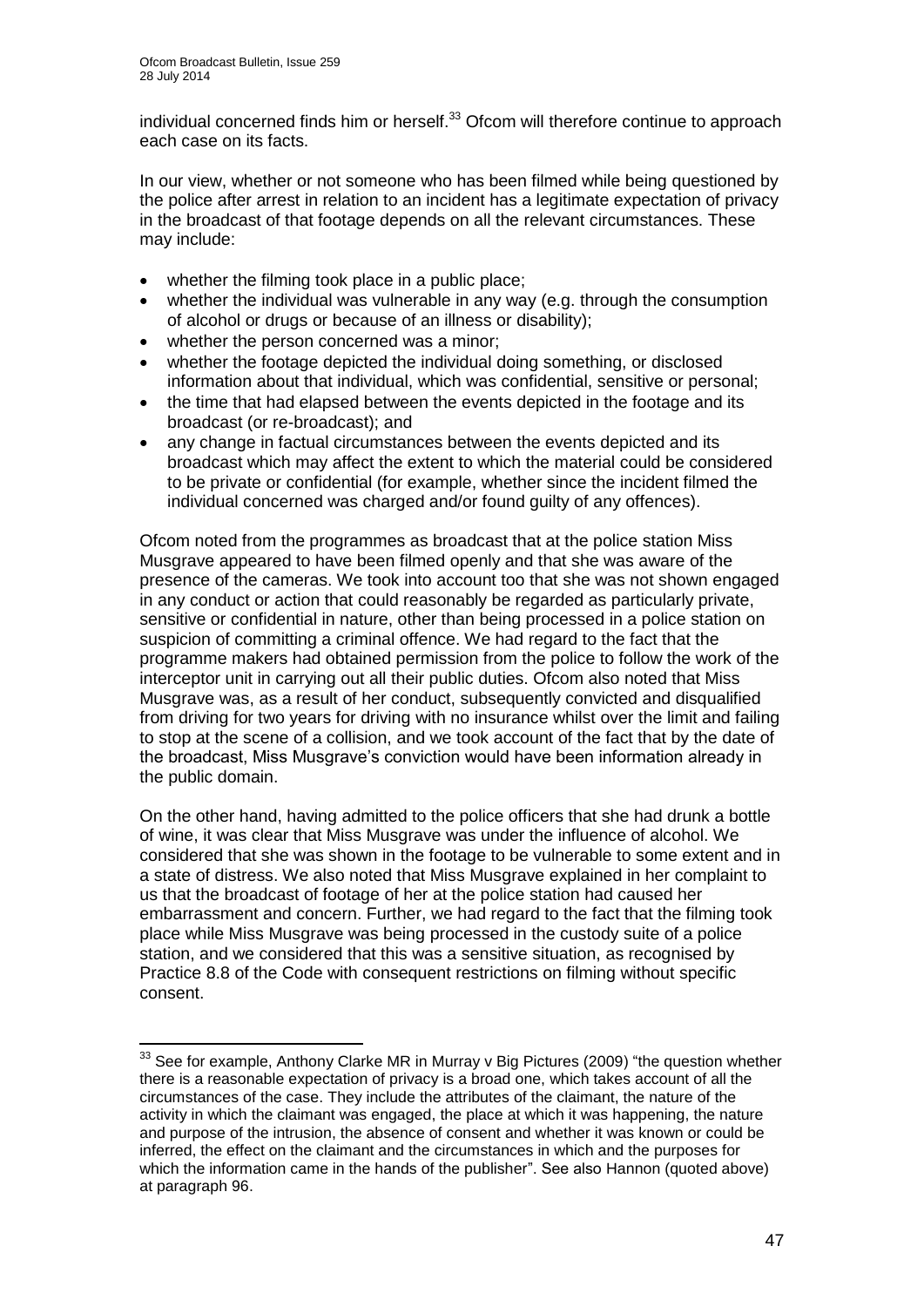individual concerned finds him or herself.[33] Ofcom will therefore continue to approach each case on its facts.

In our view, whether or not someone who has been filmed while being questioned by the police after arrest in relation to an incident has a legitimate expectation of privacy in the broadcast of that footage depends on all the relevant circumstances. These may include:

- whether the filming took place in a public place;
- whether the individual was vulnerable in any way (e.g. through the consumption of alcohol or drugs or because of an illness or disability);
- whether the person concerned was a minor;
- whether the footage depicted the individual doing something, or disclosed information about that individual, which was confidential, sensitive or personal;
- the time that had elapsed between the events depicted in the footage and its broadcast (or re-broadcast); and
- any change in factual circumstances between the events depicted and its broadcast which may affect the extent to which the material could be considered to be private or confidential (for example, whether since the incident filmed the individual concerned was charged and/or found guilty of any offences).

Ofcom noted from the programmes as broadcast that at the police station Miss Musgrave appeared to have been filmed openly and that she was aware of the presence of the cameras. We took into account too that she was not shown engaged in any conduct or action that could reasonably be regarded as particularly private, sensitive or confidential in nature, other than being processed in a police station on suspicion of committing a criminal offence. We had regard to the fact that the programme makers had obtained permission from the police to follow the work of the interceptor unit in carrying out all their public duties. Ofcom also noted that Miss Musgrave was, as a result of her conduct, subsequently convicted and disqualified from driving for two years for driving with no insurance whilst over the limit and failing to stop at the scene of a collision, and we took account of the fact that by the date of the broadcast, Miss Musgrave's conviction would have been information already in the public domain.

On the other hand, having admitted to the police officers that she had drunk a bottle of wine, it was clear that Miss Musgrave was under the influence of alcohol. We considered that she was shown in the footage to be vulnerable to some extent and in a state of distress. We also noted that Miss Musgrave explained in her complaint to us that the broadcast of footage of her at the police station had caused her embarrassment and concern. Further, we had regard to the fact that the filming took place while Miss Musgrave was being processed in the custody suite of a police station, and we considered that this was a sensitive situation, as recognised by Practice 8.8 of the Code with consequent restrictions on filming without specific consent.

---

[33] See for example, Anthony Clarke MR in Murray v Big Pictures (2009) "the question whether there is a reasonable expectation of privacy is a broad one, which takes account of all the circumstances of the case. They include the attributes of the claimant, the nature of the activity in which the claimant was engaged, the place at which it was happening, the nature and purpose of the intrusion, the absence of consent and whether it was known or could be inferred, the effect on the claimant and the circumstances in which and the purposes for which the information came in the hands of the publisher". See also Hannon (quoted above) at paragraph 96.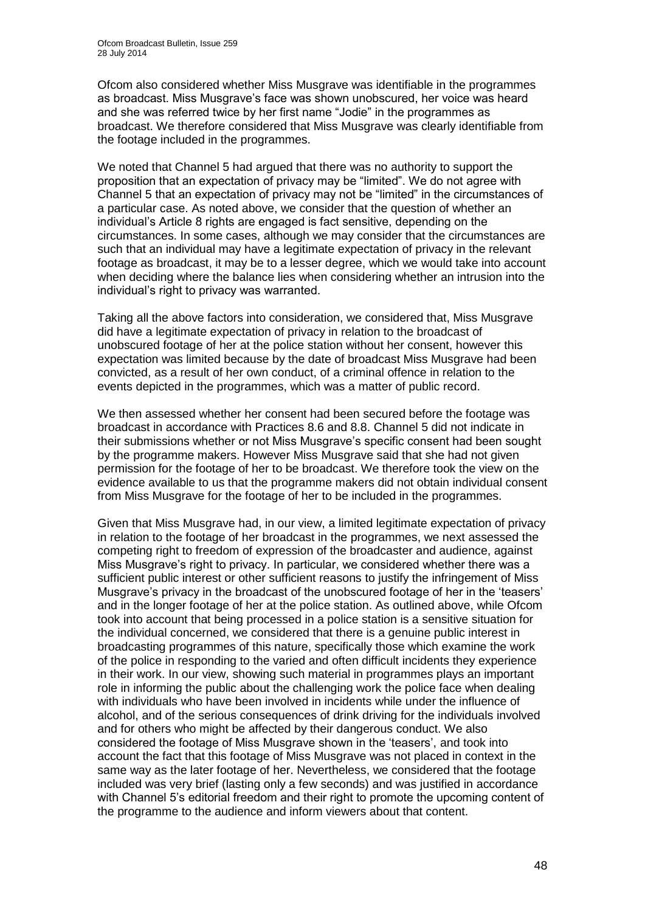Ofcom also considered whether Miss Musgrave was identifiable in the programmes as broadcast. Miss Musgrave's face was shown unobscured, her voice was heard and she was referred twice by her first name "Jodie" in the programmes as broadcast. We therefore considered that Miss Musgrave was clearly identifiable from the footage included in the programmes.

We noted that Channel 5 had argued that there was no authority to support the proposition that an expectation of privacy may be "limited". We do not agree with Channel 5 that an expectation of privacy may not be "limited" in the circumstances of a particular case. As noted above, we consider that the question of whether an individual's Article 8 rights are engaged is fact sensitive, depending on the circumstances. In some cases, although we may consider that the circumstances are such that an individual may have a legitimate expectation of privacy in the relevant footage as broadcast, it may be to a lesser degree, which we would take into account when deciding where the balance lies when considering whether an intrusion into the individual's right to privacy was warranted.

Taking all the above factors into consideration, we considered that, Miss Musgrave did have a legitimate expectation of privacy in relation to the broadcast of unobscured footage of her at the police station without her consent, however this expectation was limited because by the date of broadcast Miss Musgrave had been convicted, as a result of her own conduct, of a criminal offence in relation to the events depicted in the programmes, which was a matter of public record.

We then assessed whether her consent had been secured before the footage was broadcast in accordance with Practices 8.6 and 8.8. Channel 5 did not indicate in their submissions whether or not Miss Musgrave's specific consent had been sought by the programme makers. However Miss Musgrave said that she had not given permission for the footage of her to be broadcast. We therefore took the view on the evidence available to us that the programme makers did not obtain individual consent from Miss Musgrave for the footage of her to be included in the programmes.

Given that Miss Musgrave had, in our view, a limited legitimate expectation of privacy in relation to the footage of her broadcast in the programmes, we next assessed the competing right to freedom of expression of the broadcaster and audience, against Miss Musgrave's right to privacy. In particular, we considered whether there was a sufficient public interest or other sufficient reasons to justify the infringement of Miss Musgrave's privacy in the broadcast of the unobscured footage of her in the 'teasers' and in the longer footage of her at the police station. As outlined above, while Ofcom took into account that being processed in a police station is a sensitive situation for the individual concerned, we considered that there is a genuine public interest in broadcasting programmes of this nature, specifically those which examine the work of the police in responding to the varied and often difficult incidents they experience in their work. In our view, showing such material in programmes plays an important role in informing the public about the challenging work the police face when dealing with individuals who have been involved in incidents while under the influence of alcohol, and of the serious consequences of drink driving for the individuals involved and for others who might be affected by their dangerous conduct. We also considered the footage of Miss Musgrave shown in the 'teasers', and took into account the fact that this footage of Miss Musgrave was not placed in context in the same way as the later footage of her. Nevertheless, we considered that the footage included was very brief (lasting only a few seconds) and was justified in accordance with Channel 5's editorial freedom and their right to promote the upcoming content of the programme to the audience and inform viewers about that content.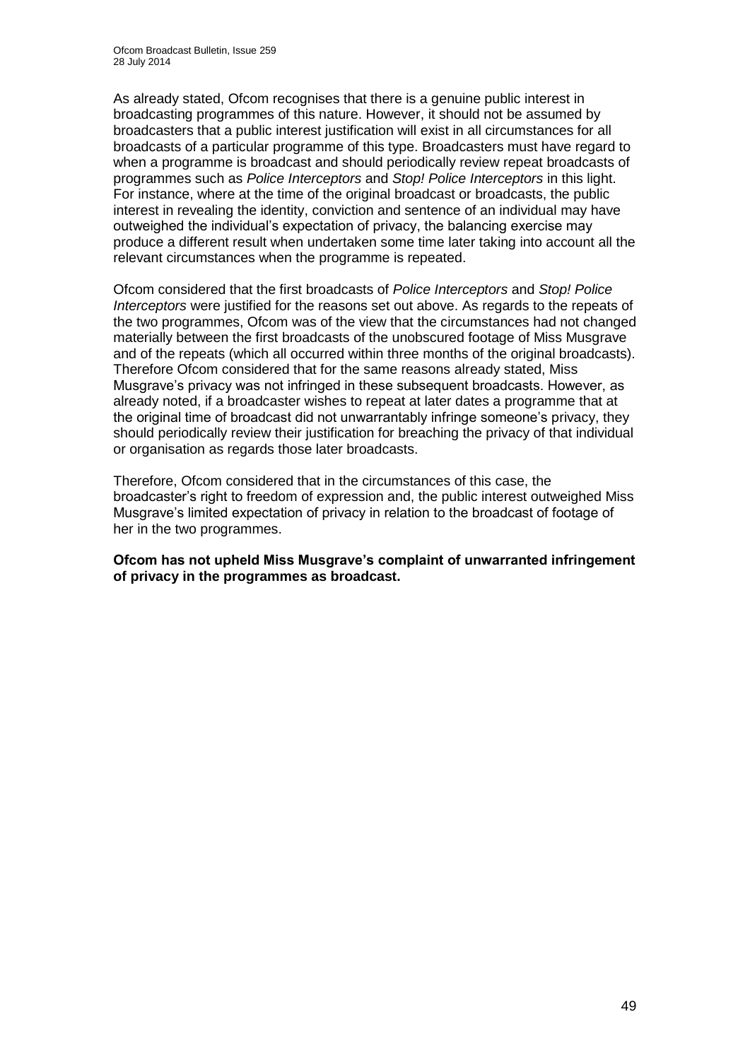As already stated, Ofcom recognises that there is a genuine public interest in broadcasting programmes of this nature. However, it should not be assumed by broadcasters that a public interest justification will exist in all circumstances for all broadcasts of a particular programme of this type. Broadcasters must have regard to when a programme is broadcast and should periodically review repeat broadcasts of programmes such as *Police Interceptors* and *Stop! Police Interceptors* in this light. For instance, where at the time of the original broadcast or broadcasts, the public interest in revealing the identity, conviction and sentence of an individual may have outweighed the individual's expectation of privacy, the balancing exercise may produce a different result when undertaken some time later taking into account all the relevant circumstances when the programme is repeated.

Ofcom considered that the first broadcasts of *Police Interceptors* and *Stop! Police Interceptors* were justified for the reasons set out above. As regards to the repeats of the two programmes, Ofcom was of the view that the circumstances had not changed materially between the first broadcasts of the unobscured footage of Miss Musgrave and of the repeats (which all occurred within three months of the original broadcasts). Therefore Ofcom considered that for the same reasons already stated, Miss Musgrave's privacy was not infringed in these subsequent broadcasts. However, as already noted, if a broadcaster wishes to repeat at later dates a programme that at the original time of broadcast did not unwarrantably infringe someone's privacy, they should periodically review their justification for breaching the privacy of that individual or organisation as regards those later broadcasts.

Therefore, Ofcom considered that in the circumstances of this case, the broadcaster's right to freedom of expression and, the public interest outweighed Miss Musgrave's limited expectation of privacy in relation to the broadcast of footage of her in the two programmes.

**Ofcom has not upheld Miss Musgrave's complaint of unwarranted infringement of privacy in the programmes as broadcast.**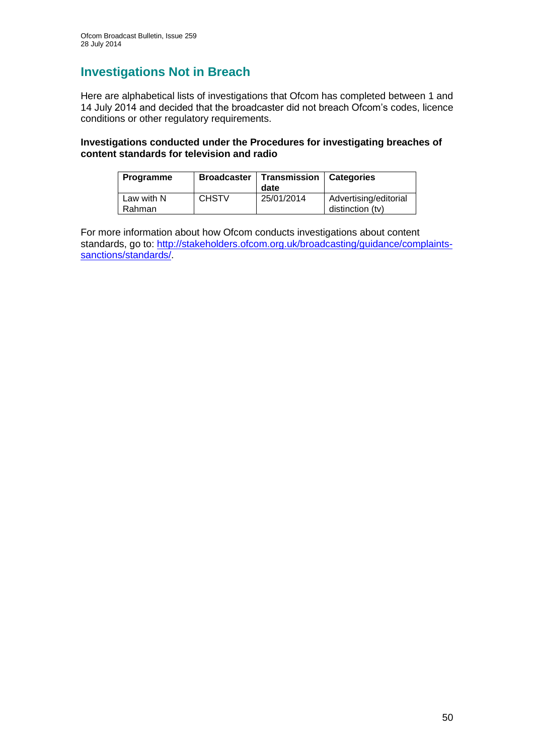# Investigations Not in Breach

Here are alphabetical lists of investigations that Ofcom has completed between 1 and 14 July 2014 and decided that the broadcaster did not breach Ofcom's codes, licence conditions or other regulatory requirements.

**Investigations conducted under the Procedures for investigating breaches of content standards for television and radio**

| Programme | Broadcaster | Transmission date | Categories |
| --- | --- | --- | --- |
| Law with N Rahman | CHSTV | 25/01/2014 | Advertising/editorial distinction (tv) |

For more information about how Ofcom conducts investigations about content standards, go to: [http://stakeholders.ofcom.org.uk/broadcasting/guidance/complaints-sanctions/standards/](http://stakeholders.ofcom.org.uk/broadcasting/guidance/complaints-sanctions/standards/).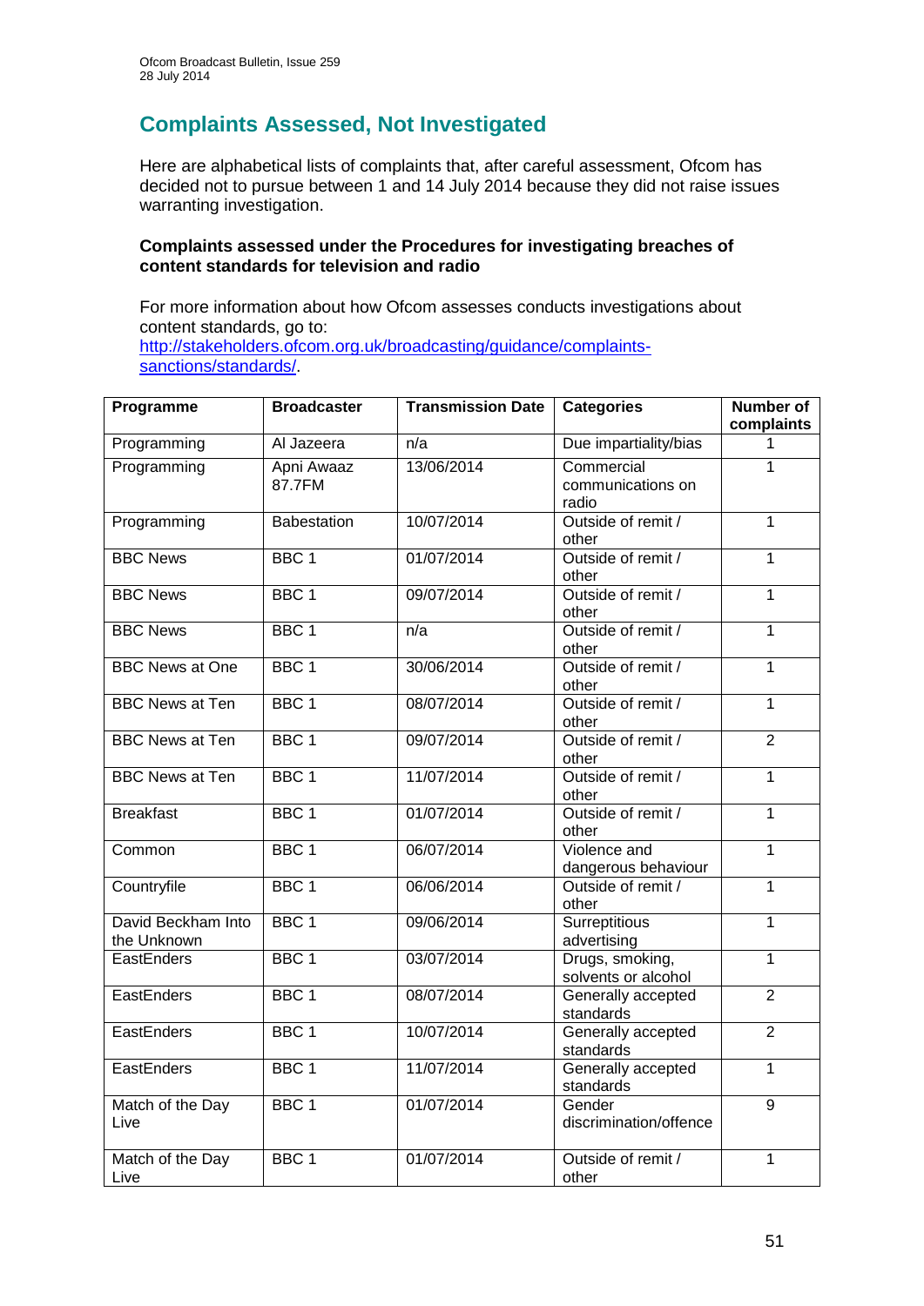## Complaints Assessed, Not Investigated

Here are alphabetical lists of complaints that, after careful assessment, Ofcom has decided not to pursue between 1 and 14 July 2014 because they did not raise issues warranting investigation.

**Complaints assessed under the Procedures for investigating breaches of content standards for television and radio**

For more information about how Ofcom assesses conducts investigations about content standards, go to: http://stakeholders.ofcom.org.uk/broadcasting/guidance/complaints-sanctions/standards/.

| Programme | Broadcaster | Transmission Date | Categories | Number of complaints |
|---|---|---|---|---|
| Programming | Al Jazeera | n/a | Due impartiality/bias | 1 |
| Programming | Apni Awaaz 87.7FM | 13/06/2014 | Commercial communications on radio | 1 |
| Programming | Babestation | 10/07/2014 | Outside of remit / other | 1 |
| BBC News | BBC 1 | 01/07/2014 | Outside of remit / other | 1 |
| BBC News | BBC 1 | 09/07/2014 | Outside of remit / other | 1 |
| BBC News | BBC 1 | n/a | Outside of remit / other | 1 |
| BBC News at One | BBC 1 | 30/06/2014 | Outside of remit / other | 1 |
| BBC News at Ten | BBC 1 | 08/07/2014 | Outside of remit / other | 1 |
| BBC News at Ten | BBC 1 | 09/07/2014 | Outside of remit / other | 2 |
| BBC News at Ten | BBC 1 | 11/07/2014 | Outside of remit / other | 1 |
| Breakfast | BBC 1 | 01/07/2014 | Outside of remit / other | 1 |
| Common | BBC 1 | 06/07/2014 | Violence and dangerous behaviour | 1 |
| Countryfile | BBC 1 | 06/06/2014 | Outside of remit / other | 1 |
| David Beckham Into the Unknown | BBC 1 | 09/06/2014 | Surreptitious advertising | 1 |
| EastEnders | BBC 1 | 03/07/2014 | Drugs, smoking, solvents or alcohol | 1 |
| EastEnders | BBC 1 | 08/07/2014 | Generally accepted standards | 2 |
| EastEnders | BBC 1 | 10/07/2014 | Generally accepted standards | 2 |
| EastEnders | BBC 1 | 11/07/2014 | Generally accepted standards | 1 |
| Match of the Day Live | BBC 1 | 01/07/2014 | Gender discrimination/offence | 9 |
| Match of the Day Live | BBC 1 | 01/07/2014 | Outside of remit / other | 1 |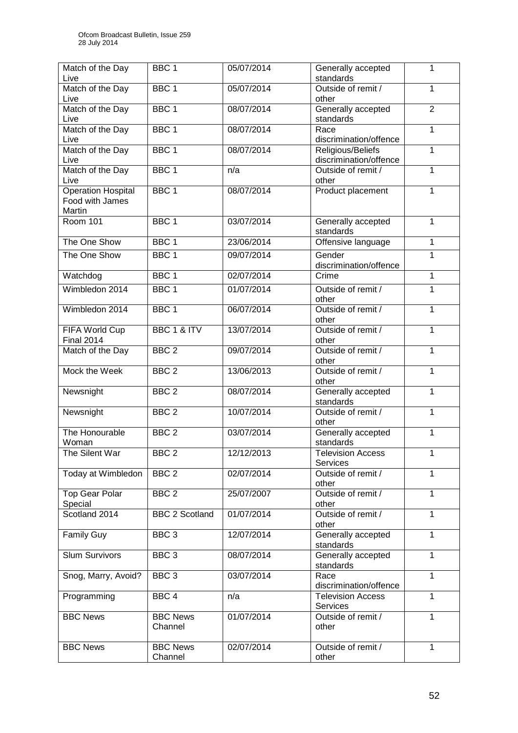| Match of the Day Live | BBC 1 | 05/07/2014 | Generally accepted standards | 1 |
|---|---|---|---|---|
| Match of the Day Live | BBC 1 | 05/07/2014 | Outside of remit / other | 1 |
| Match of the Day Live | BBC 1 | 08/07/2014 | Generally accepted standards | 2 |
| Match of the Day Live | BBC 1 | 08/07/2014 | Race discrimination/offence | 1 |
| Match of the Day Live | BBC 1 | 08/07/2014 | Religious/Beliefs discrimination/offence | 1 |
| Match of the Day Live | BBC 1 | n/a | Outside of remit / other | 1 |
| Operation Hospital Food with James Martin | BBC 1 | 08/07/2014 | Product placement | 1 |
| Room 101 | BBC 1 | 03/07/2014 | Generally accepted standards | 1 |
| The One Show | BBC 1 | 23/06/2014 | Offensive language | 1 |
| The One Show | BBC 1 | 09/07/2014 | Gender discrimination/offence | 1 |
| Watchdog | BBC 1 | 02/07/2014 | Crime | 1 |
| Wimbledon 2014 | BBC 1 | 01/07/2014 | Outside of remit / other | 1 |
| Wimbledon 2014 | BBC 1 | 06/07/2014 | Outside of remit / other | 1 |
| FIFA World Cup Final 2014 | BBC 1 & ITV | 13/07/2014 | Outside of remit / other | 1 |
| Match of the Day | BBC 2 | 09/07/2014 | Outside of remit / other | 1 |
| Mock the Week | BBC 2 | 13/06/2013 | Outside of remit / other | 1 |
| Newsnight | BBC 2 | 08/07/2014 | Generally accepted standards | 1 |
| Newsnight | BBC 2 | 10/07/2014 | Outside of remit / other | 1 |
| The Honourable Woman | BBC 2 | 03/07/2014 | Generally accepted standards | 1 |
| The Silent War | BBC 2 | 12/12/2013 | Television Access Services | 1 |
| Today at Wimbledon | BBC 2 | 02/07/2014 | Outside of remit / other | 1 |
| Top Gear Polar Special | BBC 2 | 25/07/2007 | Outside of remit / other | 1 |
| Scotland 2014 | BBC 2 Scotland | 01/07/2014 | Outside of remit / other | 1 |
| Family Guy | BBC 3 | 12/07/2014 | Generally accepted standards | 1 |
| Slum Survivors | BBC 3 | 08/07/2014 | Generally accepted standards | 1 |
| Snog, Marry, Avoid? | BBC 3 | 03/07/2014 | Race discrimination/offence | 1 |
| Programming | BBC 4 | n/a | Television Access Services | 1 |
| BBC News | BBC News Channel | 01/07/2014 | Outside of remit / other | 1 |
| BBC News | BBC News Channel | 02/07/2014 | Outside of remit / other | 1 |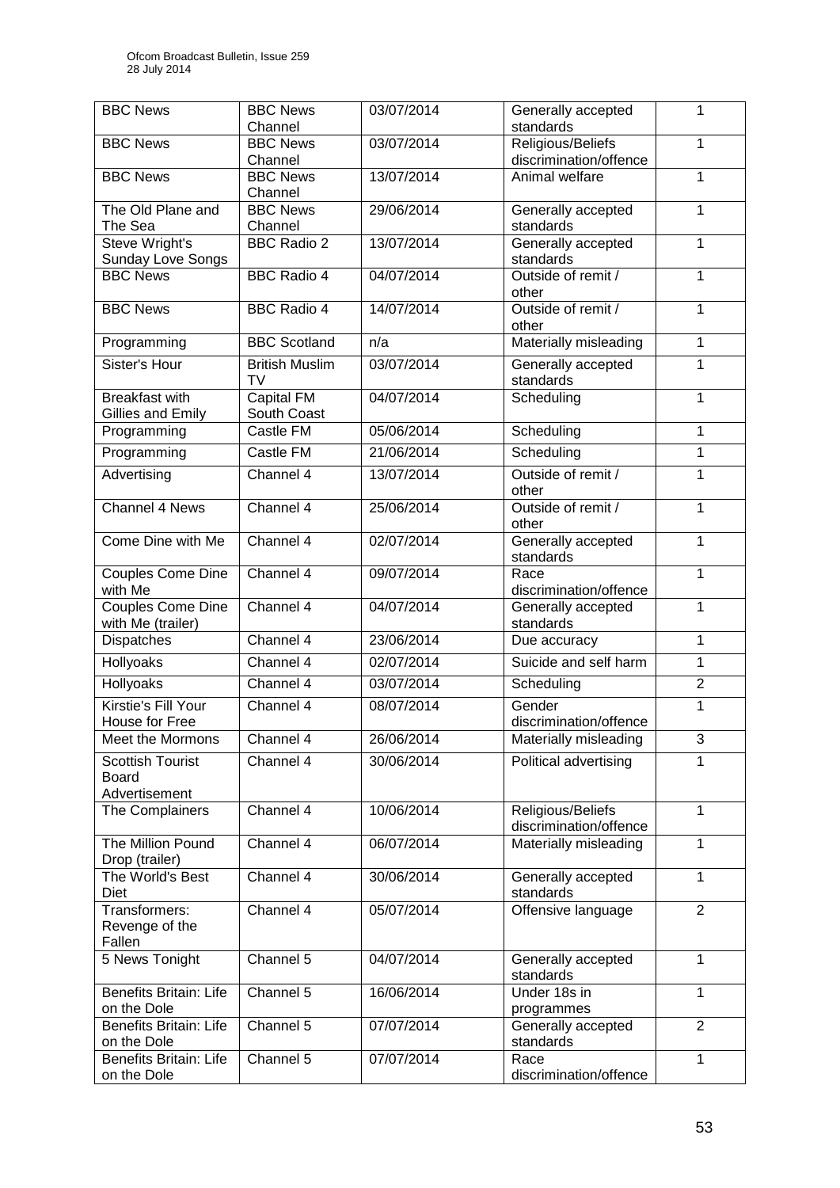| BBC News | BBC News Channel | 03/07/2014 | Generally accepted standards | 1 |
|---|---|---|---|---|
| BBC News | BBC News Channel | 03/07/2014 | Religious/Beliefs discrimination/offence | 1 |
| BBC News | BBC News Channel | 13/07/2014 | Animal welfare | 1 |
| The Old Plane and The Sea | BBC News Channel | 29/06/2014 | Generally accepted standards | 1 |
| Steve Wright's Sunday Love Songs | BBC Radio 2 | 13/07/2014 | Generally accepted standards | 1 |
| BBC News | BBC Radio 4 | 04/07/2014 | Outside of remit / other | 1 |
| BBC News | BBC Radio 4 | 14/07/2014 | Outside of remit / other | 1 |
| Programming | BBC Scotland | n/a | Materially misleading | 1 |
| Sister's Hour | British Muslim TV | 03/07/2014 | Generally accepted standards | 1 |
| Breakfast with Gillies and Emily | Capital FM South Coast | 04/07/2014 | Scheduling | 1 |
| Programming | Castle FM | 05/06/2014 | Scheduling | 1 |
| Programming | Castle FM | 21/06/2014 | Scheduling | 1 |
| Advertising | Channel 4 | 13/07/2014 | Outside of remit / other | 1 |
| Channel 4 News | Channel 4 | 25/06/2014 | Outside of remit / other | 1 |
| Come Dine with Me | Channel 4 | 02/07/2014 | Generally accepted standards | 1 |
| Couples Come Dine with Me | Channel 4 | 09/07/2014 | Race discrimination/offence | 1 |
| Couples Come Dine with Me (trailer) | Channel 4 | 04/07/2014 | Generally accepted standards | 1 |
| Dispatches | Channel 4 | 23/06/2014 | Due accuracy | 1 |
| Hollyoaks | Channel 4 | 02/07/2014 | Suicide and self harm | 1 |
| Hollyoaks | Channel 4 | 03/07/2014 | Scheduling | 2 |
| Kirstie's Fill Your House for Free | Channel 4 | 08/07/2014 | Gender discrimination/offence | 1 |
| Meet the Mormons | Channel 4 | 26/06/2014 | Materially misleading | 3 |
| Scottish Tourist Board Advertisement | Channel 4 | 30/06/2014 | Political advertising | 1 |
| The Complainers | Channel 4 | 10/06/2014 | Religious/Beliefs discrimination/offence | 1 |
| The Million Pound Drop (trailer) | Channel 4 | 06/07/2014 | Materially misleading | 1 |
| The World's Best Diet | Channel 4 | 30/06/2014 | Generally accepted standards | 1 |
| Transformers: Revenge of the Fallen | Channel 4 | 05/07/2014 | Offensive language | 2 |
| 5 News Tonight | Channel 5 | 04/07/2014 | Generally accepted standards | 1 |
| Benefits Britain: Life on the Dole | Channel 5 | 16/06/2014 | Under 18s in programmes | 1 |
| Benefits Britain: Life on the Dole | Channel 5 | 07/07/2014 | Generally accepted standards | 2 |
| Benefits Britain: Life on the Dole | Channel 5 | 07/07/2014 | Race discrimination/offence | 1 |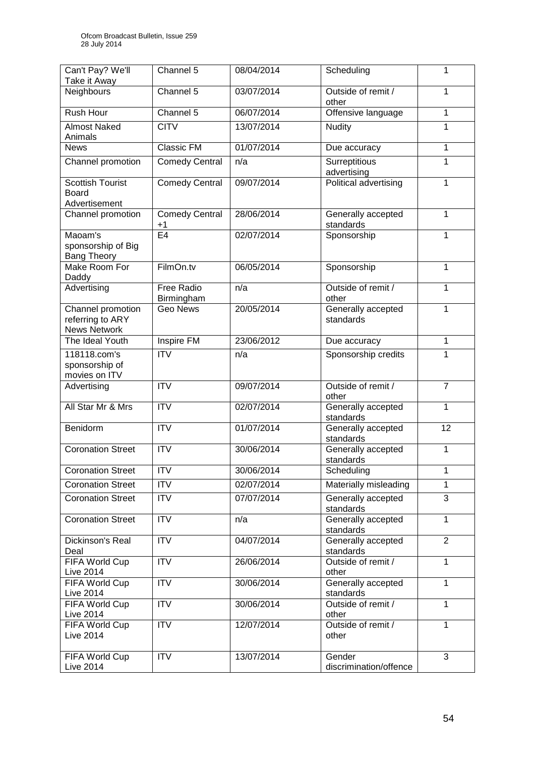| Can't Pay? We'll Take it Away | Channel 5 | 08/04/2014 | Scheduling | 1 |
|---|---|---|---|---|
| Neighbours | Channel 5 | 03/07/2014 | Outside of remit / other | 1 |
| Rush Hour | Channel 5 | 06/07/2014 | Offensive language | 1 |
| Almost Naked Animals | CITV | 13/07/2014 | Nudity | 1 |
| News | Classic FM | 01/07/2014 | Due accuracy | 1 |
| Channel promotion | Comedy Central | n/a | Surreptitious advertising | 1 |
| Scottish Tourist Board Advertisement | Comedy Central | 09/07/2014 | Political advertising | 1 |
| Channel promotion | Comedy Central +1 | 28/06/2014 | Generally accepted standards | 1 |
| Maoam's sponsorship of Big Bang Theory | E4 | 02/07/2014 | Sponsorship | 1 |
| Make Room For Daddy | FilmOn.tv | 06/05/2014 | Sponsorship | 1 |
| Advertising | Free Radio Birmingham | n/a | Outside of remit / other | 1 |
| Channel promotion referring to ARY News Network | Geo News | 20/05/2014 | Generally accepted standards | 1 |
| The Ideal Youth | Inspire FM | 23/06/2012 | Due accuracy | 1 |
| 118118.com's sponsorship of movies on ITV | ITV | n/a | Sponsorship credits | 1 |
| Advertising | ITV | 09/07/2014 | Outside of remit / other | 7 |
| All Star Mr & Mrs | ITV | 02/07/2014 | Generally accepted standards | 1 |
| Benidorm | ITV | 01/07/2014 | Generally accepted standards | 12 |
| Coronation Street | ITV | 30/06/2014 | Generally accepted standards | 1 |
| Coronation Street | ITV | 30/06/2014 | Scheduling | 1 |
| Coronation Street | ITV | 02/07/2014 | Materially misleading | 1 |
| Coronation Street | ITV | 07/07/2014 | Generally accepted standards | 3 |
| Coronation Street | ITV | n/a | Generally accepted standards | 1 |
| Dickinson's Real Deal | ITV | 04/07/2014 | Generally accepted standards | 2 |
| FIFA World Cup Live 2014 | ITV | 26/06/2014 | Outside of remit / other | 1 |
| FIFA World Cup Live 2014 | ITV | 30/06/2014 | Generally accepted standards | 1 |
| FIFA World Cup Live 2014 | ITV | 30/06/2014 | Outside of remit / other | 1 |
| FIFA World Cup Live 2014 | ITV | 12/07/2014 | Outside of remit / other | 1 |
| FIFA World Cup Live 2014 | ITV | 13/07/2014 | Gender discrimination/offence | 3 |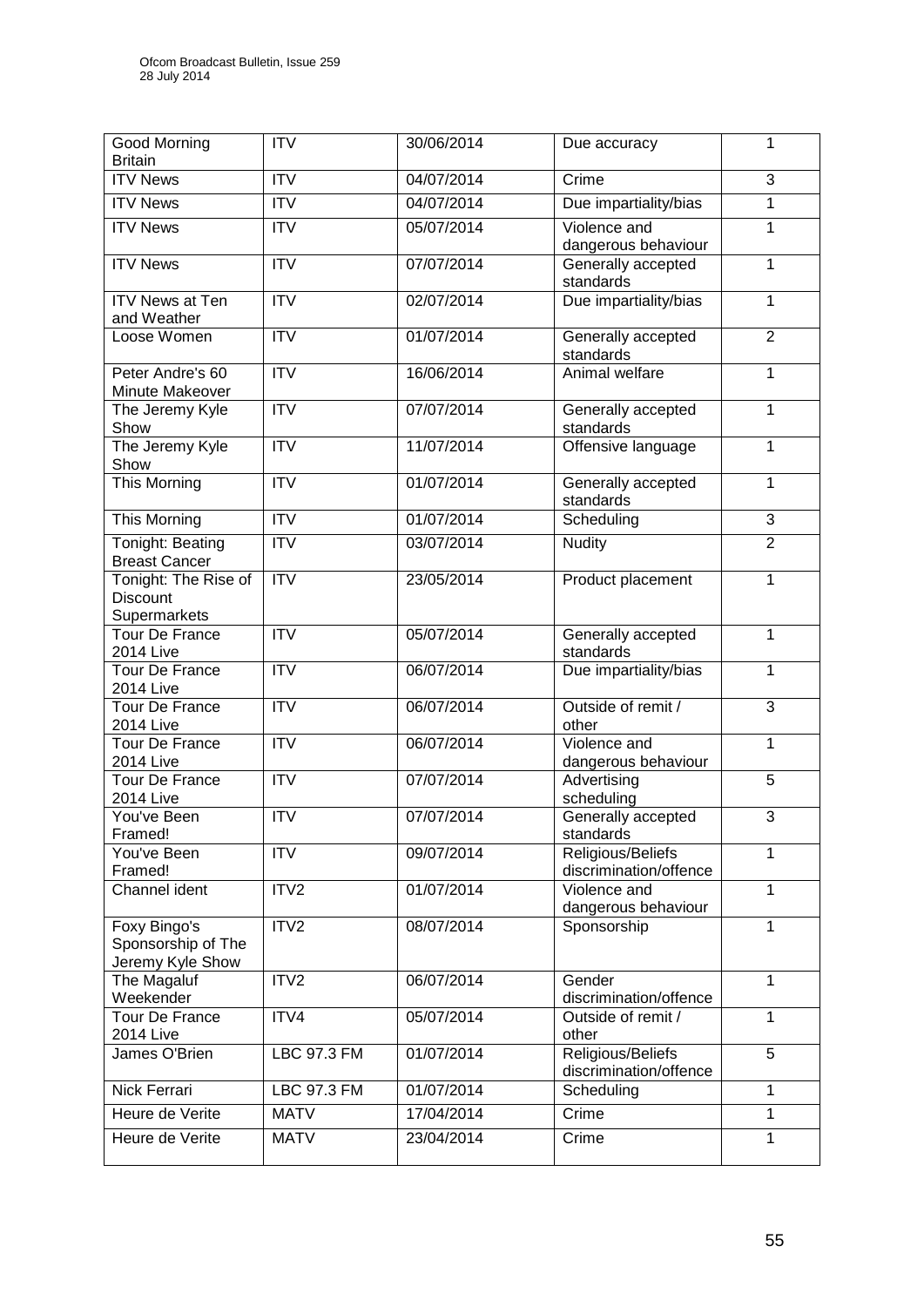| Good Morning Britain | ITV | 30/06/2014 | Due accuracy | 1 |
|---|---|---|---|---|
| ITV News | ITV | 04/07/2014 | Crime | 3 |
| ITV News | ITV | 04/07/2014 | Due impartiality/bias | 1 |
| ITV News | ITV | 05/07/2014 | Violence and dangerous behaviour | 1 |
| ITV News | ITV | 07/07/2014 | Generally accepted standards | 1 |
| ITV News at Ten and Weather | ITV | 02/07/2014 | Due impartiality/bias | 1 |
| Loose Women | ITV | 01/07/2014 | Generally accepted standards | 2 |
| Peter Andre's 60 Minute Makeover | ITV | 16/06/2014 | Animal welfare | 1 |
| The Jeremy Kyle Show | ITV | 07/07/2014 | Generally accepted standards | 1 |
| The Jeremy Kyle Show | ITV | 11/07/2014 | Offensive language | 1 |
| This Morning | ITV | 01/07/2014 | Generally accepted standards | 1 |
| This Morning | ITV | 01/07/2014 | Scheduling | 3 |
| Tonight: Beating Breast Cancer | ITV | 03/07/2014 | Nudity | 2 |
| Tonight: The Rise of Discount Supermarkets | ITV | 23/05/2014 | Product placement | 1 |
| Tour De France 2014 Live | ITV | 05/07/2014 | Generally accepted standards | 1 |
| Tour De France 2014 Live | ITV | 06/07/2014 | Due impartiality/bias | 1 |
| Tour De France 2014 Live | ITV | 06/07/2014 | Outside of remit / other | 3 |
| Tour De France 2014 Live | ITV | 06/07/2014 | Violence and dangerous behaviour | 1 |
| Tour De France 2014 Live | ITV | 07/07/2014 | Advertising scheduling | 5 |
| You've Been Framed! | ITV | 07/07/2014 | Generally accepted standards | 3 |
| You've Been Framed! | ITV | 09/07/2014 | Religious/Beliefs discrimination/offence | 1 |
| Channel ident | ITV2 | 01/07/2014 | Violence and dangerous behaviour | 1 |
| Foxy Bingo's Sponsorship of The Jeremy Kyle Show | ITV2 | 08/07/2014 | Sponsorship | 1 |
| The Magaluf Weekender | ITV2 | 06/07/2014 | Gender discrimination/offence | 1 |
| Tour De France 2014 Live | ITV4 | 05/07/2014 | Outside of remit / other | 1 |
| James O'Brien | LBC 97.3 FM | 01/07/2014 | Religious/Beliefs discrimination/offence | 5 |
| Nick Ferrari | LBC 97.3 FM | 01/07/2014 | Scheduling | 1 |
| Heure de Verite | MATV | 17/04/2014 | Crime | 1 |
| Heure de Verite | MATV | 23/04/2014 | Crime | 1 |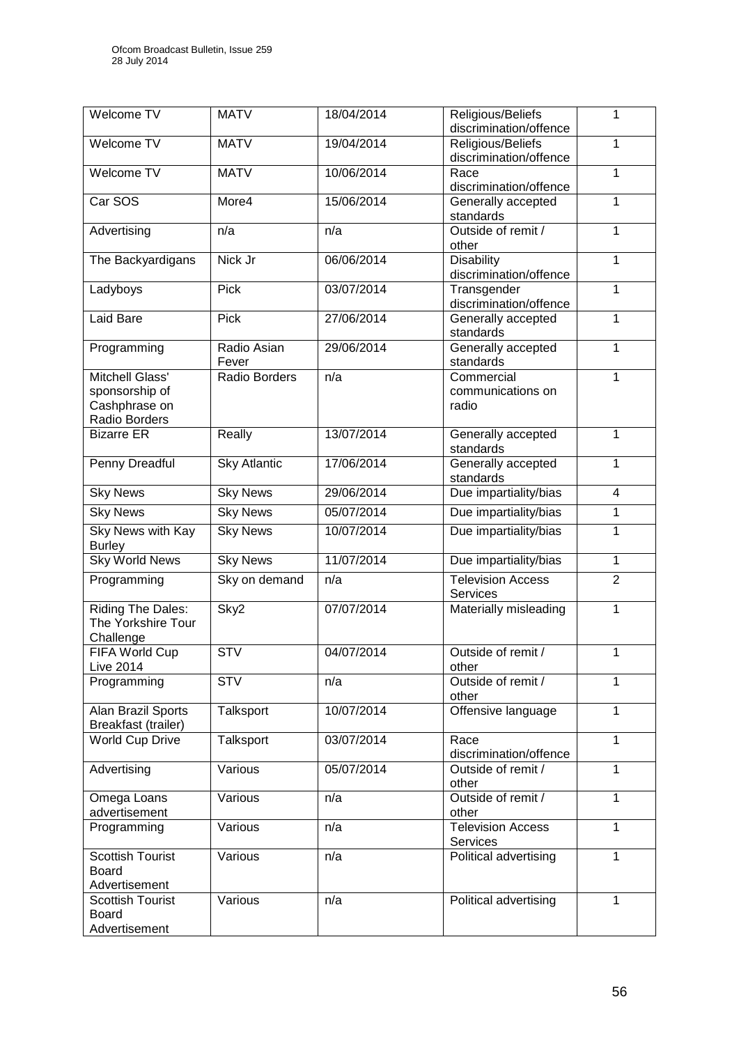| Welcome TV | MATV | 18/04/2014 | Religious/Beliefs discrimination/offence | 1 |
|---|---|---|---|---|
| Welcome TV | MATV | 19/04/2014 | Religious/Beliefs discrimination/offence | 1 |
| Welcome TV | MATV | 10/06/2014 | Race discrimination/offence | 1 |
| Car SOS | More4 | 15/06/2014 | Generally accepted standards | 1 |
| Advertising | n/a | n/a | Outside of remit / other | 1 |
| The Backyardigans | Nick Jr | 06/06/2014 | Disability discrimination/offence | 1 |
| Ladyboys | Pick | 03/07/2014 | Transgender discrimination/offence | 1 |
| Laid Bare | Pick | 27/06/2014 | Generally accepted standards | 1 |
| Programming | Radio Asian Fever | 29/06/2014 | Generally accepted standards | 1 |
| Mitchell Glass' sponsorship of Cashphrase on Radio Borders | Radio Borders | n/a | Commercial communications on radio | 1 |
| Bizarre ER | Really | 13/07/2014 | Generally accepted standards | 1 |
| Penny Dreadful | Sky Atlantic | 17/06/2014 | Generally accepted standards | 1 |
| Sky News | Sky News | 29/06/2014 | Due impartiality/bias | 4 |
| Sky News | Sky News | 05/07/2014 | Due impartiality/bias | 1 |
| Sky News with Kay Burley | Sky News | 10/07/2014 | Due impartiality/bias | 1 |
| Sky World News | Sky News | 11/07/2014 | Due impartiality/bias | 1 |
| Programming | Sky on demand | n/a | Television Access Services | 2 |
| Riding The Dales: The Yorkshire Tour Challenge | Sky2 | 07/07/2014 | Materially misleading | 1 |
| FIFA World Cup Live 2014 | STV | 04/07/2014 | Outside of remit / other | 1 |
| Programming | STV | n/a | Outside of remit / other | 1 |
| Alan Brazil Sports Breakfast (trailer) | Talksport | 10/07/2014 | Offensive language | 1 |
| World Cup Drive | Talksport | 03/07/2014 | Race discrimination/offence | 1 |
| Advertising | Various | 05/07/2014 | Outside of remit / other | 1 |
| Omega Loans advertisement | Various | n/a | Outside of remit / other | 1 |
| Programming | Various | n/a | Television Access Services | 1 |
| Scottish Tourist Board Advertisement | Various | n/a | Political advertising | 1 |
| Scottish Tourist Board Advertisement | Various | n/a | Political advertising | 1 |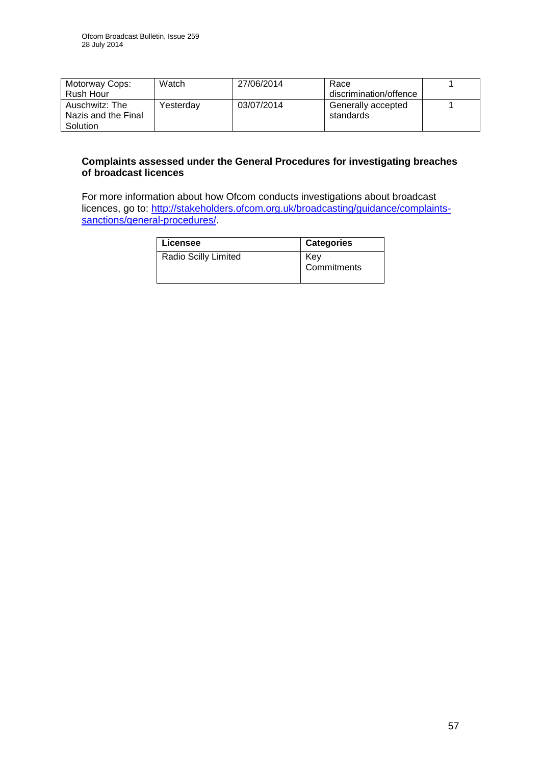| | | | | |
|---|---|---|---|---|
| Motorway Cops: Rush Hour | Watch | 27/06/2014 | Race discrimination/offence | 1 |
| Auschwitz: The Nazis and the Final Solution | Yesterday | 03/07/2014 | Generally accepted standards | 1 |

**Complaints assessed under the General Procedures for investigating breaches of broadcast licences**

For more information about how Ofcom conducts investigations about broadcast licences, go to: http://stakeholders.ofcom.org.uk/broadcasting/guidance/complaints-sanctions/general-procedures/.

| Licensee | Categories |
|---|---|
| Radio Scilly Limited | Key Commitments |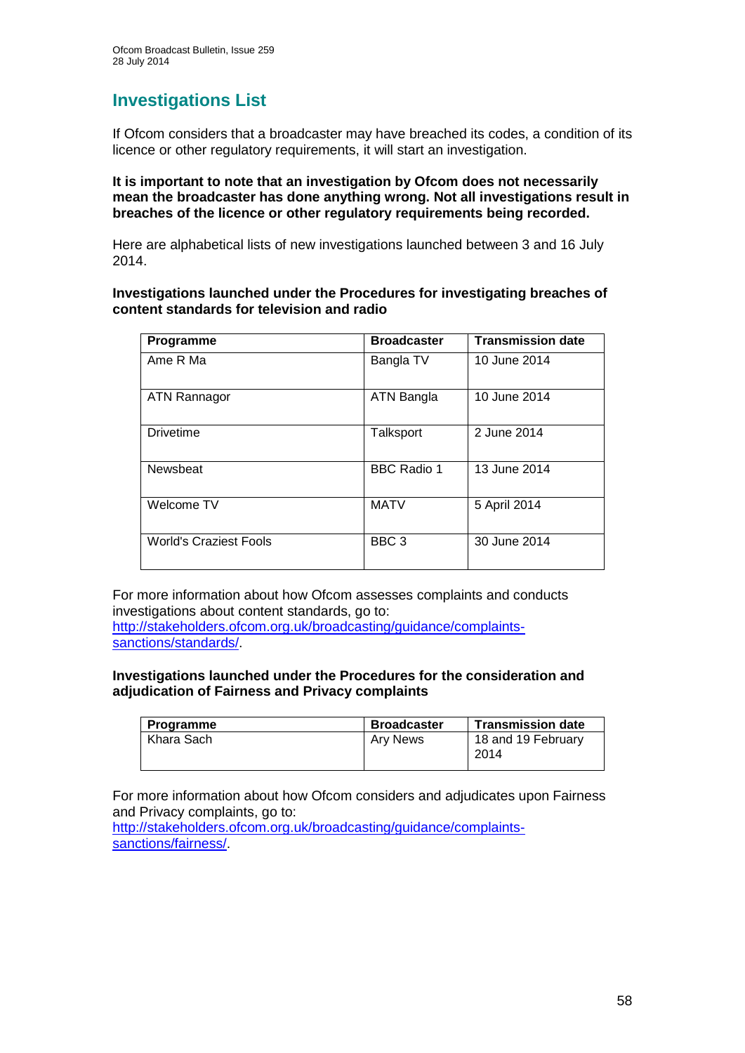## Investigations List

If Ofcom considers that a broadcaster may have breached its codes, a condition of its licence or other regulatory requirements, it will start an investigation.

**It is important to note that an investigation by Ofcom does not necessarily mean the broadcaster has done anything wrong. Not all investigations result in breaches of the licence or other regulatory requirements being recorded.**

Here are alphabetical lists of new investigations launched between 3 and 16 July 2014.

**Investigations launched under the Procedures for investigating breaches of content standards for television and radio**

| Programme | Broadcaster | Transmission date |
|---|---|---|
| Ame R Ma | Bangla TV | 10 June 2014 |
| ATN Rannagor | ATN Bangla | 10 June 2014 |
| Drivetime | Talksport | 2 June 2014 |
| Newsbeat | BBC Radio 1 | 13 June 2014 |
| Welcome TV | MATV | 5 April 2014 |
| World's Craziest Fools | BBC 3 | 30 June 2014 |

For more information about how Ofcom assesses complaints and conducts investigations about content standards, go to: [http://stakeholders.ofcom.org.uk/broadcasting/guidance/complaints-sanctions/standards/](http://stakeholders.ofcom.org.uk/broadcasting/guidance/complaints-sanctions/standards/).

**Investigations launched under the Procedures for the consideration and adjudication of Fairness and Privacy complaints**

| Programme | Broadcaster | Transmission date |
|---|---|---|
| Khara Sach | Ary News | 18 and 19 February 2014 |

For more information about how Ofcom considers and adjudicates upon Fairness and Privacy complaints, go to: [http://stakeholders.ofcom.org.uk/broadcasting/guidance/complaints-sanctions/fairness/](http://stakeholders.ofcom.org.uk/broadcasting/guidance/complaints-sanctions/fairness/).